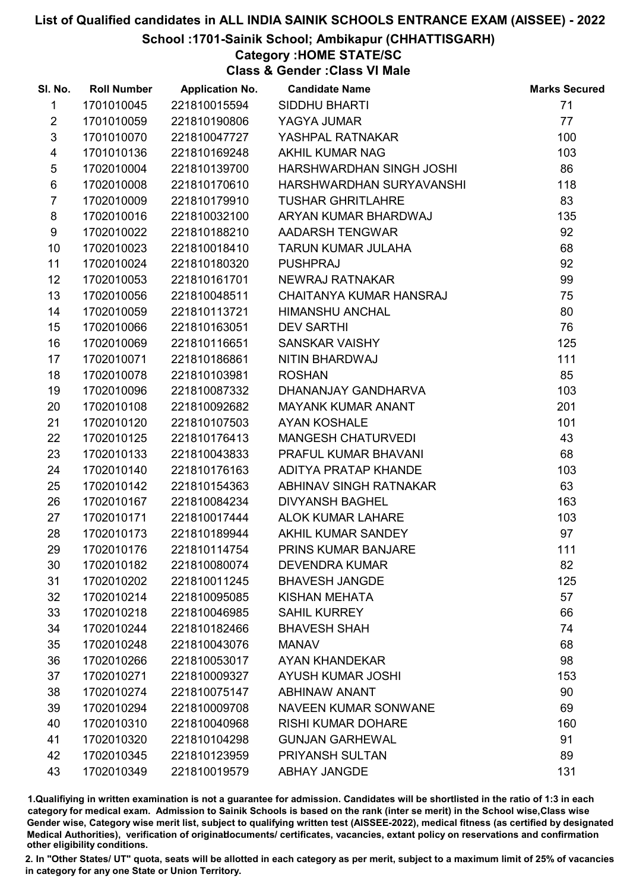# List of Qualified candidates in ALL INDIA SAINIK SCHOOLS ENTRANCE EXAM (AISSEE) - 2022

## School :1701-Sainik School; Ambikapur (CHHATTISGARH)

### Category :HOME STATE/SC

### Class & Gender :Class VI Male

| Sl. No. | Roll Number | Application No. | Candidate Name | Marks Secured |
|---|---|---|---|---|
| 1 | 1701010045 | 221810015594 | SIDDHU BHARTI | 71 |
| 2 | 1701010059 | 221810190806 | YAGYA JUMAR | 77 |
| 3 | 1701010070 | 221810047727 | YASHPAL RATNAKAR | 100 |
| 4 | 1701010136 | 221810169248 | AKHIL KUMAR NAG | 103 |
| 5 | 1702010004 | 221810139700 | HARSHWARDHAN SINGH JOSHI | 86 |
| 6 | 1702010008 | 221810170610 | HARSHWARDHAN SURYAVANSHI | 118 |
| 7 | 1702010009 | 221810179910 | TUSHAR GHRITLAHRE | 83 |
| 8 | 1702010016 | 221810032100 | ARYAN KUMAR BHARDWAJ | 135 |
| 9 | 1702010022 | 221810188210 | AADARSH TENGWAR | 92 |
| 10 | 1702010023 | 221810018410 | TARUN KUMAR JULAHA | 68 |
| 11 | 1702010024 | 221810180320 | PUSHPRAJ | 92 |
| 12 | 1702010053 | 221810161701 | NEWRAJ RATNAKAR | 99 |
| 13 | 1702010056 | 221810048511 | CHAITANYA KUMAR HANSRAJ | 75 |
| 14 | 1702010059 | 221810113721 | HIMANSHU ANCHAL | 80 |
| 15 | 1702010066 | 221810163051 | DEV SARTHI | 76 |
| 16 | 1702010069 | 221810116651 | SANSKAR VAISHY | 125 |
| 17 | 1702010071 | 221810186861 | NITIN BHARDWAJ | 111 |
| 18 | 1702010078 | 221810103981 | ROSHAN | 85 |
| 19 | 1702010096 | 221810087332 | DHANANJAY GANDHARVA | 103 |
| 20 | 1702010108 | 221810092682 | MAYANK KUMAR ANANT | 201 |
| 21 | 1702010120 | 221810107503 | AYAN KOSHALE | 101 |
| 22 | 1702010125 | 221810176413 | MANGESH CHATURVEDI | 43 |
| 23 | 1702010133 | 221810043833 | PRAFUL KUMAR BHAVANI | 68 |
| 24 | 1702010140 | 221810176163 | ADITYA PRATAP KHANDE | 103 |
| 25 | 1702010142 | 221810154363 | ABHINAV SINGH RATNAKAR | 63 |
| 26 | 1702010167 | 221810084234 | DIVYANSH BAGHEL | 163 |
| 27 | 1702010171 | 221810017444 | ALOK KUMAR LAHARE | 103 |
| 28 | 1702010173 | 221810189944 | AKHIL KUMAR SANDEY | 97 |
| 29 | 1702010176 | 221810114754 | PRINS KUMAR BANJARE | 111 |
| 30 | 1702010182 | 221810080074 | DEVENDRA KUMAR | 82 |
| 31 | 1702010202 | 221810011245 | BHAVESH JANGDE | 125 |
| 32 | 1702010214 | 221810095085 | KISHAN MEHATA | 57 |
| 33 | 1702010218 | 221810046985 | SAHIL KURREY | 66 |
| 34 | 1702010244 | 221810182466 | BHAVESH SHAH | 74 |
| 35 | 1702010248 | 221810043076 | MANAV | 68 |
| 36 | 1702010266 | 221810053017 | AYAN KHANDEKAR | 98 |
| 37 | 1702010271 | 221810009327 | AYUSH KUMAR JOSHI | 153 |
| 38 | 1702010274 | 221810075147 | ABHINAW ANANT | 90 |
| 39 | 1702010294 | 221810009708 | NAVEEN KUMAR SONWANE | 69 |
| 40 | 1702010310 | 221810040968 | RISHI KUMAR DOHARE | 160 |
| 41 | 1702010320 | 221810104298 | GUNJAN GARHEWAL | 91 |
| 42 | 1702010345 | 221810123959 | PRIYANSH SULTAN | 89 |
| 43 | 1702010349 | 221810019579 | ABHAY JANGDE | 131 |

1.Qualifying in written examination is not a guarantee for admission. Candidates will be shortlisted in the ratio of 1:3 in each category for medical exam. Admission to Sainik Schools is based on the rank (inter se merit) in the School wise,Class wise Gender wise, Category wise merit list, subject to qualifying written test (AISSEE-2022), medical fitness (as certified by designated Medical Authorities), verification of originaldocuments/ certificates, vacancies, extant policy on reservations and confirmation other eligibility conditions.

2. In "Other States/ UT" quota, seats will be allotted in each category as per merit, subject to a maximum limit of 25% of vacancies in category for any one State or Union Territory.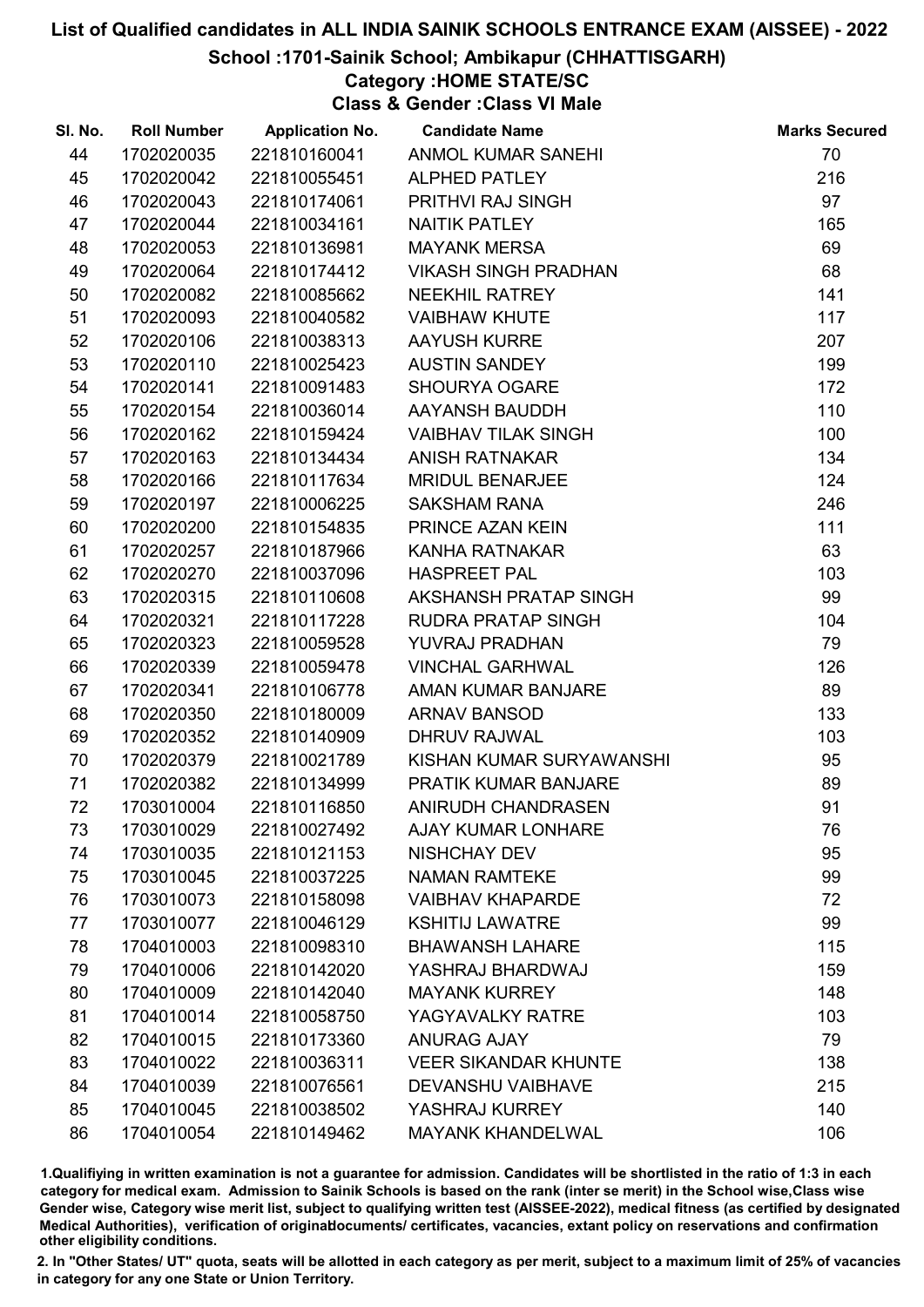# List of Qualified candidates in ALL INDIA SAINIK SCHOOLS ENTRANCE EXAM (AISSEE) - 2022

## School :1701-Sainik School; Ambikapur (CHHATTISGARH)

### Category :HOME STATE/SC

### Class & Gender :Class VI Male

| Sl. No. | Roll Number | Application No. | Candidate Name | Marks Secured |
|---|---|---|---|---|
| 44 | 1702020035 | 221810160041 | ANMOL KUMAR SANEHI | 70 |
| 45 | 1702020042 | 221810055451 | ALPHED PATLEY | 216 |
| 46 | 1702020043 | 221810174061 | PRITHVI RAJ SINGH | 97 |
| 47 | 1702020044 | 221810034161 | NAITIK PATLEY | 165 |
| 48 | 1702020053 | 221810136981 | MAYANK MERSA | 69 |
| 49 | 1702020064 | 221810174412 | VIKASH SINGH PRADHAN | 68 |
| 50 | 1702020082 | 221810085662 | NEEKHIL RATREY | 141 |
| 51 | 1702020093 | 221810040582 | VAIBHAW KHUTE | 117 |
| 52 | 1702020106 | 221810038313 | AAYUSH KURRE | 207 |
| 53 | 1702020110 | 221810025423 | AUSTIN SANDEY | 199 |
| 54 | 1702020141 | 221810091483 | SHOURYA OGARE | 172 |
| 55 | 1702020154 | 221810036014 | AAYANSH BAUDDH | 110 |
| 56 | 1702020162 | 221810159424 | VAIBHAV TILAK SINGH | 100 |
| 57 | 1702020163 | 221810134434 | ANISH RATNAKAR | 134 |
| 58 | 1702020166 | 221810117634 | MRIDUL BENARJEE | 124 |
| 59 | 1702020197 | 221810006225 | SAKSHAM RANA | 246 |
| 60 | 1702020200 | 221810154835 | PRINCE AZAN KEIN | 111 |
| 61 | 1702020257 | 221810187966 | KANHA RATNAKAR | 63 |
| 62 | 1702020270 | 221810037096 | HASPREET PAL | 103 |
| 63 | 1702020315 | 221810110608 | AKSHANSH PRATAP SINGH | 99 |
| 64 | 1702020321 | 221810117228 | RUDRA PRATAP SINGH | 104 |
| 65 | 1702020323 | 221810059528 | YUVRAJ PRADHAN | 79 |
| 66 | 1702020339 | 221810059478 | VINCHAL GARHWAL | 126 |
| 67 | 1702020341 | 221810106778 | AMAN KUMAR BANJARE | 89 |
| 68 | 1702020350 | 221810180009 | ARNAV BANSOD | 133 |
| 69 | 1702020352 | 221810140909 | DHRUV RAJWAL | 103 |
| 70 | 1702020379 | 221810021789 | KISHAN KUMAR SURYAWANSHI | 95 |
| 71 | 1702020382 | 221810134999 | PRATIK KUMAR BANJARE | 89 |
| 72 | 1703010004 | 221810116850 | ANIRUDH CHANDRASEN | 91 |
| 73 | 1703010029 | 221810027492 | AJAY KUMAR LONHARE | 76 |
| 74 | 1703010035 | 221810121153 | NISHCHAY DEV | 95 |
| 75 | 1703010045 | 221810037225 | NAMAN RAMTEKE | 99 |
| 76 | 1703010073 | 221810158098 | VAIBHAV KHAPARDE | 72 |
| 77 | 1703010077 | 221810046129 | KSHITIJ LAWATRE | 99 |
| 78 | 1704010003 | 221810098310 | BHAWANSH LAHARE | 115 |
| 79 | 1704010006 | 221810142020 | YASHRAJ BHARDWAJ | 159 |
| 80 | 1704010009 | 221810142040 | MAYANK KURREY | 148 |
| 81 | 1704010014 | 221810058750 | YAGYAVALKY RATRE | 103 |
| 82 | 1704010015 | 221810173360 | ANURAG AJAY | 79 |
| 83 | 1704010022 | 221810036311 | VEER SIKANDAR KHUNTE | 138 |
| 84 | 1704010039 | 221810076561 | DEVANSHU VAIBHAVE | 215 |
| 85 | 1704010045 | 221810038502 | YASHRAJ KURREY | 140 |
| 86 | 1704010054 | 221810149462 | MAYANK KHANDELWAL | 106 |

1.Qualifiying in written examination is not a guarantee for admission. Candidates will be shortlisted in the ratio of 1:3 in each category for medical exam. Admission to Sainik Schools is based on the rank (inter se merit) in the School wise,Class wise Gender wise, Category wise merit list, subject to qualifying written test (AISSEE-2022), medical fitness (as certified by designated Medical Authorities), verification of originaldocuments/ certificates, vacancies, extant policy on reservations and confirmation other eligibility conditions.

2. In "Other States/ UT" quota, seats will be allotted in each category as per merit, subject to a maximum limit of 25% of vacancies in category for any one State or Union Territory.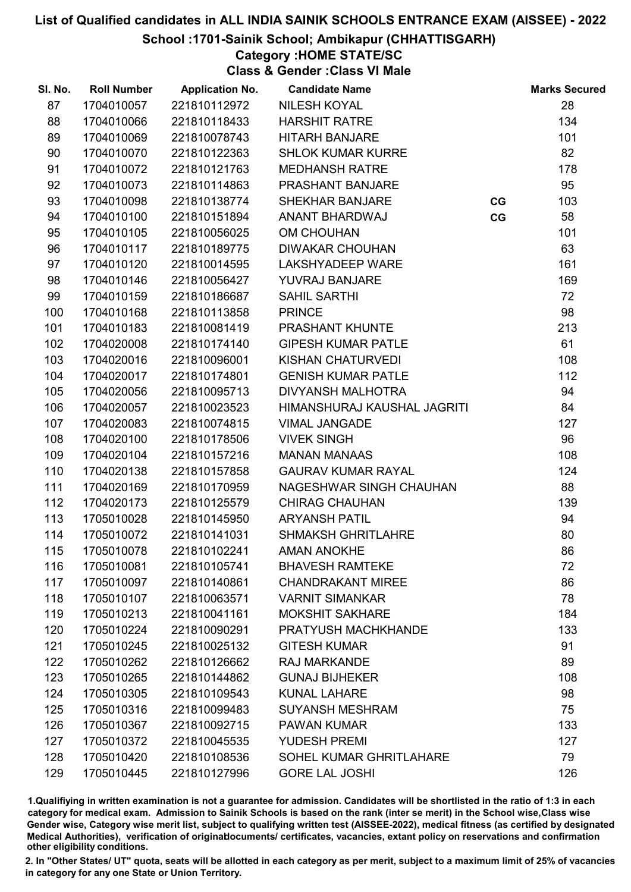# List of Qualified candidates in ALL INDIA SAINIK SCHOOLS ENTRANCE EXAM (AISSEE) - 2022

## School :1701-Sainik School; Ambikapur (CHHATTISGARH)

### Category :HOME STATE/SC

### Class & Gender :Class VI Male

| Sl. No. | Roll Number | Application No. | Candidate Name | | Marks Secured |
|---|---|---|---|---|---|
| 87 | 1704010057 | 221810112972 | NILESH KOYAL | | 28 |
| 88 | 1704010066 | 221810118433 | HARSHIT RATRE | | 134 |
| 89 | 1704010069 | 221810078743 | HITARH BANJARE | | 101 |
| 90 | 1704010070 | 221810122363 | SHLOK KUMAR KURRE | | 82 |
| 91 | 1704010072 | 221810121763 | MEDHANSH RATRE | | 178 |
| 92 | 1704010073 | 221810114863 | PRASHANT BANJARE | | 95 |
| 93 | 1704010098 | 221810138774 | SHEKHAR BANJARE | CG | 103 |
| 94 | 1704010100 | 221810151894 | ANANT BHARDWAJ | CG | 58 |
| 95 | 1704010105 | 221810056025 | OM CHOUHAN | | 101 |
| 96 | 1704010117 | 221810189775 | DIWAKAR CHOUHAN | | 63 |
| 97 | 1704010120 | 221810014595 | LAKSHYADEEP WARE | | 161 |
| 98 | 1704010146 | 221810056427 | YUVRAJ BANJARE | | 169 |
| 99 | 1704010159 | 221810186687 | SAHIL SARTHI | | 72 |
| 100 | 1704010168 | 221810113858 | PRINCE | | 98 |
| 101 | 1704010183 | 221810081419 | PRASHANT KHUNTE | | 213 |
| 102 | 1704020008 | 221810174140 | GIPESH KUMAR PATLE | | 61 |
| 103 | 1704020016 | 221810096001 | KISHAN CHATURVEDI | | 108 |
| 104 | 1704020017 | 221810174801 | GENISH KUMAR PATLE | | 112 |
| 105 | 1704020056 | 221810095713 | DIVYANSH MALHOTRA | | 94 |
| 106 | 1704020057 | 221810023523 | HIMANSHURAJ KAUSHAL JAGRITI | | 84 |
| 107 | 1704020083 | 221810074815 | VIMAL JANGADE | | 127 |
| 108 | 1704020100 | 221810178506 | VIVEK SINGH | | 96 |
| 109 | 1704020104 | 221810157216 | MANAN MANAAS | | 108 |
| 110 | 1704020138 | 221810157858 | GAURAV KUMAR RAYAL | | 124 |
| 111 | 1704020169 | 221810170959 | NAGESHWAR SINGH CHAUHAN | | 88 |
| 112 | 1704020173 | 221810125579 | CHIRAG CHAUHAN | | 139 |
| 113 | 1705010028 | 221810145950 | ARYANSH PATIL | | 94 |
| 114 | 1705010072 | 221810141031 | SHMAKSH GHRITLAHRE | | 80 |
| 115 | 1705010078 | 221810102241 | AMAN ANOKHE | | 86 |
| 116 | 1705010081 | 221810105741 | BHAVESH RAMTEKE | | 72 |
| 117 | 1705010097 | 221810140861 | CHANDRAKANT MIREE | | 86 |
| 118 | 1705010107 | 221810063571 | VARNIT SIMANKAR | | 78 |
| 119 | 1705010213 | 221810041161 | MOKSHIT SAKHARE | | 184 |
| 120 | 1705010224 | 221810090291 | PRATYUSH MACHKHANDE | | 133 |
| 121 | 1705010245 | 221810025132 | GITESH KUMAR | | 91 |
| 122 | 1705010262 | 221810126662 | RAJ MARKANDE | | 89 |
| 123 | 1705010265 | 221810144862 | GUNAJ BIJHEKER | | 108 |
| 124 | 1705010305 | 221810109543 | KUNAL LAHARE | | 98 |
| 125 | 1705010316 | 221810099483 | SUYANSH MESHRAM | | 75 |
| 126 | 1705010367 | 221810092715 | PAWAN KUMAR | | 133 |
| 127 | 1705010372 | 221810045535 | YUDESH PREMI | | 127 |
| 128 | 1705010420 | 221810108536 | SOHEL KUMAR GHRITLAHARE | | 79 |
| 129 | 1705010445 | 221810127996 | GORE LAL JOSHI | | 126 |

1.Qualifying in written examination is not a guarantee for admission. Candidates will be shortlisted in the ratio of 1:3 in each category for medical exam. Admission to Sainik Schools is based on the rank (inter se merit) in the School wise,Class wise Gender wise, Category wise merit list, subject to qualifying written test (AISSEE-2022), medical fitness (as certified by designated Medical Authorities), verification of originaldocuments/ certificates, vacancies, extant policy on reservations and confirmation other eligibility conditions.

2. In "Other States/ UT" quota, seats will be allotted in each category as per merit, subject to a maximum limit of 25% of vacancies in category for any one State or Union Territory.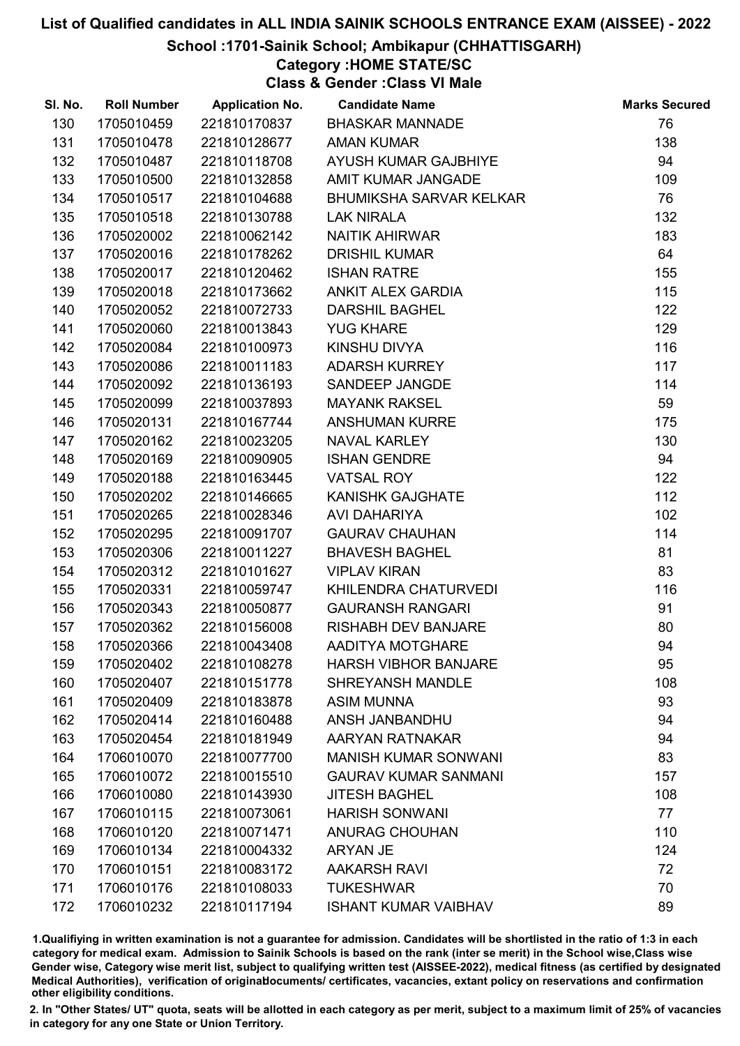# List of Qualified candidates in ALL INDIA SAINIK SCHOOLS ENTRANCE EXAM (AISSEE) - 2022

## School :1701-Sainik School; Ambikapur (CHHATTISGARH)

### Category :HOME STATE/SC

### Class & Gender :Class VI Male

| Sl. No. | Roll Number | Application No. | Candidate Name | Marks Secured |
|---|---|---|---|---|
| 130 | 1705010459 | 221810170837 | BHASKAR MANNADE | 76 |
| 131 | 1705010478 | 221810128677 | AMAN KUMAR | 138 |
| 132 | 1705010487 | 221810118708 | AYUSH KUMAR GAJBHIYE | 94 |
| 133 | 1705010500 | 221810132858 | AMIT KUMAR JANGADE | 109 |
| 134 | 1705010517 | 221810104688 | BHUMIKSHA SARVAR KELKAR | 76 |
| 135 | 1705010518 | 221810130788 | LAK NIRALA | 132 |
| 136 | 1705020002 | 221810062142 | NAITIK AHIRWAR | 183 |
| 137 | 1705020016 | 221810178262 | DRISHIL KUMAR | 64 |
| 138 | 1705020017 | 221810120462 | ISHAN RATRE | 155 |
| 139 | 1705020018 | 221810173662 | ANKIT ALEX GARDIA | 115 |
| 140 | 1705020052 | 221810072733 | DARSHIL BAGHEL | 122 |
| 141 | 1705020060 | 221810013843 | YUG KHARE | 129 |
| 142 | 1705020084 | 221810100973 | KINSHU DIVYA | 116 |
| 143 | 1705020086 | 221810011183 | ADARSH KURREY | 117 |
| 144 | 1705020092 | 221810136193 | SANDEEP JANGDE | 114 |
| 145 | 1705020099 | 221810037893 | MAYANK RAKSEL | 59 |
| 146 | 1705020131 | 221810167744 | ANSHUMAN KURRE | 175 |
| 147 | 1705020162 | 221810023205 | NAVAL KARLEY | 130 |
| 148 | 1705020169 | 221810090905 | ISHAN GENDRE | 94 |
| 149 | 1705020188 | 221810163445 | VATSAL ROY | 122 |
| 150 | 1705020202 | 221810146665 | KANISHK GAJGHATE | 112 |
| 151 | 1705020265 | 221810028346 | AVI DAHARIYA | 102 |
| 152 | 1705020295 | 221810091707 | GAURAV CHAUHAN | 114 |
| 153 | 1705020306 | 221810011227 | BHAVESH BAGHEL | 81 |
| 154 | 1705020312 | 221810101627 | VIPLAV KIRAN | 83 |
| 155 | 1705020331 | 221810059747 | KHILENDRA CHATURVEDI | 116 |
| 156 | 1705020343 | 221810050877 | GAURANSH RANGARI | 91 |
| 157 | 1705020362 | 221810156008 | RISHABH DEV BANJARE | 80 |
| 158 | 1705020366 | 221810043408 | AADITYA MOTGHARE | 94 |
| 159 | 1705020402 | 221810108278 | HARSH VIBHOR BANJARE | 95 |
| 160 | 1705020407 | 221810151778 | SHREYANSH MANDLE | 108 |
| 161 | 1705020409 | 221810183878 | ASIM MUNNA | 93 |
| 162 | 1705020414 | 221810160488 | ANSH JANBANDHU | 94 |
| 163 | 1705020454 | 221810181949 | AARYAN RATNAKAR | 94 |
| 164 | 1706010070 | 221810077700 | MANISH KUMAR SONWANI | 83 |
| 165 | 1706010072 | 221810015510 | GAURAV KUMAR SANMANI | 157 |
| 166 | 1706010080 | 221810143930 | JITESH BAGHEL | 108 |
| 167 | 1706010115 | 221810073061 | HARISH SONWANI | 77 |
| 168 | 1706010120 | 221810071471 | ANURAG CHOUHAN | 110 |
| 169 | 1706010134 | 221810004332 | ARYAN JE | 124 |
| 170 | 1706010151 | 221810083172 | AAKARSH RAVI | 72 |
| 171 | 1706010176 | 221810108033 | TUKESHWAR | 70 |
| 172 | 1706010232 | 221810117194 | ISHANT KUMAR VAIBHAV | 89 |

1.Qualifying in written examination is not a guarantee for admission. Candidates will be shortlisted in the ratio of 1:3 in each category for medical exam. Admission to Sainik Schools is based on the rank (inter se merit) in the School wise,Class wise Gender wise, Category wise merit list, subject to qualifying written test (AISSEE-2022), medical fitness (as certified by designated Medical Authorities), verification of originaldocuments/ certificates, vacancies, extant policy on reservations and confirmation other eligibility conditions.

2. In "Other States/ UT" quota, seats will be allotted in each category as per merit, subject to a maximum limit of 25% of vacancies in category for any one State or Union Territory.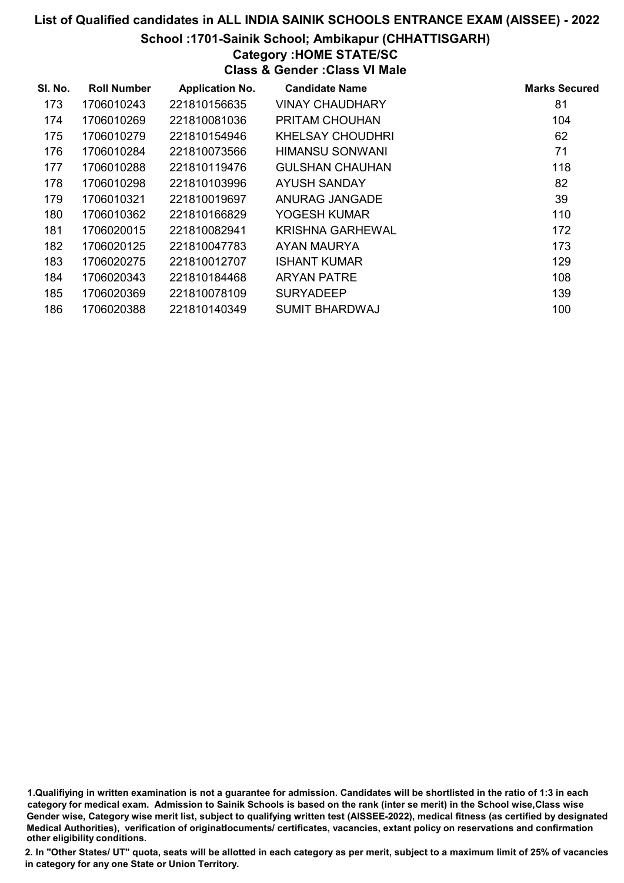# List of Qualified candidates in ALL INDIA SAINIK SCHOOLS ENTRANCE EXAM (AISSEE) - 2022

## School :1701-Sainik School; Ambikapur (CHHATTISGARH)

### Category :HOME STATE/SC

### Class & Gender :Class VI Male

| Sl. No. | Roll Number | Application No. | Candidate Name | Marks Secured |
|---|---|---|---|---|
| 173 | 1706010243 | 221810156635 | VINAY CHAUDHARY | 81 |
| 174 | 1706010269 | 221810081036 | PRITAM CHOUHAN | 104 |
| 175 | 1706010279 | 221810154946 | KHELSAY CHOUDHRI | 62 |
| 176 | 1706010284 | 221810073566 | HIMANSU SONWANI | 71 |
| 177 | 1706010288 | 221810119476 | GULSHAN CHAUHAN | 118 |
| 178 | 1706010298 | 221810103996 | AYUSH SANDAY | 82 |
| 179 | 1706010321 | 221810019697 | ANURAG JANGADE | 39 |
| 180 | 1706010362 | 221810166829 | YOGESH KUMAR | 110 |
| 181 | 1706020015 | 221810082941 | KRISHNA GARHEWAL | 172 |
| 182 | 1706020125 | 221810047783 | AYAN MAURYA | 173 |
| 183 | 1706020275 | 221810012707 | ISHANT KUMAR | 129 |
| 184 | 1706020343 | 221810184468 | ARYAN PATRE | 108 |
| 185 | 1706020369 | 221810078109 | SURYADEEP | 139 |
| 186 | 1706020388 | 221810140349 | SUMIT BHARDWAJ | 100 |

1.Qualifiying in written examination is not a guarantee for admission. Candidates will be shortlisted in the ratio of 1:3 in each category for medical exam. Admission to Sainik Schools is based on the rank (inter se merit) in the School wise,Class wise Gender wise, Category wise merit list, subject to qualifying written test (AISSEE-2022), medical fitness (as certified by designated Medical Authorities), verification of originaldocuments/ certificates, vacancies, extant policy on reservations and confirmation other eligibility conditions.

2. In "Other States/ UT" quota, seats will be allotted in each category as per merit, subject to a maximum limit of 25% of vacancies in category for any one State or Union Territory.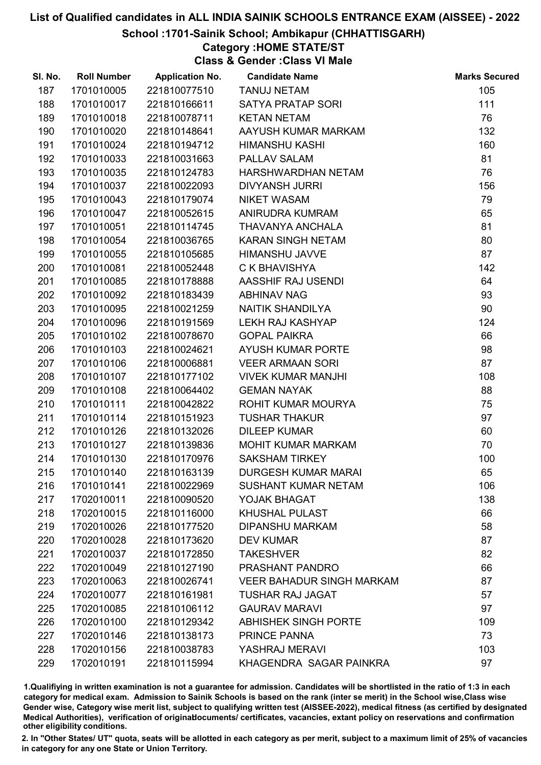# List of Qualified candidates in ALL INDIA SAINIK SCHOOLS ENTRANCE EXAM (AISSEE) - 2022

## School :1701-Sainik School; Ambikapur (CHHATTISGARH)

### Category :HOME STATE/ST

### Class & Gender :Class VI Male

| Sl. No. | Roll Number | Application No. | Candidate Name | Marks Secured |
|---|---|---|---|---|
| 187 | 1701010005 | 221810077510 | TANUJ NETAM | 105 |
| 188 | 1701010017 | 221810166611 | SATYA PRATAP SORI | 111 |
| 189 | 1701010018 | 221810078711 | KETAN NETAM | 76 |
| 190 | 1701010020 | 221810148641 | AAYUSH KUMAR MARKAM | 132 |
| 191 | 1701010024 | 221810194712 | HIMANSHU KASHI | 160 |
| 192 | 1701010033 | 221810031663 | PALLAV SALAM | 81 |
| 193 | 1701010035 | 221810124783 | HARSHWARDHAN NETAM | 76 |
| 194 | 1701010037 | 221810022093 | DIVYANSH JURRI | 156 |
| 195 | 1701010043 | 221810179074 | NIKET WASAM | 79 |
| 196 | 1701010047 | 221810052615 | ANIRUDRA KUMRAM | 65 |
| 197 | 1701010051 | 221810114745 | THAVANYA ANCHALA | 81 |
| 198 | 1701010054 | 221810036765 | KARAN SINGH NETAM | 80 |
| 199 | 1701010055 | 221810105685 | HIMANSHU JAVVE | 87 |
| 200 | 1701010081 | 221810052448 | C K BHAVISHYA | 142 |
| 201 | 1701010085 | 221810178888 | AASSHIF RAJ USENDI | 64 |
| 202 | 1701010092 | 221810183439 | ABHINAV NAG | 93 |
| 203 | 1701010095 | 221810021259 | NAITIK SHANDILYA | 90 |
| 204 | 1701010096 | 221810191569 | LEKH RAJ KASHYAP | 124 |
| 205 | 1701010102 | 221810078670 | GOPAL PAIKRA | 66 |
| 206 | 1701010103 | 221810024621 | AYUSH KUMAR PORTE | 98 |
| 207 | 1701010106 | 221810006881 | VEER ARMAAN SORI | 87 |
| 208 | 1701010107 | 221810177102 | VIVEK KUMAR MANJHI | 108 |
| 209 | 1701010108 | 221810064402 | GEMAN NAYAK | 88 |
| 210 | 1701010111 | 221810042822 | ROHIT KUMAR MOURYA | 75 |
| 211 | 1701010114 | 221810151923 | TUSHAR THAKUR | 97 |
| 212 | 1701010126 | 221810132026 | DILEEP KUMAR | 60 |
| 213 | 1701010127 | 221810139836 | MOHIT KUMAR MARKAM | 70 |
| 214 | 1701010130 | 221810170976 | SAKSHAM TIRKEY | 100 |
| 215 | 1701010140 | 221810163139 | DURGESH KUMAR MARAI | 65 |
| 216 | 1701010141 | 221810022969 | SUSHANT KUMAR NETAM | 106 |
| 217 | 1702010011 | 221810090520 | YOJAK BHAGAT | 138 |
| 218 | 1702010015 | 221810116000 | KHUSHAL PULAST | 66 |
| 219 | 1702010026 | 221810177520 | DIPANSHU MARKAM | 58 |
| 220 | 1702010028 | 221810173620 | DEV KUMAR | 87 |
| 221 | 1702010037 | 221810172850 | TAKESHVER | 82 |
| 222 | 1702010049 | 221810127190 | PRASHANT PANDRO | 66 |
| 223 | 1702010063 | 221810026741 | VEER BAHADUR SINGH MARKAM | 87 |
| 224 | 1702010077 | 221810161981 | TUSHAR RAJ JAGAT | 57 |
| 225 | 1702010085 | 221810106112 | GAURAV MARAVI | 97 |
| 226 | 1702010100 | 221810129342 | ABHISHEK SINGH PORTE | 109 |
| 227 | 1702010146 | 221810138173 | PRINCE PANNA | 73 |
| 228 | 1702010156 | 221810038783 | YASHRAJ MERAVI | 103 |
| 229 | 1702010191 | 221810115994 | KHAGENDRA SAGAR PAINKRA | 97 |

1.Qualifying in written examination is not a guarantee for admission. Candidates will be shortlisted in the ratio of 1:3 in each category for medical exam. Admission to Sainik Schools is based on the rank (inter se merit) in the School wise,Class wise Gender wise, Category wise merit list, subject to qualifying written test (AISSEE-2022), medical fitness (as certified by designated Medical Authorities), verification of originaldocuments/ certificates, vacancies, extant policy on reservations and confirmation other eligibility conditions.

2. In "Other States/ UT" quota, seats will be allotted in each category as per merit, subject to a maximum limit of 25% of vacancies in category for any one State or Union Territory.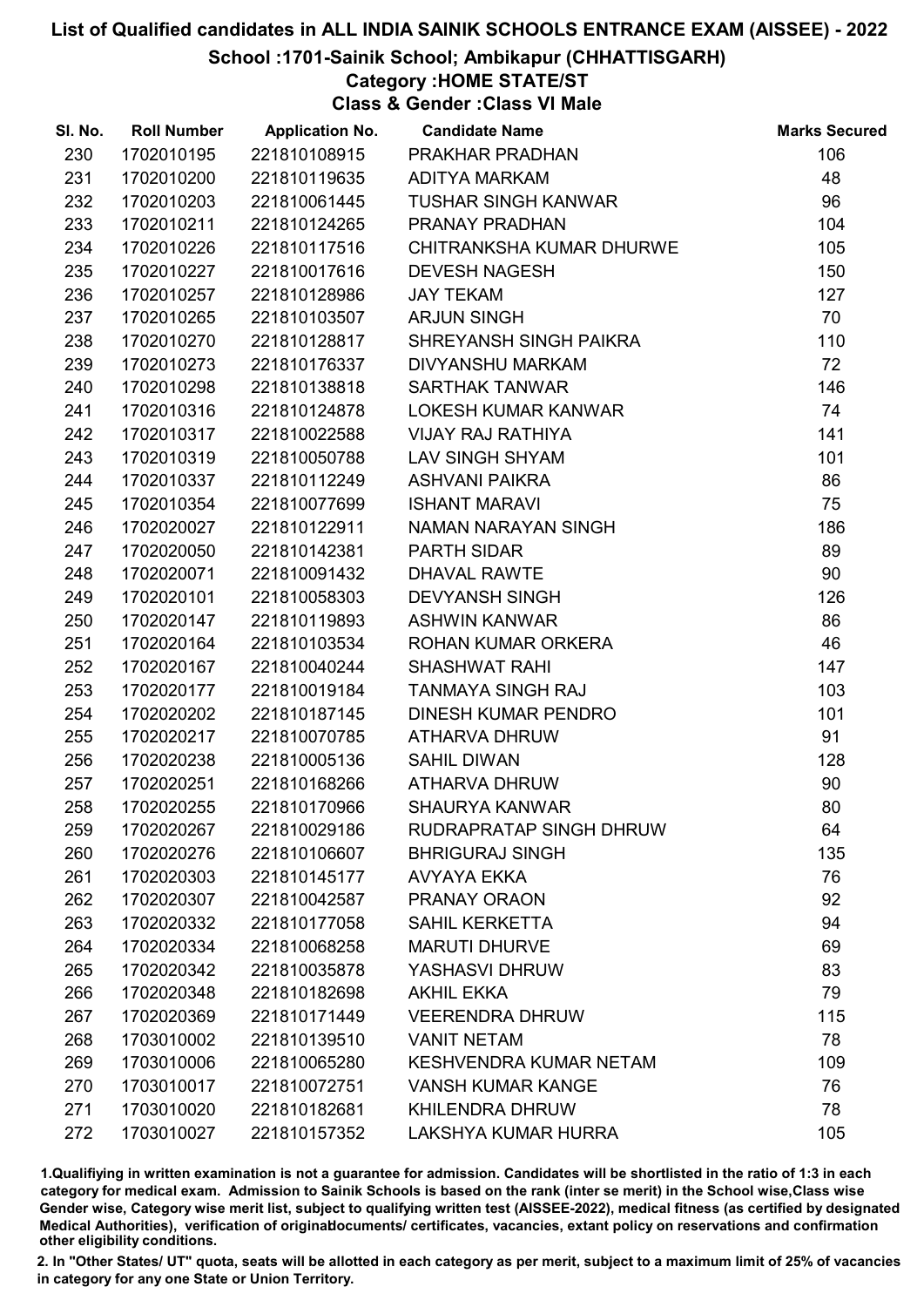# List of Qualified candidates in ALL INDIA SAINIK SCHOOLS ENTRANCE EXAM (AISSEE) - 2022

## School :1701-Sainik School; Ambikapur (CHHATTISGARH)

### Category :HOME STATE/ST

### Class & Gender :Class VI Male

| Sl. No. | Roll Number | Application No. | Candidate Name | Marks Secured |
|---|---|---|---|---|
| 230 | 1702010195 | 221810108915 | PRAKHAR PRADHAN | 106 |
| 231 | 1702010200 | 221810119635 | ADITYA MARKAM | 48 |
| 232 | 1702010203 | 221810061445 | TUSHAR SINGH KANWAR | 96 |
| 233 | 1702010211 | 221810124265 | PRANAY PRADHAN | 104 |
| 234 | 1702010226 | 221810117516 | CHITRANKSHA KUMAR DHURWE | 105 |
| 235 | 1702010227 | 221810017616 | DEVESH NAGESH | 150 |
| 236 | 1702010257 | 221810128986 | JAY TEKAM | 127 |
| 237 | 1702010265 | 221810103507 | ARJUN SINGH | 70 |
| 238 | 1702010270 | 221810128817 | SHREYANSH SINGH PAIKRA | 110 |
| 239 | 1702010273 | 221810176337 | DIVYANSHU MARKAM | 72 |
| 240 | 1702010298 | 221810138818 | SARTHAK TANWAR | 146 |
| 241 | 1702010316 | 221810124878 | LOKESH KUMAR KANWAR | 74 |
| 242 | 1702010317 | 221810022588 | VIJAY RAJ RATHIYA | 141 |
| 243 | 1702010319 | 221810050788 | LAV SINGH SHYAM | 101 |
| 244 | 1702010337 | 221810112249 | ASHVANI PAIKRA | 86 |
| 245 | 1702010354 | 221810077699 | ISHANT MARAVI | 75 |
| 246 | 1702020027 | 221810122911 | NAMAN NARAYAN SINGH | 186 |
| 247 | 1702020050 | 221810142381 | PARTH SIDAR | 89 |
| 248 | 1702020071 | 221810091432 | DHAVAL RAWTE | 90 |
| 249 | 1702020101 | 221810058303 | DEVYANSH SINGH | 126 |
| 250 | 1702020147 | 221810119893 | ASHWIN KANWAR | 86 |
| 251 | 1702020164 | 221810103534 | ROHAN KUMAR ORKERA | 46 |
| 252 | 1702020167 | 221810040244 | SHASHWAT RAHI | 147 |
| 253 | 1702020177 | 221810019184 | TANMAYA SINGH RAJ | 103 |
| 254 | 1702020202 | 221810187145 | DINESH KUMAR PENDRO | 101 |
| 255 | 1702020217 | 221810070785 | ATHARVA DHRUW | 91 |
| 256 | 1702020238 | 221810005136 | SAHIL DIWAN | 128 |
| 257 | 1702020251 | 221810168266 | ATHARVA DHRUW | 90 |
| 258 | 1702020255 | 221810170966 | SHAURYA KANWAR | 80 |
| 259 | 1702020267 | 221810029186 | RUDRAPRATAP SINGH DHRUW | 64 |
| 260 | 1702020276 | 221810106607 | BHRIGURAJ SINGH | 135 |
| 261 | 1702020303 | 221810145177 | AVYAYA EKKA | 76 |
| 262 | 1702020307 | 221810042587 | PRANAY ORAON | 92 |
| 263 | 1702020332 | 221810177058 | SAHIL KERKETTA | 94 |
| 264 | 1702020334 | 221810068258 | MARUTI DHURVE | 69 |
| 265 | 1702020342 | 221810035878 | YASHASVI DHRUW | 83 |
| 266 | 1702020348 | 221810182698 | AKHIL EKKA | 79 |
| 267 | 1702020369 | 221810171449 | VEERENDRA DHRUW | 115 |
| 268 | 1703010002 | 221810139510 | VANIT NETAM | 78 |
| 269 | 1703010006 | 221810065280 | KESHVENDRA KUMAR NETAM | 109 |
| 270 | 1703010017 | 221810072751 | VANSH KUMAR KANGE | 76 |
| 271 | 1703010020 | 221810182681 | KHILENDRA DHRUW | 78 |
| 272 | 1703010027 | 221810157352 | LAKSHYA KUMAR HURRA | 105 |

1.Qualifiying in written examination is not a guarantee for admission. Candidates will be shortlisted in the ratio of 1:3 in each category for medical exam. Admission to Sainik Schools is based on the rank (inter se merit) in the School wise,Class wise Gender wise, Category wise merit list, subject to qualifying written test (AISSEE-2022), medical fitness (as certified by designated Medical Authorities), verification of originaldocuments/ certificates, vacancies, extant policy on reservations and confirmation other eligibility conditions.

2. In "Other States/ UT" quota, seats will be allotted in each category as per merit, subject to a maximum limit of 25% of vacancies in category for any one State or Union Territory.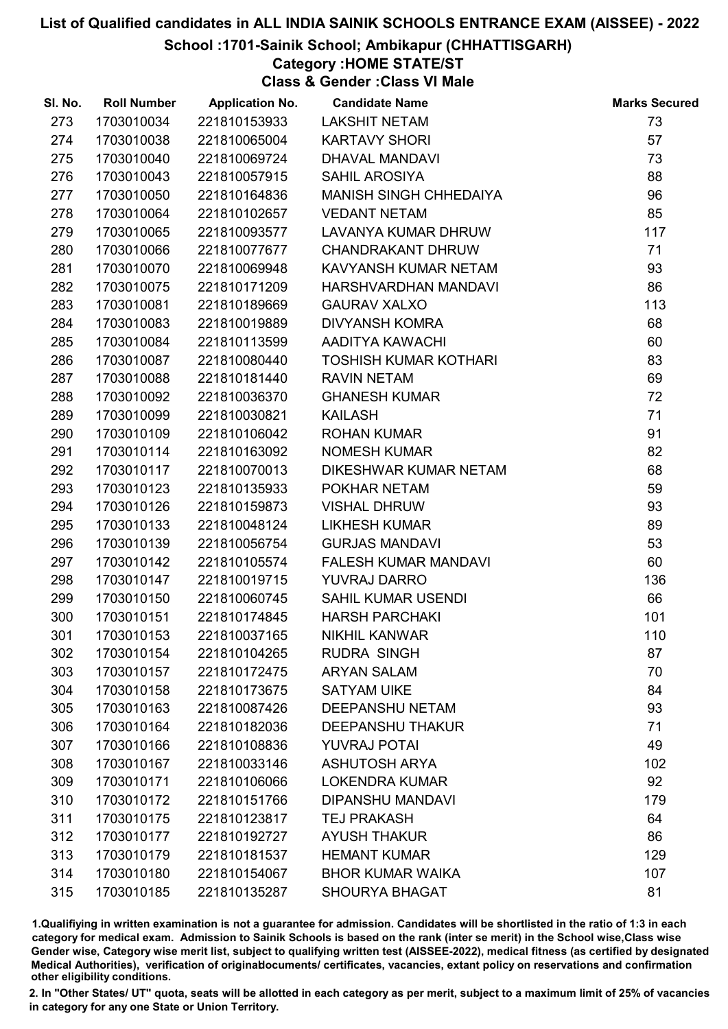# List of Qualified candidates in ALL INDIA SAINIK SCHOOLS ENTRANCE EXAM (AISSEE) - 2022

## School :1701-Sainik School; Ambikapur (CHHATTISGARH)

### Category :HOME STATE/ST

### Class & Gender :Class VI Male

| Sl. No. | Roll Number | Application No. | Candidate Name | Marks Secured |
|---|---|---|---|---|
| 273 | 1703010034 | 221810153933 | LAKSHIT NETAM | 73 |
| 274 | 1703010038 | 221810065004 | KARTAVY SHORI | 57 |
| 275 | 1703010040 | 221810069724 | DHAVAL MANDAVI | 73 |
| 276 | 1703010043 | 221810057915 | SAHIL AROSIYA | 88 |
| 277 | 1703010050 | 221810164836 | MANISH SINGH CHHEDAIYA | 96 |
| 278 | 1703010064 | 221810102657 | VEDANT NETAM | 85 |
| 279 | 1703010065 | 221810093577 | LAVANYA KUMAR DHRUW | 117 |
| 280 | 1703010066 | 221810077677 | CHANDRAKANT DHRUW | 71 |
| 281 | 1703010070 | 221810069948 | KAVYANSH KUMAR NETAM | 93 |
| 282 | 1703010075 | 221810171209 | HARSHVARDHAN MANDAVI | 86 |
| 283 | 1703010081 | 221810189669 | GAURAV XALXO | 113 |
| 284 | 1703010083 | 221810019889 | DIVYANSH KOMRA | 68 |
| 285 | 1703010084 | 221810113599 | AADITYA KAWACHI | 60 |
| 286 | 1703010087 | 221810080440 | TOSHISH KUMAR KOTHARI | 83 |
| 287 | 1703010088 | 221810181440 | RAVIN NETAM | 69 |
| 288 | 1703010092 | 221810036370 | GHANESH KUMAR | 72 |
| 289 | 1703010099 | 221810030821 | KAILASH | 71 |
| 290 | 1703010109 | 221810106042 | ROHAN KUMAR | 91 |
| 291 | 1703010114 | 221810163092 | NOMESH KUMAR | 82 |
| 292 | 1703010117 | 221810070013 | DIKESHWAR KUMAR NETAM | 68 |
| 293 | 1703010123 | 221810135933 | POKHAR NETAM | 59 |
| 294 | 1703010126 | 221810159873 | VISHAL DHRUW | 93 |
| 295 | 1703010133 | 221810048124 | LIKHESH KUMAR | 89 |
| 296 | 1703010139 | 221810056754 | GURJAS MANDAVI | 53 |
| 297 | 1703010142 | 221810105574 | FALESH KUMAR MANDAVI | 60 |
| 298 | 1703010147 | 221810019715 | YUVRAJ DARRO | 136 |
| 299 | 1703010150 | 221810060745 | SAHIL KUMAR USENDI | 66 |
| 300 | 1703010151 | 221810174845 | HARSH PARCHAKI | 101 |
| 301 | 1703010153 | 221810037165 | NIKHIL KANWAR | 110 |
| 302 | 1703010154 | 221810104265 | RUDRA SINGH | 87 |
| 303 | 1703010157 | 221810172475 | ARYAN SALAM | 70 |
| 304 | 1703010158 | 221810173675 | SATYAM UIKE | 84 |
| 305 | 1703010163 | 221810087426 | DEEPANSHU NETAM | 93 |
| 306 | 1703010164 | 221810182036 | DEEPANSHU THAKUR | 71 |
| 307 | 1703010166 | 221810108836 | YUVRAJ POTAI | 49 |
| 308 | 1703010167 | 221810033146 | ASHUTOSH ARYA | 102 |
| 309 | 1703010171 | 221810106066 | LOKENDRA KUMAR | 92 |
| 310 | 1703010172 | 221810151766 | DIPANSHU MANDAVI | 179 |
| 311 | 1703010175 | 221810123817 | TEJ PRAKASH | 64 |
| 312 | 1703010177 | 221810192727 | AYUSH THAKUR | 86 |
| 313 | 1703010179 | 221810181537 | HEMANT KUMAR | 129 |
| 314 | 1703010180 | 221810154067 | BHOR KUMAR WAIKA | 107 |
| 315 | 1703010185 | 221810135287 | SHOURYA BHAGAT | 81 |

1.Qualifying in written examination is not a guarantee for admission. Candidates will be shortlisted in the ratio of 1:3 in each category for medical exam. Admission to Sainik Schools is based on the rank (inter se merit) in the School wise,Class wise Gender wise, Category wise merit list, subject to qualifying written test (AISSEE-2022), medical fitness (as certified by designated Medical Authorities), verification of originaldocuments/ certificates, vacancies, extant policy on reservations and confirmation other eligibility conditions.

2. In "Other States/ UT" quota, seats will be allotted in each category as per merit, subject to a maximum limit of 25% of vacancies in category for any one State or Union Territory.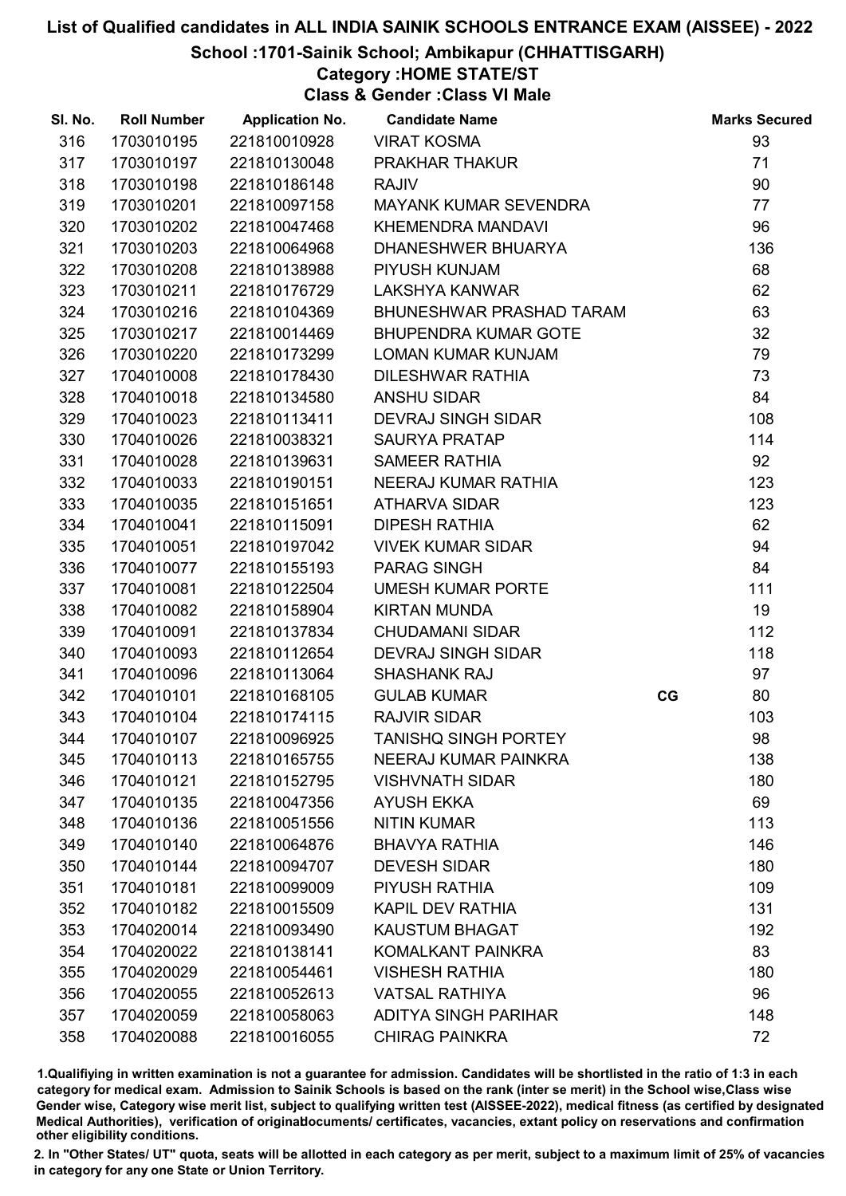# List of Qualified candidates in ALL INDIA SAINIK SCHOOLS ENTRANCE EXAM (AISSEE) - 2022

## School :1701-Sainik School; Ambikapur (CHHATTISGARH)

### Category :HOME STATE/ST

### Class & Gender :Class VI Male

| Sl. No. | Roll Number | Application No. | Candidate Name | | Marks Secured |
|---|---|---|---|---|---|
| 316 | 1703010195 | 221810010928 | VIRAT KOSMA | | 93 |
| 317 | 1703010197 | 221810130048 | PRAKHAR THAKUR | | 71 |
| 318 | 1703010198 | 221810186148 | RAJIV | | 90 |
| 319 | 1703010201 | 221810097158 | MAYANK KUMAR SEVENDRA | | 77 |
| 320 | 1703010202 | 221810047468 | KHEMENDRA MANDAVI | | 96 |
| 321 | 1703010203 | 221810064968 | DHANESHWER BHUARYA | | 136 |
| 322 | 1703010208 | 221810138988 | PIYUSH KUNJAM | | 68 |
| 323 | 1703010211 | 221810176729 | LAKSHYA KANWAR | | 62 |
| 324 | 1703010216 | 221810104369 | BHUNESHWAR PRASHAD TARAM | | 63 |
| 325 | 1703010217 | 221810014469 | BHUPENDRA KUMAR GOTE | | 32 |
| 326 | 1703010220 | 221810173299 | LOMAN KUMAR KUNJAM | | 79 |
| 327 | 1704010008 | 221810178430 | DILESHWAR RATHIA | | 73 |
| 328 | 1704010018 | 221810134580 | ANSHU SIDAR | | 84 |
| 329 | 1704010023 | 221810113411 | DEVRAJ SINGH SIDAR | | 108 |
| 330 | 1704010026 | 221810038321 | SAURYA PRATAP | | 114 |
| 331 | 1704010028 | 221810139631 | SAMEER RATHIA | | 92 |
| 332 | 1704010033 | 221810190151 | NEERAJ KUMAR RATHIA | | 123 |
| 333 | 1704010035 | 221810151651 | ATHARVA SIDAR | | 123 |
| 334 | 1704010041 | 221810115091 | DIPESH RATHIA | | 62 |
| 335 | 1704010051 | 221810197042 | VIVEK KUMAR SIDAR | | 94 |
| 336 | 1704010077 | 221810155193 | PARAG SINGH | | 84 |
| 337 | 1704010081 | 221810122504 | UMESH KUMAR PORTE | | 111 |
| 338 | 1704010082 | 221810158904 | KIRTAN MUNDA | | 19 |
| 339 | 1704010091 | 221810137834 | CHUDAMANI SIDAR | | 112 |
| 340 | 1704010093 | 221810112654 | DEVRAJ SINGH SIDAR | | 118 |
| 341 | 1704010096 | 221810113064 | SHASHANK RAJ | | 97 |
| 342 | 1704010101 | 221810168105 | GULAB KUMAR | CG | 80 |
| 343 | 1704010104 | 221810174115 | RAJVIR SIDAR | | 103 |
| 344 | 1704010107 | 221810096925 | TANISHQ SINGH PORTEY | | 98 |
| 345 | 1704010113 | 221810165755 | NEERAJ KUMAR PAINKRA | | 138 |
| 346 | 1704010121 | 221810152795 | VISHVNATH SIDAR | | 180 |
| 347 | 1704010135 | 221810047356 | AYUSH EKKA | | 69 |
| 348 | 1704010136 | 221810051556 | NITIN KUMAR | | 113 |
| 349 | 1704010140 | 221810064876 | BHAVYA RATHIA | | 146 |
| 350 | 1704010144 | 221810094707 | DEVESH SIDAR | | 180 |
| 351 | 1704010181 | 221810099009 | PIYUSH RATHIA | | 109 |
| 352 | 1704010182 | 221810015509 | KAPIL DEV RATHIA | | 131 |
| 353 | 1704020014 | 221810093490 | KAUSTUM BHAGAT | | 192 |
| 354 | 1704020022 | 221810138141 | KOMALKANT PAINKRA | | 83 |
| 355 | 1704020029 | 221810054461 | VISHESH RATHIA | | 180 |
| 356 | 1704020055 | 221810052613 | VATSAL RATHIYA | | 96 |
| 357 | 1704020059 | 221810058063 | ADITYA SINGH PARIHAR | | 148 |
| 358 | 1704020088 | 221810016055 | CHIRAG PAINKRA | | 72 |

1.Qualifiying in written examination is not a guarantee for admission. Candidates will be shortlisted in the ratio of 1:3 in each category for medical exam. Admission to Sainik Schools is based on the rank (inter se merit) in the School wise,Class wise Gender wise, Category wise merit list, subject to qualifying written test (AISSEE-2022), medical fitness (as certified by designated Medical Authorities), verification of originaldocuments/ certificates, vacancies, extant policy on reservations and confirmation other eligibility conditions.

2. In "Other States/ UT" quota, seats will be allotted in each category as per merit, subject to a maximum limit of 25% of vacancies in category for any one State or Union Territory.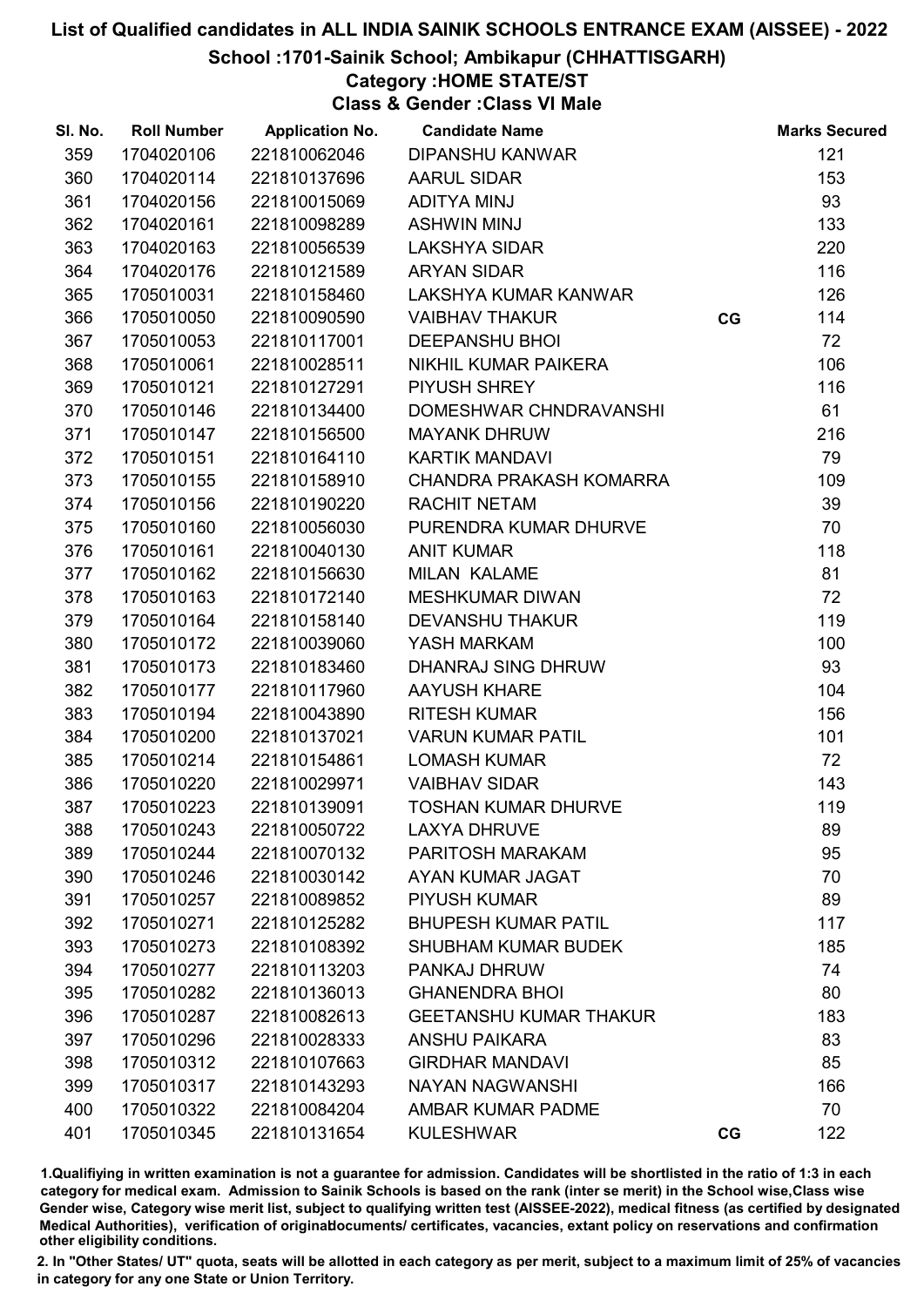# List of Qualified candidates in ALL INDIA SAINIK SCHOOLS ENTRANCE EXAM (AISSEE) - 2022

## School :1701-Sainik School; Ambikapur (CHHATTISGARH)

### Category :HOME STATE/ST

### Class & Gender :Class VI Male

| Sl. No. | Roll Number | Application No. | Candidate Name | | Marks Secured |
|---|---|---|---|---|---|
| 359 | 1704020106 | 221810062046 | DIPANSHU KANWAR | | 121 |
| 360 | 1704020114 | 221810137696 | AARUL SIDAR | | 153 |
| 361 | 1704020156 | 221810015069 | ADITYA MINJ | | 93 |
| 362 | 1704020161 | 221810098289 | ASHWIN MINJ | | 133 |
| 363 | 1704020163 | 221810056539 | LAKSHYA SIDAR | | 220 |
| 364 | 1704020176 | 221810121589 | ARYAN SIDAR | | 116 |
| 365 | 1705010031 | 221810158460 | LAKSHYA KUMAR KANWAR | | 126 |
| 366 | 1705010050 | 221810090590 | VAIBHAV THAKUR | CG | 114 |
| 367 | 1705010053 | 221810117001 | DEEPANSHU BHOI | | 72 |
| 368 | 1705010061 | 221810028511 | NIKHIL KUMAR PAIKERA | | 106 |
| 369 | 1705010121 | 221810127291 | PIYUSH SHREY | | 116 |
| 370 | 1705010146 | 221810134400 | DOMESHWAR CHNDRAVANSHI | | 61 |
| 371 | 1705010147 | 221810156500 | MAYANK DHRUW | | 216 |
| 372 | 1705010151 | 221810164110 | KARTIK MANDAVI | | 79 |
| 373 | 1705010155 | 221810158910 | CHANDRA PRAKASH KOMARRA | | 109 |
| 374 | 1705010156 | 221810190220 | RACHIT NETAM | | 39 |
| 375 | 1705010160 | 221810056030 | PURENDRA KUMAR DHURVE | | 70 |
| 376 | 1705010161 | 221810040130 | ANIT KUMAR | | 118 |
| 377 | 1705010162 | 221810156630 | MILAN KALAME | | 81 |
| 378 | 1705010163 | 221810172140 | MESHKUMAR DIWAN | | 72 |
| 379 | 1705010164 | 221810158140 | DEVANSHU THAKUR | | 119 |
| 380 | 1705010172 | 221810039060 | YASH MARKAM | | 100 |
| 381 | 1705010173 | 221810183460 | DHANRAJ SING DHRUW | | 93 |
| 382 | 1705010177 | 221810117960 | AAYUSH KHARE | | 104 |
| 383 | 1705010194 | 221810043890 | RITESH KUMAR | | 156 |
| 384 | 1705010200 | 221810137021 | VARUN KUMAR PATIL | | 101 |
| 385 | 1705010214 | 221810154861 | LOMASH KUMAR | | 72 |
| 386 | 1705010220 | 221810029971 | VAIBHAV SIDAR | | 143 |
| 387 | 1705010223 | 221810139091 | TOSHAN KUMAR DHURVE | | 119 |
| 388 | 1705010243 | 221810050722 | LAXYA DHRUVE | | 89 |
| 389 | 1705010244 | 221810070132 | PARITOSH MARAKAM | | 95 |
| 390 | 1705010246 | 221810030142 | AYAN KUMAR JAGAT | | 70 |
| 391 | 1705010257 | 221810089852 | PIYUSH KUMAR | | 89 |
| 392 | 1705010271 | 221810125282 | BHUPESH KUMAR PATIL | | 117 |
| 393 | 1705010273 | 221810108392 | SHUBHAM KUMAR BUDEK | | 185 |
| 394 | 1705010277 | 221810113203 | PANKAJ DHRUW | | 74 |
| 395 | 1705010282 | 221810136013 | GHANENDRA BHOI | | 80 |
| 396 | 1705010287 | 221810082613 | GEETANSHU KUMAR THAKUR | | 183 |
| 397 | 1705010296 | 221810028333 | ANSHU PAIKARA | | 83 |
| 398 | 1705010312 | 221810107663 | GIRDHAR MANDAVI | | 85 |
| 399 | 1705010317 | 221810143293 | NAYAN NAGWANSHI | | 166 |
| 400 | 1705010322 | 221810084204 | AMBAR KUMAR PADME | | 70 |
| 401 | 1705010345 | 221810131654 | KULESHWAR | CG | 122 |

1.Qualifying in written examination is not a guarantee for admission. Candidates will be shortlisted in the ratio of 1:3 in each category for medical exam. Admission to Sainik Schools is based on the rank (inter se merit) in the School wise,Class wise Gender wise, Category wise merit list, subject to qualifying written test (AISSEE-2022), medical fitness (as certified by designated Medical Authorities), verification of originaldocuments/ certificates, vacancies, extant policy on reservations and confirmation other eligibility conditions.

2. In "Other States/ UT" quota, seats will be allotted in each category as per merit, subject to a maximum limit of 25% of vacancies in category for any one State or Union Territory.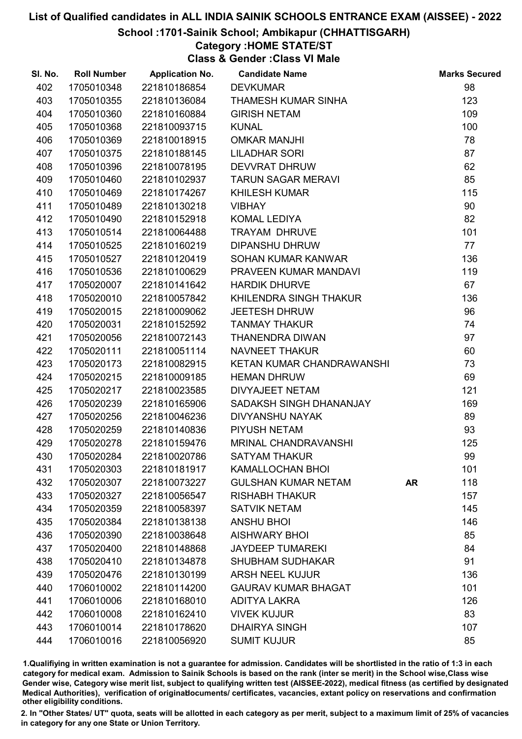# List of Qualified candidates in ALL INDIA SAINIK SCHOOLS ENTRANCE EXAM (AISSEE) - 2022

## School :1701-Sainik School; Ambikapur (CHHATTISGARH)

### Category :HOME STATE/ST

### Class & Gender :Class VI Male

| Sl. No. | Roll Number | Application No. | Candidate Name | | Marks Secured |
|---|---|---|---|---|---|
| 402 | 1705010348 | 221810186854 | DEVKUMAR | | 98 |
| 403 | 1705010355 | 221810136084 | THAMESH KUMAR SINHA | | 123 |
| 404 | 1705010360 | 221810160884 | GIRISH NETAM | | 109 |
| 405 | 1705010368 | 221810093715 | KUNAL | | 100 |
| 406 | 1705010369 | 221810018915 | OMKAR MANJHI | | 78 |
| 407 | 1705010375 | 221810188145 | LILADHAR SORI | | 87 |
| 408 | 1705010396 | 221810078195 | DEVVRAT DHRUW | | 62 |
| 409 | 1705010460 | 221810102937 | TARUN SAGAR MERAVI | | 85 |
| 410 | 1705010469 | 221810174267 | KHILESH KUMAR | | 115 |
| 411 | 1705010489 | 221810130218 | VIBHAY | | 90 |
| 412 | 1705010490 | 221810152918 | KOMAL LEDIYA | | 82 |
| 413 | 1705010514 | 221810064488 | TRAYAM DHRUVE | | 101 |
| 414 | 1705010525 | 221810160219 | DIPANSHU DHRUW | | 77 |
| 415 | 1705010527 | 221810120419 | SOHAN KUMAR KANWAR | | 136 |
| 416 | 1705010536 | 221810100629 | PRAVEEN KUMAR MANDAVI | | 119 |
| 417 | 1705020007 | 221810141642 | HARDIK DHURVE | | 67 |
| 418 | 1705020010 | 221810057842 | KHILENDRA SINGH THAKUR | | 136 |
| 419 | 1705020015 | 221810009062 | JEETESH DHRUW | | 96 |
| 420 | 1705020031 | 221810152592 | TANMAY THAKUR | | 74 |
| 421 | 1705020056 | 221810072143 | THANENDRA DIWAN | | 97 |
| 422 | 1705020111 | 221810051114 | NAVNEET THAKUR | | 60 |
| 423 | 1705020173 | 221810082915 | KETAN KUMAR CHANDRAWANSHI | | 73 |
| 424 | 1705020215 | 221810009185 | HEMAN DHRUW | | 69 |
| 425 | 1705020217 | 221810023585 | DIVYAJEET NETAM | | 121 |
| 426 | 1705020239 | 221810165906 | SADAKSH SINGH DHANANJAY | | 169 |
| 427 | 1705020256 | 221810046236 | DIVYANSHU NAYAK | | 89 |
| 428 | 1705020259 | 221810140836 | PIYUSH NETAM | | 93 |
| 429 | 1705020278 | 221810159476 | MRINAL CHANDRAVANSHI | | 125 |
| 430 | 1705020284 | 221810020786 | SATYAM THAKUR | | 99 |
| 431 | 1705020303 | 221810181917 | KAMALLOCHAN BHOI | | 101 |
| 432 | 1705020307 | 221810073227 | GULSHAN KUMAR NETAM | AR | 118 |
| 433 | 1705020327 | 221810056547 | RISHABH THAKUR | | 157 |
| 434 | 1705020359 | 221810058397 | SATVIK NETAM | | 145 |
| 435 | 1705020384 | 221810138138 | ANSHU BHOI | | 146 |
| 436 | 1705020390 | 221810038648 | AISHWARY BHOI | | 85 |
| 437 | 1705020400 | 221810148868 | JAYDEEP TUMAREKI | | 84 |
| 438 | 1705020410 | 221810134878 | SHUBHAM SUDHAKAR | | 91 |
| 439 | 1705020476 | 221810130199 | ARSH NEEL KUJUR | | 136 |
| 440 | 1706010002 | 221810114200 | GAURAV KUMAR BHAGAT | | 101 |
| 441 | 1706010006 | 221810168010 | ADITYA LAKRA | | 126 |
| 442 | 1706010008 | 221810162410 | VIVEK KUJUR | | 83 |
| 443 | 1706010014 | 221810178620 | DHAIRYA SINGH | | 107 |
| 444 | 1706010016 | 221810056920 | SUMIT KUJUR | | 85 |

1.Qualifiying in written examination is not a guarantee for admission. Candidates will be shortlisted in the ratio of 1:3 in each category for medical exam. Admission to Sainik Schools is based on the rank (inter se merit) in the School wise,Class wise Gender wise, Category wise merit list, subject to qualifying written test (AISSEE-2022), medical fitness (as certified by designated Medical Authorities), verification of originaldocuments/ certificates, vacancies, extant policy on reservations and confirmation other eligibility conditions.

2. In "Other States/ UT" quota, seats will be allotted in each category as per merit, subject to a maximum limit of 25% of vacancies in category for any one State or Union Territory.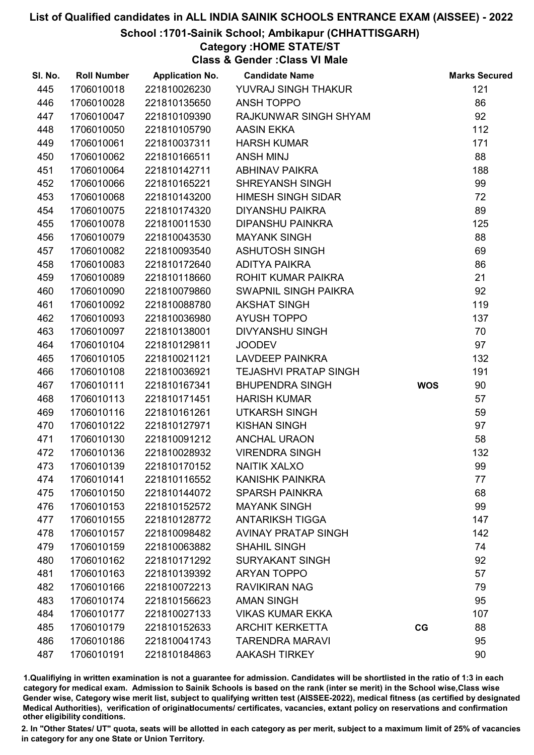# List of Qualified candidates in ALL INDIA SAINIK SCHOOLS ENTRANCE EXAM (AISSEE) - 2022

## School :1701-Sainik School; Ambikapur (CHHATTISGARH)

### Category :HOME STATE/ST

### Class & Gender :Class VI Male

| Sl. No. | Roll Number | Application No. | Candidate Name | | Marks Secured |
|---|---|---|---|---|---|
| 445 | 1706010018 | 221810026230 | YUVRAJ SINGH THAKUR | | 121 |
| 446 | 1706010028 | 221810135650 | ANSH TOPPO | | 86 |
| 447 | 1706010047 | 221810109390 | RAJKUNWAR SINGH SHYAM | | 92 |
| 448 | 1706010050 | 221810105790 | AASIN EKKA | | 112 |
| 449 | 1706010061 | 221810037311 | HARSH KUMAR | | 171 |
| 450 | 1706010062 | 221810166511 | ANSH MINJ | | 88 |
| 451 | 1706010064 | 221810142711 | ABHINAV PAIKRA | | 188 |
| 452 | 1706010066 | 221810165221 | SHREYANSH SINGH | | 99 |
| 453 | 1706010068 | 221810143200 | HIMESH SINGH SIDAR | | 72 |
| 454 | 1706010075 | 221810174320 | DIYANSHU PAIKRA | | 89 |
| 455 | 1706010078 | 221810011530 | DIPANSHU PAINKRA | | 125 |
| 456 | 1706010079 | 221810043530 | MAYANK SINGH | | 88 |
| 457 | 1706010082 | 221810093540 | ASHUTOSH SINGH | | 69 |
| 458 | 1706010083 | 221810172640 | ADITYA PAIKRA | | 86 |
| 459 | 1706010089 | 221810118660 | ROHIT KUMAR PAIKRA | | 21 |
| 460 | 1706010090 | 221810079860 | SWAPNIL SINGH PAIKRA | | 92 |
| 461 | 1706010092 | 221810088780 | AKSHAT SINGH | | 119 |
| 462 | 1706010093 | 221810036980 | AYUSH TOPPO | | 137 |
| 463 | 1706010097 | 221810138001 | DIVYANSHU SINGH | | 70 |
| 464 | 1706010104 | 221810129811 | JOODEV | | 97 |
| 465 | 1706010105 | 221810021121 | LAVDEEP PAINKRA | | 132 |
| 466 | 1706010108 | 221810036921 | TEJASHVI PRATAP SINGH | | 191 |
| 467 | 1706010111 | 221810167341 | BHUPENDRA SINGH | **WOS** | 90 |
| 468 | 1706010113 | 221810171451 | HARISH KUMAR | | 57 |
| 469 | 1706010116 | 221810161261 | UTKARSH SINGH | | 59 |
| 470 | 1706010122 | 221810127971 | KISHAN SINGH | | 97 |
| 471 | 1706010130 | 221810091212 | ANCHAL URAON | | 58 |
| 472 | 1706010136 | 221810028932 | VIRENDRA SINGH | | 132 |
| 473 | 1706010139 | 221810170152 | NAITIK XALXO | | 99 |
| 474 | 1706010141 | 221810116552 | KANISHK PAINKRA | | 77 |
| 475 | 1706010150 | 221810144072 | SPARSH PAINKRA | | 68 |
| 476 | 1706010153 | 221810152572 | MAYANK SINGH | | 99 |
| 477 | 1706010155 | 221810128772 | ANTARIKSH TIGGA | | 147 |
| 478 | 1706010157 | 221810098482 | AVINAY PRATAP SINGH | | 142 |
| 479 | 1706010159 | 221810063882 | SHAHIL SINGH | | 74 |
| 480 | 1706010162 | 221810171292 | SURYAKANT SINGH | | 92 |
| 481 | 1706010163 | 221810139392 | ARYAN TOPPO | | 57 |
| 482 | 1706010166 | 221810072213 | RAVIKIRAN NAG | | 79 |
| 483 | 1706010174 | 221810156623 | AMAN SINGH | | 95 |
| 484 | 1706010177 | 221810027133 | VIKAS KUMAR EKKA | | 107 |
| 485 | 1706010179 | 221810152633 | ARCHIT KERKETTA | **CG** | 88 |
| 486 | 1706010186 | 221810041743 | TARENDRA MARAVI | | 95 |
| 487 | 1706010191 | 221810184863 | AAKASH TIRKEY | | 90 |

1.Qualifiying in written examination is not a guarantee for admission. Candidates will be shortlisted in the ratio of 1:3 in each category for medical exam. Admission to Sainik Schools is based on the rank (inter se merit) in the School wise,Class wise Gender wise, Category wise merit list, subject to qualifying written test (AISSEE-2022), medical fitness (as certified by designated Medical Authorities), verification of originaldocuments/ certificates, vacancies, extant policy on reservations and confirmation other eligibility conditions.

2. In "Other States/ UT" quota, seats will be allotted in each category as per merit, subject to a maximum limit of 25% of vacancies in category for any one State or Union Territory.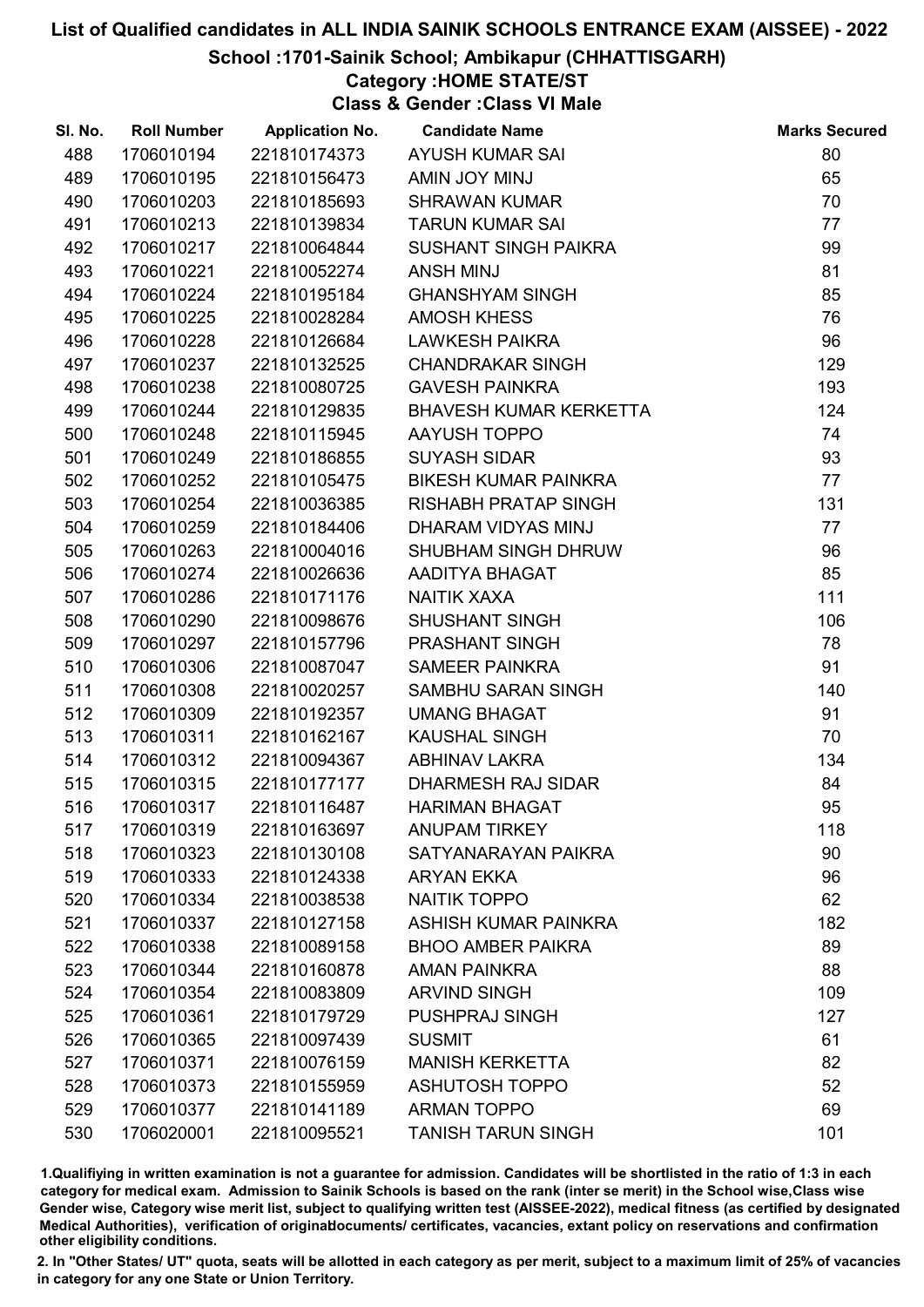# List of Qualified candidates in ALL INDIA SAINIK SCHOOLS ENTRANCE EXAM (AISSEE) - 2022

## School :1701-Sainik School; Ambikapur (CHHATTISGARH)

### Category :HOME STATE/ST

### Class & Gender :Class VI Male

| Sl. No. | Roll Number | Application No. | Candidate Name | Marks Secured |
|---|---|---|---|---|
| 488 | 1706010194 | 221810174373 | AYUSH KUMAR SAI | 80 |
| 489 | 1706010195 | 221810156473 | AMIN JOY MINJ | 65 |
| 490 | 1706010203 | 221810185693 | SHRAWAN KUMAR | 70 |
| 491 | 1706010213 | 221810139834 | TARUN KUMAR SAI | 77 |
| 492 | 1706010217 | 221810064844 | SUSHANT SINGH PAIKRA | 99 |
| 493 | 1706010221 | 221810052274 | ANSH MINJ | 81 |
| 494 | 1706010224 | 221810195184 | GHANSHYAM SINGH | 85 |
| 495 | 1706010225 | 221810028284 | AMOSH KHESS | 76 |
| 496 | 1706010228 | 221810126684 | LAWKESH PAIKRA | 96 |
| 497 | 1706010237 | 221810132525 | CHANDRAKAR SINGH | 129 |
| 498 | 1706010238 | 221810080725 | GAVESH PAINKRA | 193 |
| 499 | 1706010244 | 221810129835 | BHAVESH KUMAR KERKETTA | 124 |
| 500 | 1706010248 | 221810115945 | AAYUSH TOPPO | 74 |
| 501 | 1706010249 | 221810186855 | SUYASH SIDAR | 93 |
| 502 | 1706010252 | 221810105475 | BIKESH KUMAR PAINKRA | 77 |
| 503 | 1706010254 | 221810036385 | RISHABH PRATAP SINGH | 131 |
| 504 | 1706010259 | 221810184406 | DHARAM VIDYAS MINJ | 77 |
| 505 | 1706010263 | 221810004016 | SHUBHAM SINGH DHRUW | 96 |
| 506 | 1706010274 | 221810026636 | AADITYA BHAGAT | 85 |
| 507 | 1706010286 | 221810171176 | NAITIK XAXA | 111 |
| 508 | 1706010290 | 221810098676 | SHUSHANT SINGH | 106 |
| 509 | 1706010297 | 221810157796 | PRASHANT SINGH | 78 |
| 510 | 1706010306 | 221810087047 | SAMEER PAINKRA | 91 |
| 511 | 1706010308 | 221810020257 | SAMBHU SARAN SINGH | 140 |
| 512 | 1706010309 | 221810192357 | UMANG BHAGAT | 91 |
| 513 | 1706010311 | 221810162167 | KAUSHAL SINGH | 70 |
| 514 | 1706010312 | 221810094367 | ABHINAV LAKRA | 134 |
| 515 | 1706010315 | 221810177177 | DHARMESH RAJ SIDAR | 84 |
| 516 | 1706010317 | 221810116487 | HARIMAN BHAGAT | 95 |
| 517 | 1706010319 | 221810163697 | ANUPAM TIRKEY | 118 |
| 518 | 1706010323 | 221810130108 | SATYANARAYAN PAIKRA | 90 |
| 519 | 1706010333 | 221810124338 | ARYAN EKKA | 96 |
| 520 | 1706010334 | 221810038538 | NAITIK TOPPO | 62 |
| 521 | 1706010337 | 221810127158 | ASHISH KUMAR PAINKRA | 182 |
| 522 | 1706010338 | 221810089158 | BHOO AMBER PAIKRA | 89 |
| 523 | 1706010344 | 221810160878 | AMAN PAINKRA | 88 |
| 524 | 1706010354 | 221810083809 | ARVIND SINGH | 109 |
| 525 | 1706010361 | 221810179729 | PUSHPRAJ SINGH | 127 |
| 526 | 1706010365 | 221810097439 | SUSMIT | 61 |
| 527 | 1706010371 | 221810076159 | MANISH KERKETTA | 82 |
| 528 | 1706010373 | 221810155959 | ASHUTOSH TOPPO | 52 |
| 529 | 1706010377 | 221810141189 | ARMAN TOPPO | 69 |
| 530 | 1706020001 | 221810095521 | TANISH TARUN SINGH | 101 |

1.Qualifying in written examination is not a guarantee for admission. Candidates will be shortlisted in the ratio of 1:3 in each category for medical exam. Admission to Sainik Schools is based on the rank (inter se merit) in the School wise,Class wise Gender wise, Category wise merit list, subject to qualifying written test (AISSEE-2022), medical fitness (as certified by designated Medical Authorities), verification of originaldocuments/ certificates, vacancies, extant policy on reservations and confirmation other eligibility conditions.

2. In "Other States/ UT" quota, seats will be allotted in each category as per merit, subject to a maximum limit of 25% of vacancies in category for any one State or Union Territory.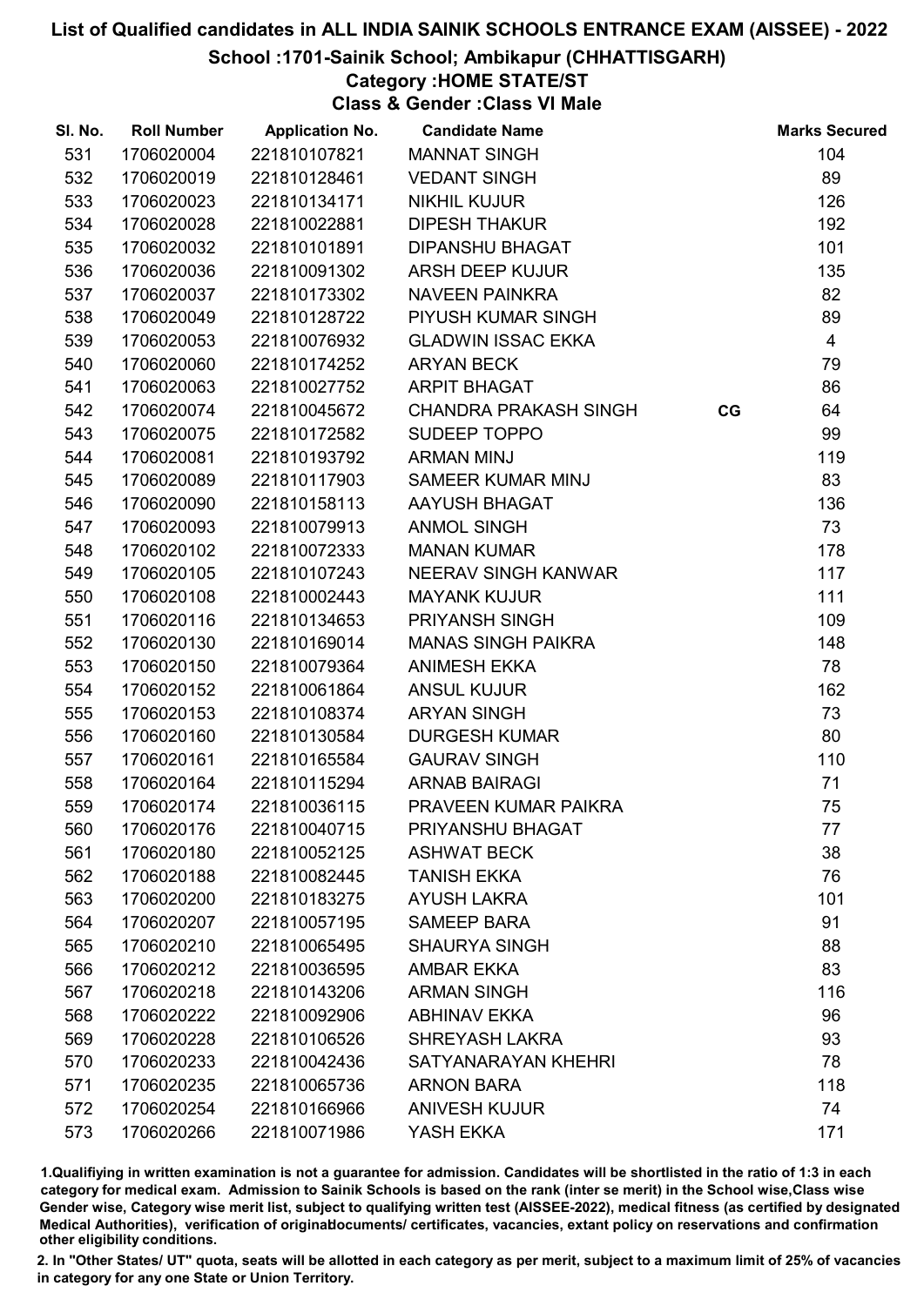# List of Qualified candidates in ALL INDIA SAINIK SCHOOLS ENTRANCE EXAM (AISSEE) - 2022

## School :1701-Sainik School; Ambikapur (CHHATTISGARH)

### Category :HOME STATE/ST

### Class & Gender :Class VI Male

| Sl. No. | Roll Number | Application No. | Candidate Name | | Marks Secured |
|---|---|---|---|---|---|
| 531 | 1706020004 | 221810107821 | MANNAT SINGH | | 104 |
| 532 | 1706020019 | 221810128461 | VEDANT SINGH | | 89 |
| 533 | 1706020023 | 221810134171 | NIKHIL KUJUR | | 126 |
| 534 | 1706020028 | 221810022881 | DIPESH THAKUR | | 192 |
| 535 | 1706020032 | 221810101891 | DIPANSHU BHAGAT | | 101 |
| 536 | 1706020036 | 221810091302 | ARSH DEEP KUJUR | | 135 |
| 537 | 1706020037 | 221810173302 | NAVEEN PAINKRA | | 82 |
| 538 | 1706020049 | 221810128722 | PIYUSH KUMAR SINGH | | 89 |
| 539 | 1706020053 | 221810076932 | GLADWIN ISSAC EKKA | | 4 |
| 540 | 1706020060 | 221810174252 | ARYAN BECK | | 79 |
| 541 | 1706020063 | 221810027752 | ARPIT BHAGAT | | 86 |
| 542 | 1706020074 | 221810045672 | CHANDRA PRAKASH SINGH | CG | 64 |
| 543 | 1706020075 | 221810172582 | SUDEEP TOPPO | | 99 |
| 544 | 1706020081 | 221810193792 | ARMAN MINJ | | 119 |
| 545 | 1706020089 | 221810117903 | SAMEER KUMAR MINJ | | 83 |
| 546 | 1706020090 | 221810158113 | AAYUSH BHAGAT | | 136 |
| 547 | 1706020093 | 221810079913 | ANMOL SINGH | | 73 |
| 548 | 1706020102 | 221810072333 | MANAN KUMAR | | 178 |
| 549 | 1706020105 | 221810107243 | NEERAV SINGH KANWAR | | 117 |
| 550 | 1706020108 | 221810002443 | MAYANK KUJUR | | 111 |
| 551 | 1706020116 | 221810134653 | PRIYANSH SINGH | | 109 |
| 552 | 1706020130 | 221810169014 | MANAS SINGH PAIKRA | | 148 |
| 553 | 1706020150 | 221810079364 | ANIMESH EKKA | | 78 |
| 554 | 1706020152 | 221810061864 | ANSUL KUJUR | | 162 |
| 555 | 1706020153 | 221810108374 | ARYAN SINGH | | 73 |
| 556 | 1706020160 | 221810130584 | DURGESH KUMAR | | 80 |
| 557 | 1706020161 | 221810165584 | GAURAV SINGH | | 110 |
| 558 | 1706020164 | 221810115294 | ARNAB BAIRAGI | | 71 |
| 559 | 1706020174 | 221810036115 | PRAVEEN KUMAR PAIKRA | | 75 |
| 560 | 1706020176 | 221810040715 | PRIYANSHU BHAGAT | | 77 |
| 561 | 1706020180 | 221810052125 | ASHWAT BECK | | 38 |
| 562 | 1706020188 | 221810082445 | TANISH EKKA | | 76 |
| 563 | 1706020200 | 221810183275 | AYUSH LAKRA | | 101 |
| 564 | 1706020207 | 221810057195 | SAMEEP BARA | | 91 |
| 565 | 1706020210 | 221810065495 | SHAURYA SINGH | | 88 |
| 566 | 1706020212 | 221810036595 | AMBAR EKKA | | 83 |
| 567 | 1706020218 | 221810143206 | ARMAN SINGH | | 116 |
| 568 | 1706020222 | 221810092906 | ABHINAV EKKA | | 96 |
| 569 | 1706020228 | 221810106526 | SHREYASH LAKRA | | 93 |
| 570 | 1706020233 | 221810042436 | SATYANARAYAN KHEHRI | | 78 |
| 571 | 1706020235 | 221810065736 | ARNON BARA | | 118 |
| 572 | 1706020254 | 221810166966 | ANIVESH KUJUR | | 74 |
| 573 | 1706020266 | 221810071986 | YASH EKKA | | 171 |

1.Qualifiying in written examination is not a guarantee for admission. Candidates will be shortlisted in the ratio of 1:3 in each category for medical exam. Admission to Sainik Schools is based on the rank (inter se merit) in the School wise,Class wise Gender wise, Category wise merit list, subject to qualifying written test (AISSEE-2022), medical fitness (as certified by designated Medical Authorities), verification of originaldocuments/ certificates, vacancies, extant policy on reservations and confirmation other eligibility conditions.

2. In "Other States/ UT" quota, seats will be allotted in each category as per merit, subject to a maximum limit of 25% of vacancies in category for any one State or Union Territory.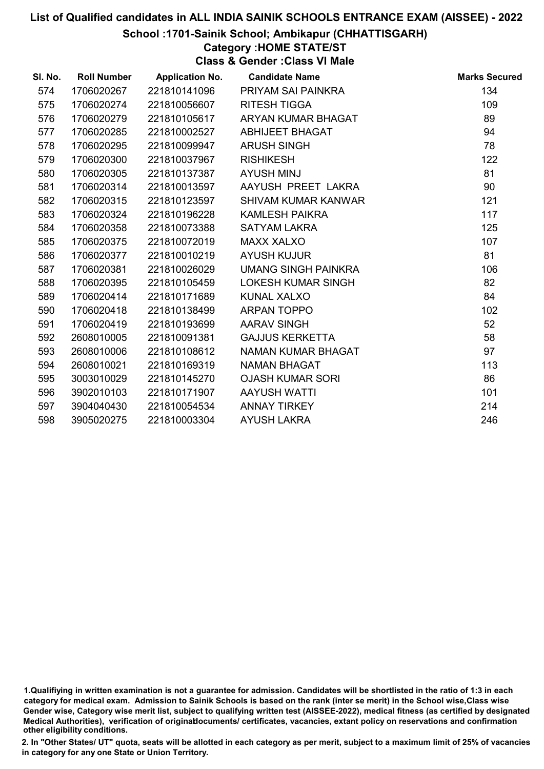# List of Qualified candidates in ALL INDIA SAINIK SCHOOLS ENTRANCE EXAM (AISSEE) - 2022

## School :1701-Sainik School; Ambikapur (CHHATTISGARH)

### Category :HOME STATE/ST

### Class & Gender :Class VI Male

| Sl. No. | Roll Number | Application No. | Candidate Name | Marks Secured |
|---|---|---|---|---|
| 574 | 1706020267 | 221810141096 | PRIYAM SAI PAINKRA | 134 |
| 575 | 1706020274 | 221810056607 | RITESH TIGGA | 109 |
| 576 | 1706020279 | 221810105617 | ARYAN KUMAR BHAGAT | 89 |
| 577 | 1706020285 | 221810002527 | ABHIJEET BHAGAT | 94 |
| 578 | 1706020295 | 221810099947 | ARUSH SINGH | 78 |
| 579 | 1706020300 | 221810037967 | RISHIKESH | 122 |
| 580 | 1706020305 | 221810137387 | AYUSH MINJ | 81 |
| 581 | 1706020314 | 221810013597 | AAYUSH PREET LAKRA | 90 |
| 582 | 1706020315 | 221810123597 | SHIVAM KUMAR KANWAR | 121 |
| 583 | 1706020324 | 221810196228 | KAMLESH PAIKRA | 117 |
| 584 | 1706020358 | 221810073388 | SATYAM LAKRA | 125 |
| 585 | 1706020375 | 221810072019 | MAXX XALXO | 107 |
| 586 | 1706020377 | 221810010219 | AYUSH KUJUR | 81 |
| 587 | 1706020381 | 221810026029 | UMANG SINGH PAINKRA | 106 |
| 588 | 1706020395 | 221810105459 | LOKESH KUMAR SINGH | 82 |
| 589 | 1706020414 | 221810171689 | KUNAL XALXO | 84 |
| 590 | 1706020418 | 221810138499 | ARPAN TOPPO | 102 |
| 591 | 1706020419 | 221810193699 | AARAV SINGH | 52 |
| 592 | 2608010005 | 221810091381 | GAJJUS KERKETTA | 58 |
| 593 | 2608010006 | 221810108612 | NAMAN KUMAR BHAGAT | 97 |
| 594 | 2608010021 | 221810169319 | NAMAN BHAGAT | 113 |
| 595 | 3003010029 | 221810145270 | OJASH KUMAR SORI | 86 |
| 596 | 3902010103 | 221810171907 | AAYUSH WATTI | 101 |
| 597 | 3904040430 | 221810054534 | ANNAY TIRKEY | 214 |
| 598 | 3905020275 | 221810003304 | AYUSH LAKRA | 246 |

1.Qualifiying in written examination is not a guarantee for admission. Candidates will be shortlisted in the ratio of 1:3 in each category for medical exam. Admission to Sainik Schools is based on the rank (inter se merit) in the School wise,Class wise Gender wise, Category wise merit list, subject to qualifying written test (AISSEE-2022), medical fitness (as certified by designated Medical Authorities), verification of originaldocuments/ certificates, vacancies, extant policy on reservations and confirmation other eligibility conditions.

2. In "Other States/ UT" quota, seats will be allotted in each category as per merit, subject to a maximum limit of 25% of vacancies in category for any one State or Union Territory.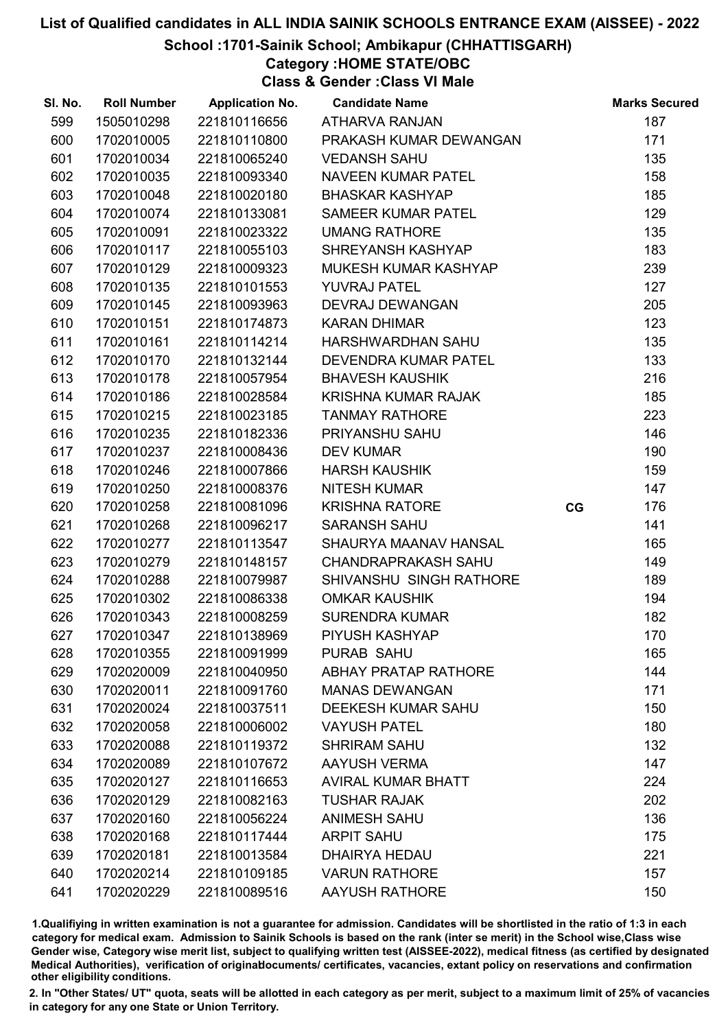# List of Qualified candidates in ALL INDIA SAINIK SCHOOLS ENTRANCE EXAM (AISSEE) - 2022

## School :1701-Sainik School; Ambikapur (CHHATTISGARH)

### Category :HOME STATE/OBC

### Class & Gender :Class VI Male

| Sl. No. | Roll Number | Application No. | Candidate Name | | Marks Secured |
|---|---|---|---|---|---|
| 599 | 1505010298 | 221810116656 | ATHARVA RANJAN | | 187 |
| 600 | 1702010005 | 221810110800 | PRAKASH KUMAR DEWANGAN | | 171 |
| 601 | 1702010034 | 221810065240 | VEDANSH SAHU | | 135 |
| 602 | 1702010035 | 221810093340 | NAVEEN KUMAR PATEL | | 158 |
| 603 | 1702010048 | 221810020180 | BHASKAR KASHYAP | | 185 |
| 604 | 1702010074 | 221810133081 | SAMEER KUMAR PATEL | | 129 |
| 605 | 1702010091 | 221810023322 | UMANG RATHORE | | 135 |
| 606 | 1702010117 | 221810055103 | SHREYANSH KASHYAP | | 183 |
| 607 | 1702010129 | 221810009323 | MUKESH KUMAR KASHYAP | | 239 |
| 608 | 1702010135 | 221810101553 | YUVRAJ PATEL | | 127 |
| 609 | 1702010145 | 221810093963 | DEVRAJ DEWANGAN | | 205 |
| 610 | 1702010151 | 221810174873 | KARAN DHIMAR | | 123 |
| 611 | 1702010161 | 221810114214 | HARSHWARDHAN SAHU | | 135 |
| 612 | 1702010170 | 221810132144 | DEVENDRA KUMAR PATEL | | 133 |
| 613 | 1702010178 | 221810057954 | BHAVESH KAUSHIK | | 216 |
| 614 | 1702010186 | 221810028584 | KRISHNA KUMAR RAJAK | | 185 |
| 615 | 1702010215 | 221810023185 | TANMAY RATHORE | | 223 |
| 616 | 1702010235 | 221810182336 | PRIYANSHU SAHU | | 146 |
| 617 | 1702010237 | 221810008436 | DEV KUMAR | | 190 |
| 618 | 1702010246 | 221810007866 | HARSH KAUSHIK | | 159 |
| 619 | 1702010250 | 221810008376 | NITESH KUMAR | | 147 |
| 620 | 1702010258 | 221810081096 | KRISHNA RATORE | CG | 176 |
| 621 | 1702010268 | 221810096217 | SARANSH SAHU | | 141 |
| 622 | 1702010277 | 221810113547 | SHAURYA MAANAV HANSAL | | 165 |
| 623 | 1702010279 | 221810148157 | CHANDRAPRAKASH SAHU | | 149 |
| 624 | 1702010288 | 221810079987 | SHIVANSHU SINGH RATHORE | | 189 |
| 625 | 1702010302 | 221810086338 | OMKAR KAUSHIK | | 194 |
| 626 | 1702010343 | 221810008259 | SURENDRA KUMAR | | 182 |
| 627 | 1702010347 | 221810138969 | PIYUSH KASHYAP | | 170 |
| 628 | 1702010355 | 221810091999 | PURAB SAHU | | 165 |
| 629 | 1702020009 | 221810040950 | ABHAY PRATAP RATHORE | | 144 |
| 630 | 1702020011 | 221810091760 | MANAS DEWANGAN | | 171 |
| 631 | 1702020024 | 221810037511 | DEEKESH KUMAR SAHU | | 150 |
| 632 | 1702020058 | 221810006002 | VAYUSH PATEL | | 180 |
| 633 | 1702020088 | 221810119372 | SHRIRAM SAHU | | 132 |
| 634 | 1702020089 | 221810107672 | AAYUSH VERMA | | 147 |
| 635 | 1702020127 | 221810116653 | AVIRAL KUMAR BHATT | | 224 |
| 636 | 1702020129 | 221810082163 | TUSHAR RAJAK | | 202 |
| 637 | 1702020160 | 221810056224 | ANIMESH SAHU | | 136 |
| 638 | 1702020168 | 221810117444 | ARPIT SAHU | | 175 |
| 639 | 1702020181 | 221810013584 | DHAIRYA HEDAU | | 221 |
| 640 | 1702020214 | 221810109185 | VARUN RATHORE | | 157 |
| 641 | 1702020229 | 221810089516 | AAYUSH RATHORE | | 150 |

1.Qualifying in written examination is not a guarantee for admission. Candidates will be shortlisted in the ratio of 1:3 in each category for medical exam. Admission to Sainik Schools is based on the rank (inter se merit) in the School wise,Class wise Gender wise, Category wise merit list, subject to qualifying written test (AISSEE-2022), medical fitness (as certified by designated Medical Authorities), verification of originaldocuments/ certificates, vacancies, extant policy on reservations and confirmation other eligibility conditions.

2. In "Other States/ UT" quota, seats will be allotted in each category as per merit, subject to a maximum limit of 25% of vacancies in category for any one State or Union Territory.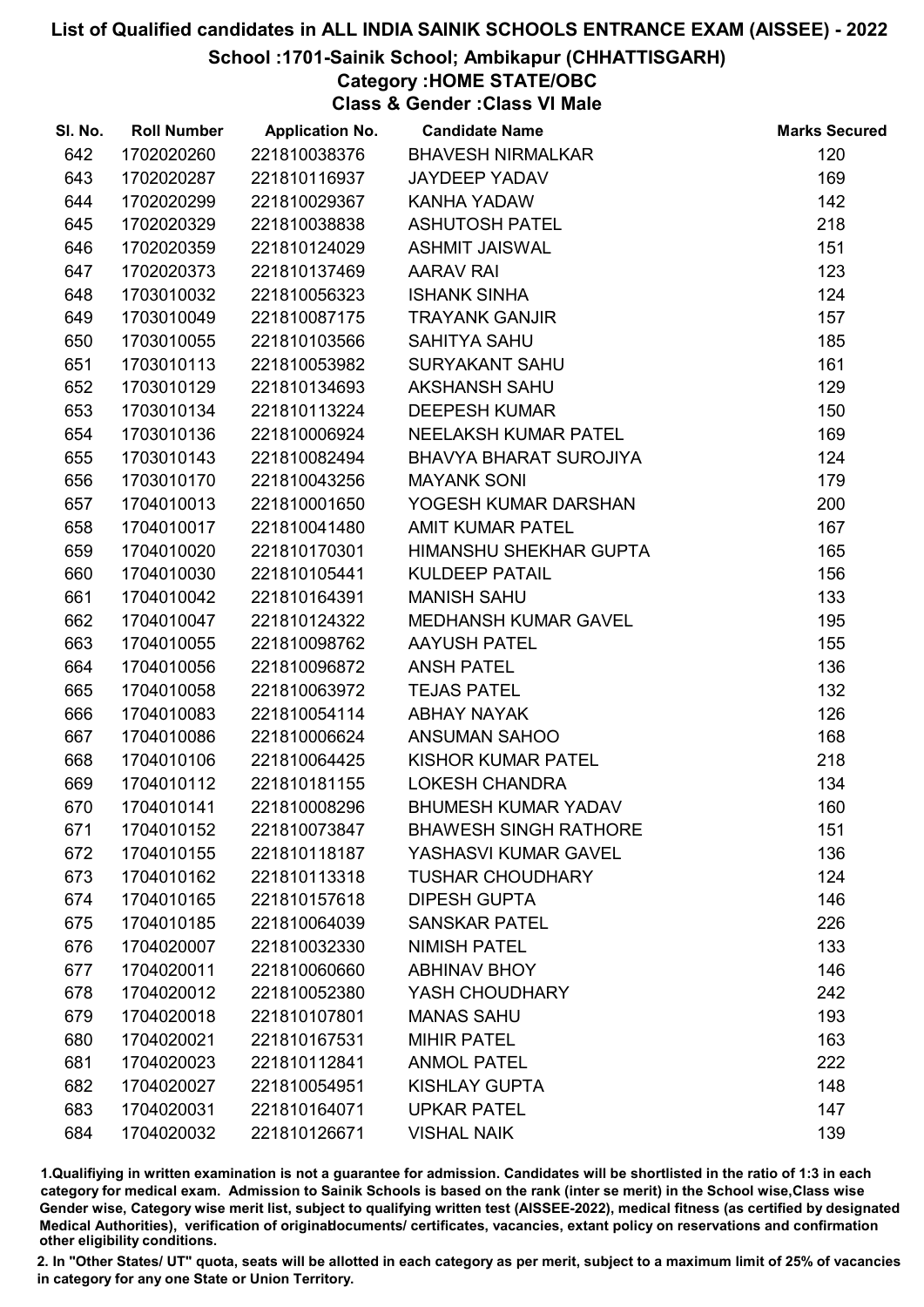# List of Qualified candidates in ALL INDIA SAINIK SCHOOLS ENTRANCE EXAM (AISSEE) - 2022

## School :1701-Sainik School; Ambikapur (CHHATTISGARH)

### Category :HOME STATE/OBC

### Class & Gender :Class VI Male

| Sl. No. | Roll Number | Application No. | Candidate Name | Marks Secured |
|---|---|---|---|---|
| 642 | 1702020260 | 221810038376 | BHAVESH NIRMALKAR | 120 |
| 643 | 1702020287 | 221810116937 | JAYDEEP YADAV | 169 |
| 644 | 1702020299 | 221810029367 | KANHA YADAW | 142 |
| 645 | 1702020329 | 221810038838 | ASHUTOSH PATEL | 218 |
| 646 | 1702020359 | 221810124029 | ASHMIT JAISWAL | 151 |
| 647 | 1702020373 | 221810137469 | AARAV RAI | 123 |
| 648 | 1703010032 | 221810056323 | ISHANK SINHA | 124 |
| 649 | 1703010049 | 221810087175 | TRAYANK GANJIR | 157 |
| 650 | 1703010055 | 221810103566 | SAHITYA SAHU | 185 |
| 651 | 1703010113 | 221810053982 | SURYAKANT SAHU | 161 |
| 652 | 1703010129 | 221810134693 | AKSHANSH SAHU | 129 |
| 653 | 1703010134 | 221810113224 | DEEPESH KUMAR | 150 |
| 654 | 1703010136 | 221810006924 | NEELAKSH KUMAR PATEL | 169 |
| 655 | 1703010143 | 221810082494 | BHAVYA BHARAT SUROJIYA | 124 |
| 656 | 1703010170 | 221810043256 | MAYANK SONI | 179 |
| 657 | 1704010013 | 221810001650 | YOGESH KUMAR DARSHAN | 200 |
| 658 | 1704010017 | 221810041480 | AMIT KUMAR PATEL | 167 |
| 659 | 1704010020 | 221810170301 | HIMANSHU SHEKHAR GUPTA | 165 |
| 660 | 1704010030 | 221810105441 | KULDEEP PATAIL | 156 |
| 661 | 1704010042 | 221810164391 | MANISH SAHU | 133 |
| 662 | 1704010047 | 221810124322 | MEDHANSH KUMAR GAVEL | 195 |
| 663 | 1704010055 | 221810098762 | AAYUSH PATEL | 155 |
| 664 | 1704010056 | 221810096872 | ANSH PATEL | 136 |
| 665 | 1704010058 | 221810063972 | TEJAS PATEL | 132 |
| 666 | 1704010083 | 221810054114 | ABHAY NAYAK | 126 |
| 667 | 1704010086 | 221810006624 | ANSUMAN SAHOO | 168 |
| 668 | 1704010106 | 221810064425 | KISHOR KUMAR PATEL | 218 |
| 669 | 1704010112 | 221810181155 | LOKESH CHANDRA | 134 |
| 670 | 1704010141 | 221810008296 | BHUMESH KUMAR YADAV | 160 |
| 671 | 1704010152 | 221810073847 | BHAWESH SINGH RATHORE | 151 |
| 672 | 1704010155 | 221810118187 | YASHASVI KUMAR GAVEL | 136 |
| 673 | 1704010162 | 221810113318 | TUSHAR CHOUDHARY | 124 |
| 674 | 1704010165 | 221810157618 | DIPESH GUPTA | 146 |
| 675 | 1704010185 | 221810064039 | SANSKAR PATEL | 226 |
| 676 | 1704020007 | 221810032330 | NIMISH PATEL | 133 |
| 677 | 1704020011 | 221810060660 | ABHINAV BHOY | 146 |
| 678 | 1704020012 | 221810052380 | YASH CHOUDHARY | 242 |
| 679 | 1704020018 | 221810107801 | MANAS SAHU | 193 |
| 680 | 1704020021 | 221810167531 | MIHIR PATEL | 163 |
| 681 | 1704020023 | 221810112841 | ANMOL PATEL | 222 |
| 682 | 1704020027 | 221810054951 | KISHLAY GUPTA | 148 |
| 683 | 1704020031 | 221810164071 | UPKAR PATEL | 147 |
| 684 | 1704020032 | 221810126671 | VISHAL NAIK | 139 |

1.Qualifiying in written examination is not a guarantee for admission. Candidates will be shortlisted in the ratio of 1:3 in each category for medical exam. Admission to Sainik Schools is based on the rank (inter se merit) in the School wise,Class wise Gender wise, Category wise merit list, subject to qualifying written test (AISSEE-2022), medical fitness (as certified by designated Medical Authorities), verification of originaldocuments/ certificates, vacancies, extant policy on reservations and confirmation other eligibility conditions.

2. In "Other States/ UT" quota, seats will be allotted in each category as per merit, subject to a maximum limit of 25% of vacancies in category for any one State or Union Territory.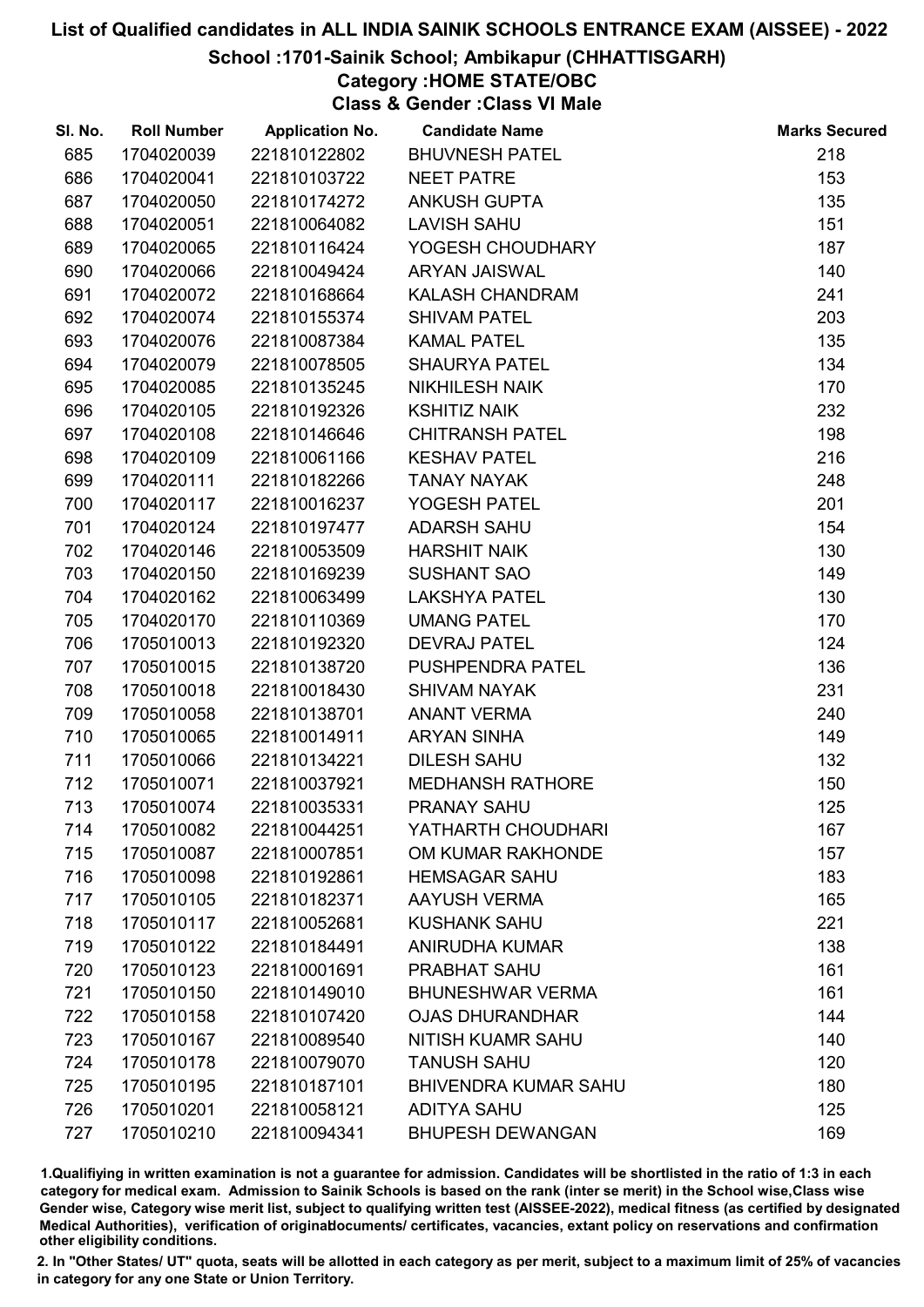# List of Qualified candidates in ALL INDIA SAINIK SCHOOLS ENTRANCE EXAM (AISSEE) - 2022

## School :1701-Sainik School; Ambikapur (CHHATTISGARH)

### Category :HOME STATE/OBC

### Class & Gender :Class VI Male

| Sl. No. | Roll Number | Application No. | Candidate Name | Marks Secured |
|---|---|---|---|---|
| 685 | 1704020039 | 221810122802 | BHUVNESH PATEL | 218 |
| 686 | 1704020041 | 221810103722 | NEET PATRE | 153 |
| 687 | 1704020050 | 221810174272 | ANKUSH GUPTA | 135 |
| 688 | 1704020051 | 221810064082 | LAVISH SAHU | 151 |
| 689 | 1704020065 | 221810116424 | YOGESH CHOUDHARY | 187 |
| 690 | 1704020066 | 221810049424 | ARYAN JAISWAL | 140 |
| 691 | 1704020072 | 221810168664 | KALASH CHANDRAM | 241 |
| 692 | 1704020074 | 221810155374 | SHIVAM PATEL | 203 |
| 693 | 1704020076 | 221810087384 | KAMAL PATEL | 135 |
| 694 | 1704020079 | 221810078505 | SHAURYA PATEL | 134 |
| 695 | 1704020085 | 221810135245 | NIKHILESH NAIK | 170 |
| 696 | 1704020105 | 221810192326 | KSHITIZ NAIK | 232 |
| 697 | 1704020108 | 221810146646 | CHITRANSH PATEL | 198 |
| 698 | 1704020109 | 221810061166 | KESHAV PATEL | 216 |
| 699 | 1704020111 | 221810182266 | TANAY NAYAK | 248 |
| 700 | 1704020117 | 221810016237 | YOGESH PATEL | 201 |
| 701 | 1704020124 | 221810197477 | ADARSH SAHU | 154 |
| 702 | 1704020146 | 221810053509 | HARSHIT NAIK | 130 |
| 703 | 1704020150 | 221810169239 | SUSHANT SAO | 149 |
| 704 | 1704020162 | 221810063499 | LAKSHYA PATEL | 130 |
| 705 | 1704020170 | 221810110369 | UMANG PATEL | 170 |
| 706 | 1705010013 | 221810192320 | DEVRAJ PATEL | 124 |
| 707 | 1705010015 | 221810138720 | PUSHPENDRA PATEL | 136 |
| 708 | 1705010018 | 221810018430 | SHIVAM NAYAK | 231 |
| 709 | 1705010058 | 221810138701 | ANANT VERMA | 240 |
| 710 | 1705010065 | 221810014911 | ARYAN SINHA | 149 |
| 711 | 1705010066 | 221810134221 | DILESH SAHU | 132 |
| 712 | 1705010071 | 221810037921 | MEDHANSH RATHORE | 150 |
| 713 | 1705010074 | 221810035331 | PRANAY SAHU | 125 |
| 714 | 1705010082 | 221810044251 | YATHARTH CHOUDHARI | 167 |
| 715 | 1705010087 | 221810007851 | OM KUMAR RAKHONDE | 157 |
| 716 | 1705010098 | 221810192861 | HEMSAGAR SAHU | 183 |
| 717 | 1705010105 | 221810182371 | AAYUSH VERMA | 165 |
| 718 | 1705010117 | 221810052681 | KUSHANK SAHU | 221 |
| 719 | 1705010122 | 221810184491 | ANIRUDHA KUMAR | 138 |
| 720 | 1705010123 | 221810001691 | PRABHAT SAHU | 161 |
| 721 | 1705010150 | 221810149010 | BHUNESHWAR VERMA | 161 |
| 722 | 1705010158 | 221810107420 | OJAS DHURANDHAR | 144 |
| 723 | 1705010167 | 221810089540 | NITISH KUAMR SAHU | 140 |
| 724 | 1705010178 | 221810079070 | TANUSH SAHU | 120 |
| 725 | 1705010195 | 221810187101 | BHIVENDRA KUMAR SAHU | 180 |
| 726 | 1705010201 | 221810058121 | ADITYA SAHU | 125 |
| 727 | 1705010210 | 221810094341 | BHUPESH DEWANGAN | 169 |

1.Qualifiying in written examination is not a guarantee for admission. Candidates will be shortlisted in the ratio of 1:3 in each category for medical exam. Admission to Sainik Schools is based on the rank (inter se merit) in the School wise,Class wise Gender wise, Category wise merit list, subject to qualifying written test (AISSEE-2022), medical fitness (as certified by designated Medical Authorities), verification of originaldocuments/ certificates, vacancies, extant policy on reservations and confirmation other eligibility conditions.

2. In "Other States/ UT" quota, seats will be allotted in each category as per merit, subject to a maximum limit of 25% of vacancies in category for any one State or Union Territory.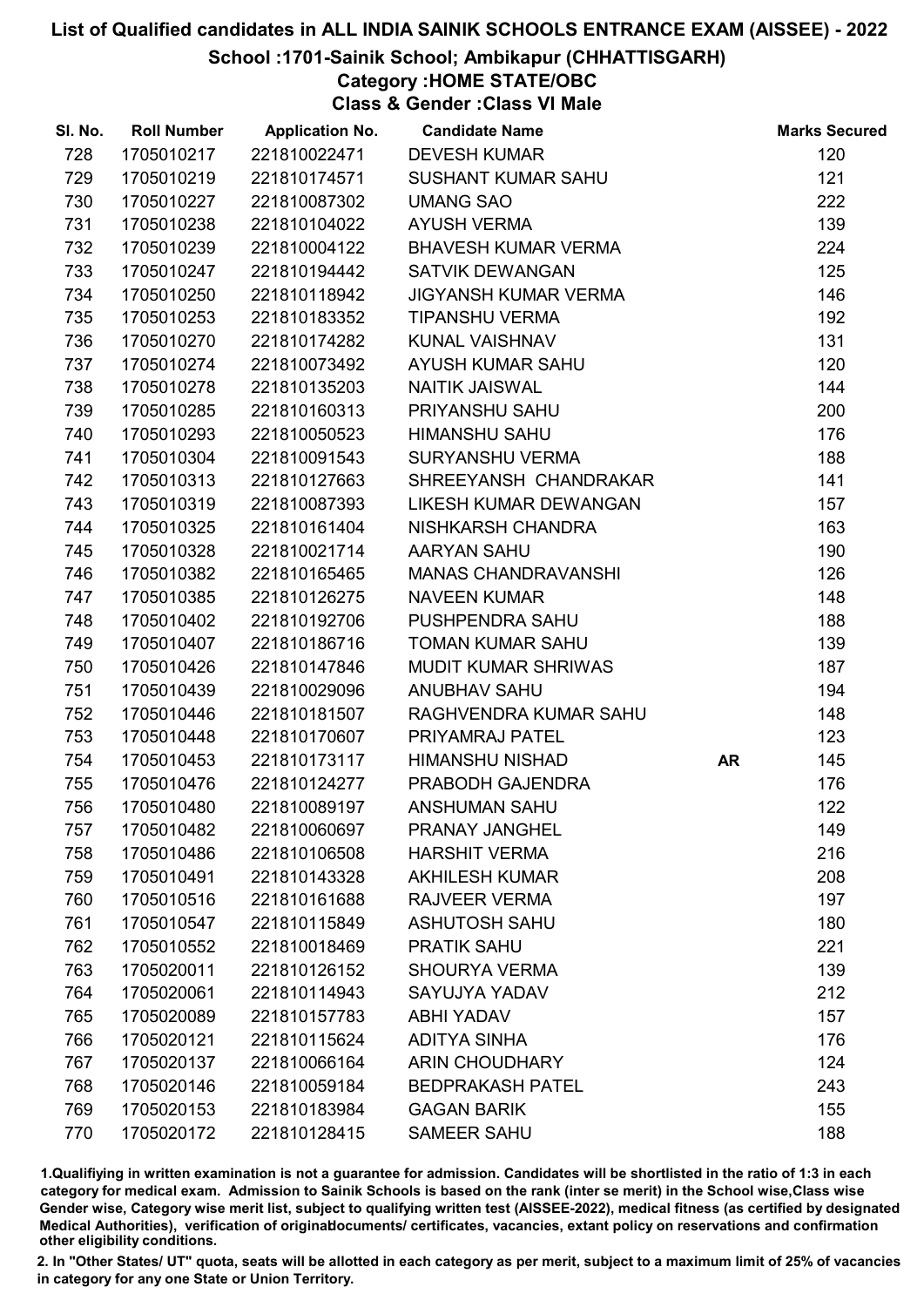# List of Qualified candidates in ALL INDIA SAINIK SCHOOLS ENTRANCE EXAM (AISSEE) - 2022

## School :1701-Sainik School; Ambikapur (CHHATTISGARH)

### Category :HOME STATE/OBC

### Class & Gender :Class VI Male

| Sl. No. | Roll Number | Application No. | Candidate Name | | Marks Secured |
|---|---|---|---|---|---|
| 728 | 1705010217 | 221810022471 | DEVESH KUMAR | | 120 |
| 729 | 1705010219 | 221810174571 | SUSHANT KUMAR SAHU | | 121 |
| 730 | 1705010227 | 221810087302 | UMANG SAO | | 222 |
| 731 | 1705010238 | 221810104022 | AYUSH VERMA | | 139 |
| 732 | 1705010239 | 221810004122 | BHAVESH KUMAR VERMA | | 224 |
| 733 | 1705010247 | 221810194442 | SATVIK DEWANGAN | | 125 |
| 734 | 1705010250 | 221810118942 | JIGYANSH KUMAR VERMA | | 146 |
| 735 | 1705010253 | 221810183352 | TIPANSHU VERMA | | 192 |
| 736 | 1705010270 | 221810174282 | KUNAL VAISHNAV | | 131 |
| 737 | 1705010274 | 221810073492 | AYUSH KUMAR SAHU | | 120 |
| 738 | 1705010278 | 221810135203 | NAITIK JAISWAL | | 144 |
| 739 | 1705010285 | 221810160313 | PRIYANSHU SAHU | | 200 |
| 740 | 1705010293 | 221810050523 | HIMANSHU SAHU | | 176 |
| 741 | 1705010304 | 221810091543 | SURYANSHU VERMA | | 188 |
| 742 | 1705010313 | 221810127663 | SHREEYANSH CHANDRAKAR | | 141 |
| 743 | 1705010319 | 221810087393 | LIKESH KUMAR DEWANGAN | | 157 |
| 744 | 1705010325 | 221810161404 | NISHKARSH CHANDRA | | 163 |
| 745 | 1705010328 | 221810021714 | AARYAN SAHU | | 190 |
| 746 | 1705010382 | 221810165465 | MANAS CHANDRAVANSHI | | 126 |
| 747 | 1705010385 | 221810126275 | NAVEEN KUMAR | | 148 |
| 748 | 1705010402 | 221810192706 | PUSHPENDRA SAHU | | 188 |
| 749 | 1705010407 | 221810186716 | TOMAN KUMAR SAHU | | 139 |
| 750 | 1705010426 | 221810147846 | MUDIT KUMAR SHRIWAS | | 187 |
| 751 | 1705010439 | 221810029096 | ANUBHAV SAHU | | 194 |
| 752 | 1705010446 | 221810181507 | RAGHVENDRA KUMAR SAHU | | 148 |
| 753 | 1705010448 | 221810170607 | PRIYAMRAJ PATEL | | 123 |
| 754 | 1705010453 | 221810173117 | HIMANSHU NISHAD | AR | 145 |
| 755 | 1705010476 | 221810124277 | PRABODH GAJENDRA | | 176 |
| 756 | 1705010480 | 221810089197 | ANSHUMAN SAHU | | 122 |
| 757 | 1705010482 | 221810060697 | PRANAY JANGHEL | | 149 |
| 758 | 1705010486 | 221810106508 | HARSHIT VERMA | | 216 |
| 759 | 1705010491 | 221810143328 | AKHILESH KUMAR | | 208 |
| 760 | 1705010516 | 221810161688 | RAJVEER VERMA | | 197 |
| 761 | 1705010547 | 221810115849 | ASHUTOSH SAHU | | 180 |
| 762 | 1705010552 | 221810018469 | PRATIK SAHU | | 221 |
| 763 | 1705020011 | 221810126152 | SHOURYA VERMA | | 139 |
| 764 | 1705020061 | 221810114943 | SAYUJYA YADAV | | 212 |
| 765 | 1705020089 | 221810157783 | ABHI YADAV | | 157 |
| 766 | 1705020121 | 221810115624 | ADITYA SINHA | | 176 |
| 767 | 1705020137 | 221810066164 | ARIN CHOUDHARY | | 124 |
| 768 | 1705020146 | 221810059184 | BEDPRAKASH PATEL | | 243 |
| 769 | 1705020153 | 221810183984 | GAGAN BARIK | | 155 |
| 770 | 1705020172 | 221810128415 | SAMEER SAHU | | 188 |

1.Qualifiying in written examination is not a guarantee for admission. Candidates will be shortlisted in the ratio of 1:3 in each category for medical exam. Admission to Sainik Schools is based on the rank (inter se merit) in the School wise,Class wise Gender wise, Category wise merit list, subject to qualifying written test (AISSEE-2022), medical fitness (as certified by designated Medical Authorities), verification of originaldocuments/ certificates, vacancies, extant policy on reservations and confirmation other eligibility conditions.

2. In "Other States/ UT" quota, seats will be allotted in each category as per merit, subject to a maximum limit of 25% of vacancies in category for any one State or Union Territory.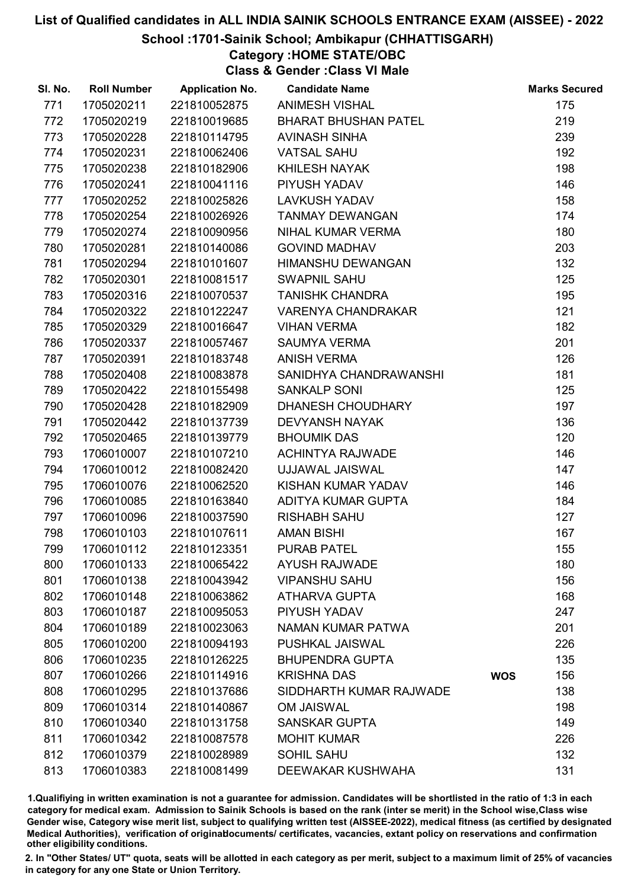# List of Qualified candidates in ALL INDIA SAINIK SCHOOLS ENTRANCE EXAM (AISSEE) - 2022

## School :1701-Sainik School; Ambikapur (CHHATTISGARH)

### Category :HOME STATE/OBC

### Class & Gender :Class VI Male

| Sl. No. | Roll Number | Application No. | Candidate Name | | Marks Secured |
|---|---|---|---|---|---|
| 771 | 1705020211 | 221810052875 | ANIMESH VISHAL | | 175 |
| 772 | 1705020219 | 221810019685 | BHARAT BHUSHAN PATEL | | 219 |
| 773 | 1705020228 | 221810114795 | AVINASH SINHA | | 239 |
| 774 | 1705020231 | 221810062406 | VATSAL SAHU | | 192 |
| 775 | 1705020238 | 221810182906 | KHILESH NAYAK | | 198 |
| 776 | 1705020241 | 221810041116 | PIYUSH YADAV | | 146 |
| 777 | 1705020252 | 221810025826 | LAVKUSH YADAV | | 158 |
| 778 | 1705020254 | 221810026926 | TANMAY DEWANGAN | | 174 |
| 779 | 1705020274 | 221810090956 | NIHAL KUMAR VERMA | | 180 |
| 780 | 1705020281 | 221810140086 | GOVIND MADHAV | | 203 |
| 781 | 1705020294 | 221810101607 | HIMANSHU DEWANGAN | | 132 |
| 782 | 1705020301 | 221810081517 | SWAPNIL SAHU | | 125 |
| 783 | 1705020316 | 221810070537 | TANISHK CHANDRA | | 195 |
| 784 | 1705020322 | 221810122247 | VARENYA CHANDRAKAR | | 121 |
| 785 | 1705020329 | 221810016647 | VIHAN VERMA | | 182 |
| 786 | 1705020337 | 221810057467 | SAUMYA VERMA | | 201 |
| 787 | 1705020391 | 221810183748 | ANISH VERMA | | 126 |
| 788 | 1705020408 | 221810083878 | SANIDHYA CHANDRAWANSHI | | 181 |
| 789 | 1705020422 | 221810155498 | SANKALP SONI | | 125 |
| 790 | 1705020428 | 221810182909 | DHANESH CHOUDHARY | | 197 |
| 791 | 1705020442 | 221810137739 | DEVYANSH NAYAK | | 136 |
| 792 | 1705020465 | 221810139779 | BHOUMIK DAS | | 120 |
| 793 | 1706010007 | 221810107210 | ACHINTYA RAJWADE | | 146 |
| 794 | 1706010012 | 221810082420 | UJJAWAL JAISWAL | | 147 |
| 795 | 1706010076 | 221810062520 | KISHAN KUMAR YADAV | | 146 |
| 796 | 1706010085 | 221810163840 | ADITYA KUMAR GUPTA | | 184 |
| 797 | 1706010096 | 221810037590 | RISHABH SAHU | | 127 |
| 798 | 1706010103 | 221810107611 | AMAN BISHI | | 167 |
| 799 | 1706010112 | 221810123351 | PURAB PATEL | | 155 |
| 800 | 1706010133 | 221810065422 | AYUSH RAJWADE | | 180 |
| 801 | 1706010138 | 221810043942 | VIPANSHU SAHU | | 156 |
| 802 | 1706010148 | 221810063862 | ATHARVA GUPTA | | 168 |
| 803 | 1706010187 | 221810095053 | PIYUSH YADAV | | 247 |
| 804 | 1706010189 | 221810023063 | NAMAN KUMAR PATWA | | 201 |
| 805 | 1706010200 | 221810094193 | PUSHKAL JAISWAL | | 226 |
| 806 | 1706010235 | 221810126225 | BHUPENDRA GUPTA | | 135 |
| 807 | 1706010266 | 221810114916 | KRISHNA DAS | WOS | 156 |
| 808 | 1706010295 | 221810137686 | SIDDHARTH KUMAR RAJWADE | | 138 |
| 809 | 1706010314 | 221810140867 | OM JAISWAL | | 198 |
| 810 | 1706010340 | 221810131758 | SANSKAR GUPTA | | 149 |
| 811 | 1706010342 | 221810087578 | MOHIT KUMAR | | 226 |
| 812 | 1706010379 | 221810028989 | SOHIL SAHU | | 132 |
| 813 | 1706010383 | 221810081499 | DEEWAKAR KUSHWAHA | | 131 |

1.Qualifying in written examination is not a guarantee for admission. Candidates will be shortlisted in the ratio of 1:3 in each category for medical exam. Admission to Sainik Schools is based on the rank (inter se merit) in the School wise,Class wise Gender wise, Category wise merit list, subject to qualifying written test (AISSEE-2022), medical fitness (as certified by designated Medical Authorities), verification of originaldocuments/ certificates, vacancies, extant policy on reservations and confirmation other eligibility conditions.

2. In "Other States/ UT" quota, seats will be allotted in each category as per merit, subject to a maximum limit of 25% of vacancies in category for any one State or Union Territory.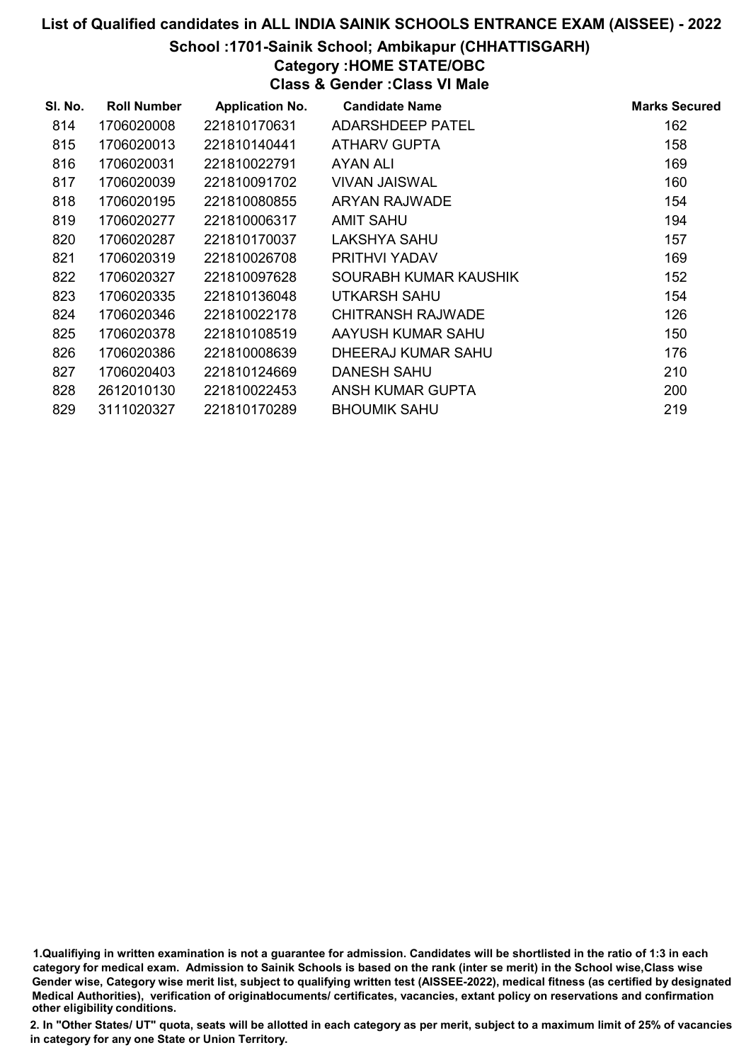# List of Qualified candidates in ALL INDIA SAINIK SCHOOLS ENTRANCE EXAM (AISSEE) - 2022

## School :1701-Sainik School; Ambikapur (CHHATTISGARH)

### Category :HOME STATE/OBC

### Class & Gender :Class VI Male

| Sl. No. | Roll Number | Application No. | Candidate Name | Marks Secured |
|---|---|---|---|---|
| 814 | 1706020008 | 221810170631 | ADARSHDEEP PATEL | 162 |
| 815 | 1706020013 | 221810140441 | ATHARV GUPTA | 158 |
| 816 | 1706020031 | 221810022791 | AYAN ALI | 169 |
| 817 | 1706020039 | 221810091702 | VIVAN JAISWAL | 160 |
| 818 | 1706020195 | 221810080855 | ARYAN RAJWADE | 154 |
| 819 | 1706020277 | 221810006317 | AMIT SAHU | 194 |
| 820 | 1706020287 | 221810170037 | LAKSHYA SAHU | 157 |
| 821 | 1706020319 | 221810026708 | PRITHVI YADAV | 169 |
| 822 | 1706020327 | 221810097628 | SOURABH KUMAR KAUSHIK | 152 |
| 823 | 1706020335 | 221810136048 | UTKARSH SAHU | 154 |
| 824 | 1706020346 | 221810022178 | CHITRANSH RAJWADE | 126 |
| 825 | 1706020378 | 221810108519 | AAYUSH KUMAR SAHU | 150 |
| 826 | 1706020386 | 221810008639 | DHEERAJ KUMAR SAHU | 176 |
| 827 | 1706020403 | 221810124669 | DANESH SAHU | 210 |
| 828 | 2612010130 | 221810022453 | ANSH KUMAR GUPTA | 200 |
| 829 | 3111020327 | 221810170289 | BHOUMIK SAHU | 219 |

1.Qualifiying in written examination is not a guarantee for admission. Candidates will be shortlisted in the ratio of 1:3 in each category for medical exam. Admission to Sainik Schools is based on the rank (inter se merit) in the School wise,Class wise Gender wise, Category wise merit list, subject to qualifying written test (AISSEE-2022), medical fitness (as certified by designated Medical Authorities), verification of originaldocuments/ certificates, vacancies, extant policy on reservations and confirmation other eligibility conditions.

2. In "Other States/ UT" quota, seats will be allotted in each category as per merit, subject to a maximum limit of 25% of vacancies in category for any one State or Union Territory.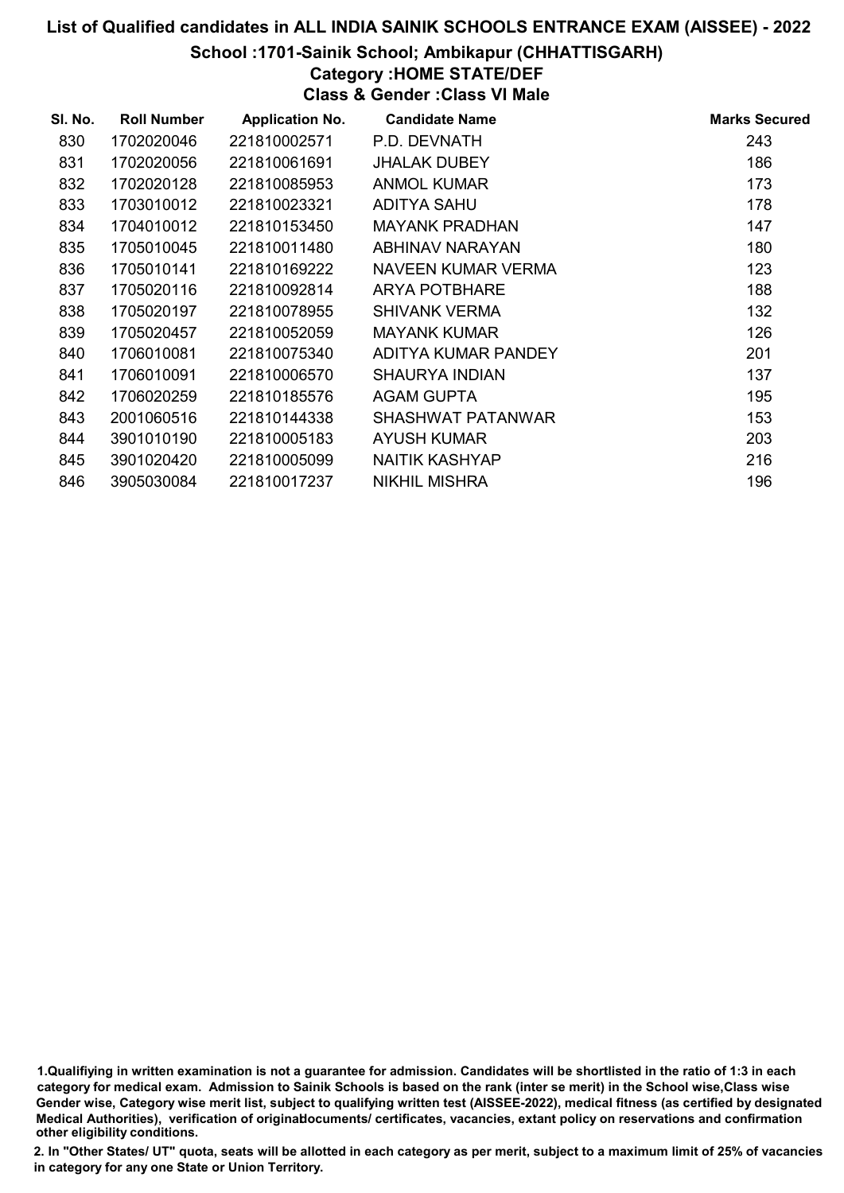# List of Qualified candidates in ALL INDIA SAINIK SCHOOLS ENTRANCE EXAM (AISSEE) - 2022

## School :1701-Sainik School; Ambikapur (CHHATTISGARH)

### Category :HOME STATE/DEF

### Class & Gender :Class VI Male

| Sl. No. | Roll Number | Application No. | Candidate Name | Marks Secured |
|---|---|---|---|---|
| 830 | 1702020046 | 221810002571 | P.D. DEVNATH | 243 |
| 831 | 1702020056 | 221810061691 | JHALAK DUBEY | 186 |
| 832 | 1702020128 | 221810085953 | ANMOL KUMAR | 173 |
| 833 | 1703010012 | 221810023321 | ADITYA SAHU | 178 |
| 834 | 1704010012 | 221810153450 | MAYANK PRADHAN | 147 |
| 835 | 1705010045 | 221810011480 | ABHINAV NARAYAN | 180 |
| 836 | 1705010141 | 221810169222 | NAVEEN KUMAR VERMA | 123 |
| 837 | 1705020116 | 221810092814 | ARYA POTBHARE | 188 |
| 838 | 1705020197 | 221810078955 | SHIVANK VERMA | 132 |
| 839 | 1705020457 | 221810052059 | MAYANK KUMAR | 126 |
| 840 | 1706010081 | 221810075340 | ADITYA KUMAR PANDEY | 201 |
| 841 | 1706010091 | 221810006570 | SHAURYA INDIAN | 137 |
| 842 | 1706020259 | 221810185576 | AGAM GUPTA | 195 |
| 843 | 2001060516 | 221810144338 | SHASHWAT PATANWAR | 153 |
| 844 | 3901010190 | 221810005183 | AYUSH KUMAR | 203 |
| 845 | 3901020420 | 221810005099 | NAITIK KASHYAP | 216 |
| 846 | 3905030084 | 221810017237 | NIKHIL MISHRA | 196 |

1.Qualifiying in written examination is not a guarantee for admission. Candidates will be shortlisted in the ratio of 1:3 in each category for medical exam. Admission to Sainik Schools is based on the rank (inter se merit) in the School wise,Class wise Gender wise, Category wise merit list, subject to qualifying written test (AISSEE-2022), medical fitness (as certified by designated Medical Authorities), verification of originaldocuments/ certificates, vacancies, extant policy on reservations and confirmation other eligibility conditions.

2. In "Other States/ UT" quota, seats will be allotted in each category as per merit, subject to a maximum limit of 25% of vacancies in category for any one State or Union Territory.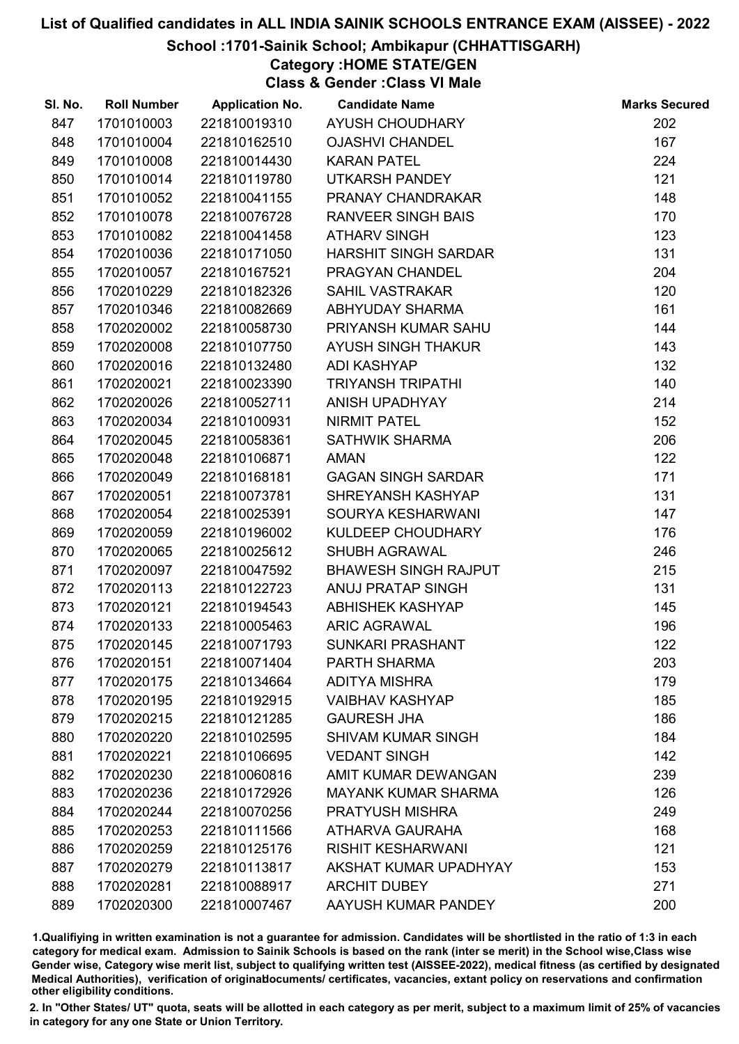# List of Qualified candidates in ALL INDIA SAINIK SCHOOLS ENTRANCE EXAM (AISSEE) - 2022

## School :1701-Sainik School; Ambikapur (CHHATTISGARH)

### Category :HOME STATE/GEN

### Class & Gender :Class VI Male

| Sl. No. | Roll Number | Application No. | Candidate Name | Marks Secured |
|---|---|---|---|---|
| 847 | 1701010003 | 221810019310 | AYUSH CHOUDHARY | 202 |
| 848 | 1701010004 | 221810162510 | OJASHVI CHANDEL | 167 |
| 849 | 1701010008 | 221810014430 | KARAN PATEL | 224 |
| 850 | 1701010014 | 221810119780 | UTKARSH PANDEY | 121 |
| 851 | 1701010052 | 221810041155 | PRANAY CHANDRAKAR | 148 |
| 852 | 1701010078 | 221810076728 | RANVEER SINGH BAIS | 170 |
| 853 | 1701010082 | 221810041458 | ATHARV SINGH | 123 |
| 854 | 1702010036 | 221810171050 | HARSHIT SINGH SARDAR | 131 |
| 855 | 1702010057 | 221810167521 | PRAGYAN CHANDEL | 204 |
| 856 | 1702010229 | 221810182326 | SAHIL VASTRAKAR | 120 |
| 857 | 1702010346 | 221810082669 | ABHYUDAY SHARMA | 161 |
| 858 | 1702020002 | 221810058730 | PRIYANSH KUMAR SAHU | 144 |
| 859 | 1702020008 | 221810107750 | AYUSH SINGH THAKUR | 143 |
| 860 | 1702020016 | 221810132480 | ADI KASHYAP | 132 |
| 861 | 1702020021 | 221810023390 | TRIYANSH TRIPATHI | 140 |
| 862 | 1702020026 | 221810052711 | ANISH UPADHYAY | 214 |
| 863 | 1702020034 | 221810100931 | NIRMIT PATEL | 152 |
| 864 | 1702020045 | 221810058361 | SATHWIK SHARMA | 206 |
| 865 | 1702020048 | 221810106871 | AMAN | 122 |
| 866 | 1702020049 | 221810168181 | GAGAN SINGH SARDAR | 171 |
| 867 | 1702020051 | 221810073781 | SHREYANSH KASHYAP | 131 |
| 868 | 1702020054 | 221810025391 | SOURYA KESHARWANI | 147 |
| 869 | 1702020059 | 221810196002 | KULDEEP CHOUDHARY | 176 |
| 870 | 1702020065 | 221810025612 | SHUBH AGRAWAL | 246 |
| 871 | 1702020097 | 221810047592 | BHAWESH SINGH RAJPUT | 215 |
| 872 | 1702020113 | 221810122723 | ANUJ PRATAP SINGH | 131 |
| 873 | 1702020121 | 221810194543 | ABHISHEK KASHYAP | 145 |
| 874 | 1702020133 | 221810005463 | ARIC AGRAWAL | 196 |
| 875 | 1702020145 | 221810071793 | SUNKARI PRASHANT | 122 |
| 876 | 1702020151 | 221810071404 | PARTH SHARMA | 203 |
| 877 | 1702020175 | 221810134664 | ADITYA MISHRA | 179 |
| 878 | 1702020195 | 221810192915 | VAIBHAV KASHYAP | 185 |
| 879 | 1702020215 | 221810121285 | GAURESH JHA | 186 |
| 880 | 1702020220 | 221810102595 | SHIVAM KUMAR SINGH | 184 |
| 881 | 1702020221 | 221810106695 | VEDANT SINGH | 142 |
| 882 | 1702020230 | 221810060816 | AMIT KUMAR DEWANGAN | 239 |
| 883 | 1702020236 | 221810172926 | MAYANK KUMAR SHARMA | 126 |
| 884 | 1702020244 | 221810070256 | PRATYUSH MISHRA | 249 |
| 885 | 1702020253 | 221810111566 | ATHARVA GAURAHA | 168 |
| 886 | 1702020259 | 221810125176 | RISHIT KESHARWANI | 121 |
| 887 | 1702020279 | 221810113817 | AKSHAT KUMAR UPADHYAY | 153 |
| 888 | 1702020281 | 221810088917 | ARCHIT DUBEY | 271 |
| 889 | 1702020300 | 221810007467 | AAYUSH KUMAR PANDEY | 200 |

1.Qualifiying in written examination is not a guarantee for admission. Candidates will be shortlisted in the ratio of 1:3 in each category for medical exam. Admission to Sainik Schools is based on the rank (inter se merit) in the School wise,Class wise Gender wise, Category wise merit list, subject to qualifying written test (AISSEE-2022), medical fitness (as certified by designated Medical Authorities), verification of originaldocuments/ certificates, vacancies, extant policy on reservations and confirmation other eligibility conditions.

2. In "Other States/ UT" quota, seats will be allotted in each category as per merit, subject to a maximum limit of 25% of vacancies in category for any one State or Union Territory.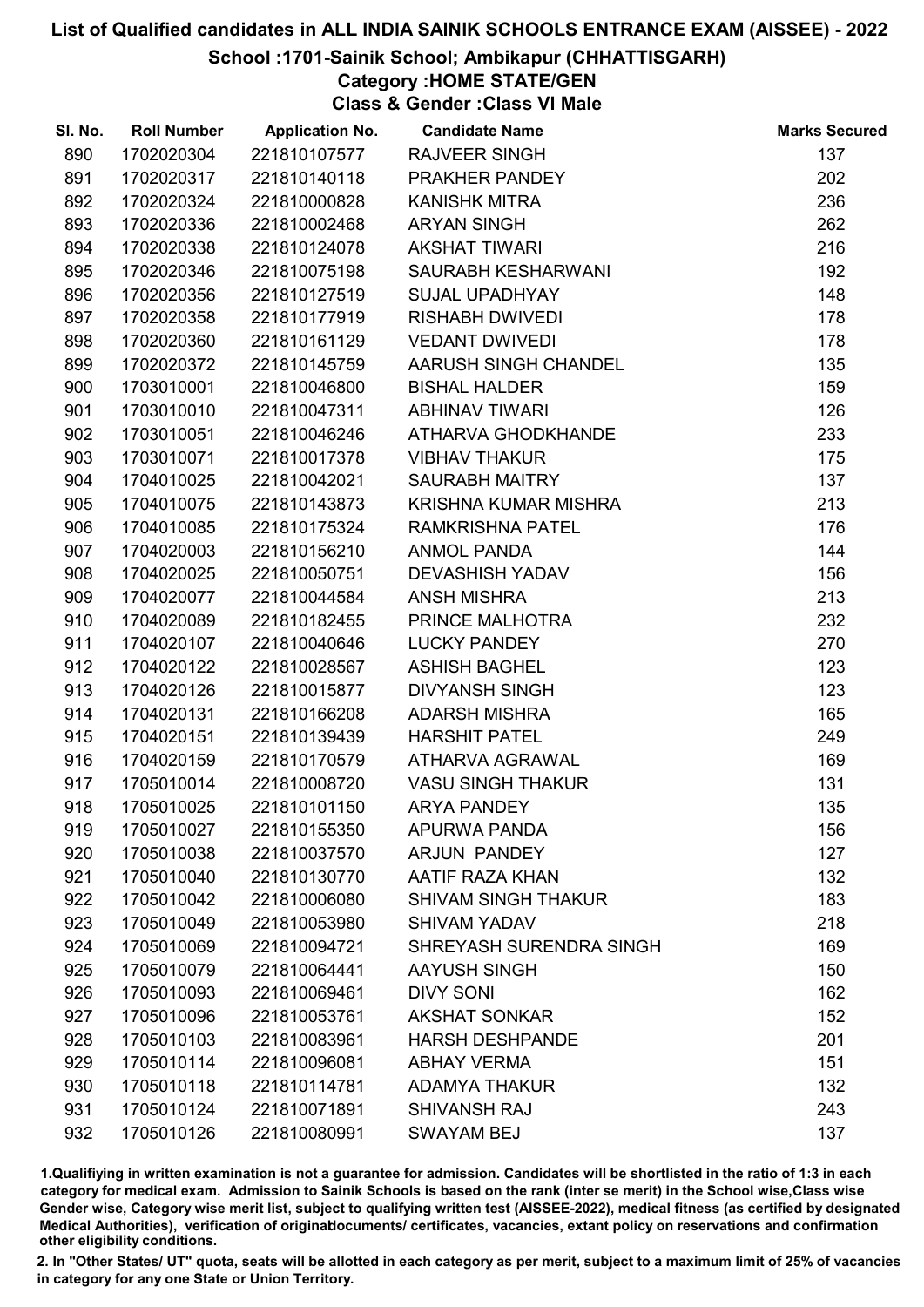# List of Qualified candidates in ALL INDIA SAINIK SCHOOLS ENTRANCE EXAM (AISSEE) - 2022

## School :1701-Sainik School; Ambikapur (CHHATTISGARH)

### Category :HOME STATE/GEN

### Class & Gender :Class VI Male

| Sl. No. | Roll Number | Application No. | Candidate Name | Marks Secured |
|---|---|---|---|---|
| 890 | 1702020304 | 221810107577 | RAJVEER SINGH | 137 |
| 891 | 1702020317 | 221810140118 | PRAKHER PANDEY | 202 |
| 892 | 1702020324 | 221810000828 | KANISHK MITRA | 236 |
| 893 | 1702020336 | 221810002468 | ARYAN SINGH | 262 |
| 894 | 1702020338 | 221810124078 | AKSHAT TIWARI | 216 |
| 895 | 1702020346 | 221810075198 | SAURABH KESHARWANI | 192 |
| 896 | 1702020356 | 221810127519 | SUJAL UPADHYAY | 148 |
| 897 | 1702020358 | 221810177919 | RISHABH DWIVEDI | 178 |
| 898 | 1702020360 | 221810161129 | VEDANT DWIVEDI | 178 |
| 899 | 1702020372 | 221810145759 | AARUSH SINGH CHANDEL | 135 |
| 900 | 1703010001 | 221810046800 | BISHAL HALDER | 159 |
| 901 | 1703010010 | 221810047311 | ABHINAV TIWARI | 126 |
| 902 | 1703010051 | 221810046246 | ATHARVA GHODKHANDE | 233 |
| 903 | 1703010071 | 221810017378 | VIBHAV THAKUR | 175 |
| 904 | 1704010025 | 221810042021 | SAURABH MAITRY | 137 |
| 905 | 1704010075 | 221810143873 | KRISHNA KUMAR MISHRA | 213 |
| 906 | 1704010085 | 221810175324 | RAMKRISHNA PATEL | 176 |
| 907 | 1704020003 | 221810156210 | ANMOL PANDA | 144 |
| 908 | 1704020025 | 221810050751 | DEVASHISH YADAV | 156 |
| 909 | 1704020077 | 221810044584 | ANSH MISHRA | 213 |
| 910 | 1704020089 | 221810182455 | PRINCE MALHOTRA | 232 |
| 911 | 1704020107 | 221810040646 | LUCKY PANDEY | 270 |
| 912 | 1704020122 | 221810028567 | ASHISH BAGHEL | 123 |
| 913 | 1704020126 | 221810015877 | DIVYANSH SINGH | 123 |
| 914 | 1704020131 | 221810166208 | ADARSH MISHRA | 165 |
| 915 | 1704020151 | 221810139439 | HARSHIT PATEL | 249 |
| 916 | 1704020159 | 221810170579 | ATHARVA AGRAWAL | 169 |
| 917 | 1705010014 | 221810008720 | VASU SINGH THAKUR | 131 |
| 918 | 1705010025 | 221810101150 | ARYA PANDEY | 135 |
| 919 | 1705010027 | 221810155350 | APURWA PANDA | 156 |
| 920 | 1705010038 | 221810037570 | ARJUN PANDEY | 127 |
| 921 | 1705010040 | 221810130770 | AATIF RAZA KHAN | 132 |
| 922 | 1705010042 | 221810006080 | SHIVAM SINGH THAKUR | 183 |
| 923 | 1705010049 | 221810053980 | SHIVAM YADAV | 218 |
| 924 | 1705010069 | 221810094721 | SHREYASH SURENDRA SINGH | 169 |
| 925 | 1705010079 | 221810064441 | AAYUSH SINGH | 150 |
| 926 | 1705010093 | 221810069461 | DIVY SONI | 162 |
| 927 | 1705010096 | 221810053761 | AKSHAT SONKAR | 152 |
| 928 | 1705010103 | 221810083961 | HARSH DESHPANDE | 201 |
| 929 | 1705010114 | 221810096081 | ABHAY VERMA | 151 |
| 930 | 1705010118 | 221810114781 | ADAMYA THAKUR | 132 |
| 931 | 1705010124 | 221810071891 | SHIVANSH RAJ | 243 |
| 932 | 1705010126 | 221810080991 | SWAYAM BEJ | 137 |

1.Qualifying in written examination is not a guarantee for admission. Candidates will be shortlisted in the ratio of 1:3 in each category for medical exam. Admission to Sainik Schools is based on the rank (inter se merit) in the School wise,Class wise Gender wise, Category wise merit list, subject to qualifying written test (AISSEE-2022), medical fitness (as certified by designated Medical Authorities), verification of originaldocuments/ certificates, vacancies, extant policy on reservations and confirmation other eligibility conditions.

2. In "Other States/ UT" quota, seats will be allotted in each category as per merit, subject to a maximum limit of 25% of vacancies in category for any one State or Union Territory.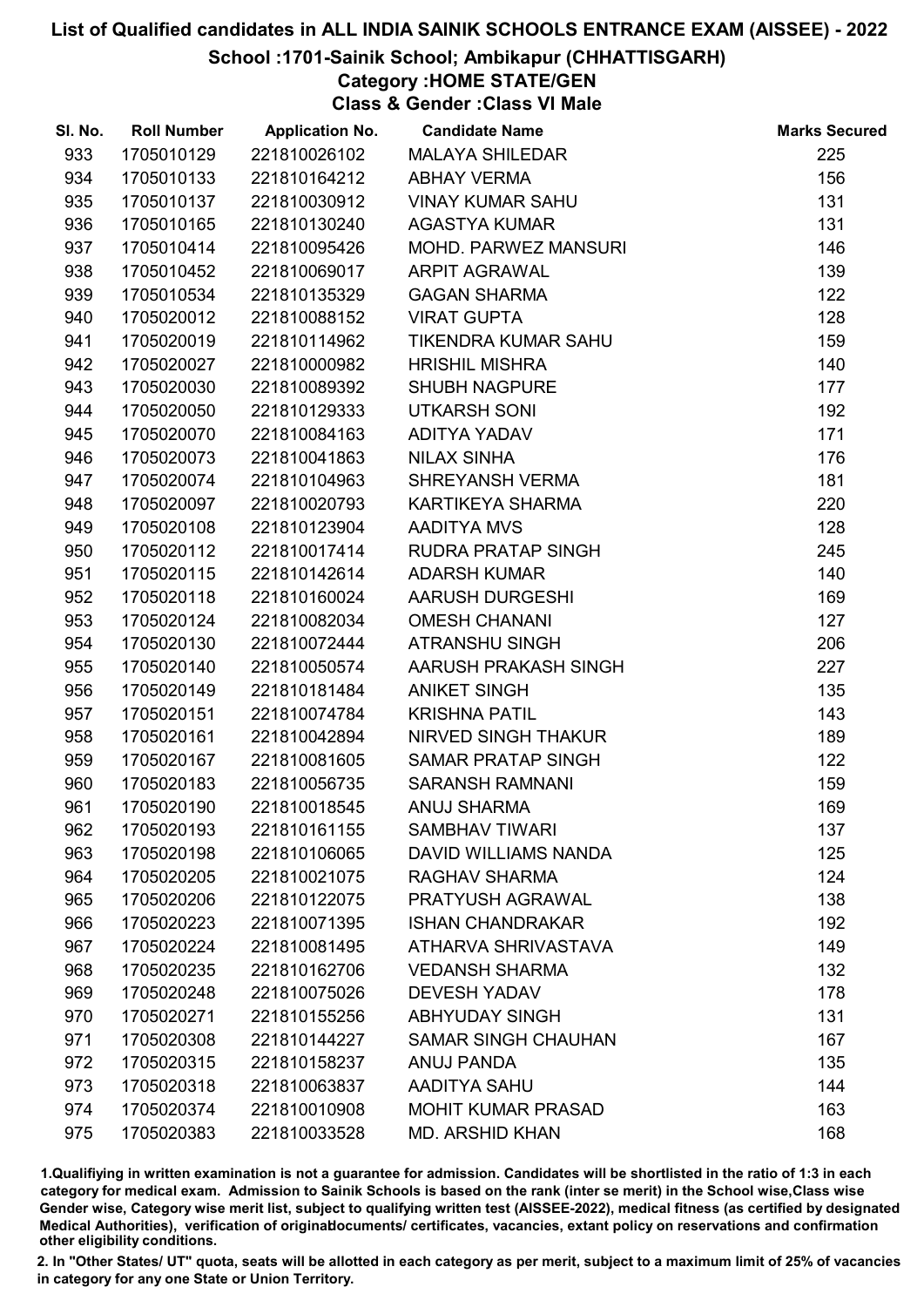# List of Qualified candidates in ALL INDIA SAINIK SCHOOLS ENTRANCE EXAM (AISSEE) - 2022

## School :1701-Sainik School; Ambikapur (CHHATTISGARH)

### Category :HOME STATE/GEN

### Class & Gender :Class VI Male

| Sl. No. | Roll Number | Application No. | Candidate Name | Marks Secured |
|---|---|---|---|---|
| 933 | 1705010129 | 221810026102 | MALAYA SHILEDAR | 225 |
| 934 | 1705010133 | 221810164212 | ABHAY VERMA | 156 |
| 935 | 1705010137 | 221810030912 | VINAY KUMAR SAHU | 131 |
| 936 | 1705010165 | 221810130240 | AGASTYA KUMAR | 131 |
| 937 | 1705010414 | 221810095426 | MOHD. PARWEZ MANSURI | 146 |
| 938 | 1705010452 | 221810069017 | ARPIT AGRAWAL | 139 |
| 939 | 1705010534 | 221810135329 | GAGAN SHARMA | 122 |
| 940 | 1705020012 | 221810088152 | VIRAT GUPTA | 128 |
| 941 | 1705020019 | 221810114962 | TIKENDRA KUMAR SAHU | 159 |
| 942 | 1705020027 | 221810000982 | HRISHIL MISHRA | 140 |
| 943 | 1705020030 | 221810089392 | SHUBH NAGPURE | 177 |
| 944 | 1705020050 | 221810129333 | UTKARSH SONI | 192 |
| 945 | 1705020070 | 221810084163 | ADITYA YADAV | 171 |
| 946 | 1705020073 | 221810041863 | NILAX SINHA | 176 |
| 947 | 1705020074 | 221810104963 | SHREYANSH VERMA | 181 |
| 948 | 1705020097 | 221810020793 | KARTIKEYA SHARMA | 220 |
| 949 | 1705020108 | 221810123904 | AADITYA MVS | 128 |
| 950 | 1705020112 | 221810017414 | RUDRA PRATAP SINGH | 245 |
| 951 | 1705020115 | 221810142614 | ADARSH KUMAR | 140 |
| 952 | 1705020118 | 221810160024 | AARUSH DURGESHI | 169 |
| 953 | 1705020124 | 221810082034 | OMESH CHANANI | 127 |
| 954 | 1705020130 | 221810072444 | ATRANSHU SINGH | 206 |
| 955 | 1705020140 | 221810050574 | AARUSH PRAKASH SINGH | 227 |
| 956 | 1705020149 | 221810181484 | ANIKET SINGH | 135 |
| 957 | 1705020151 | 221810074784 | KRISHNA PATIL | 143 |
| 958 | 1705020161 | 221810042894 | NIRVED SINGH THAKUR | 189 |
| 959 | 1705020167 | 221810081605 | SAMAR PRATAP SINGH | 122 |
| 960 | 1705020183 | 221810056735 | SARANSH RAMNANI | 159 |
| 961 | 1705020190 | 221810018545 | ANUJ SHARMA | 169 |
| 962 | 1705020193 | 221810161155 | SAMBHAV TIWARI | 137 |
| 963 | 1705020198 | 221810106065 | DAVID WILLIAMS NANDA | 125 |
| 964 | 1705020205 | 221810021075 | RAGHAV SHARMA | 124 |
| 965 | 1705020206 | 221810122075 | PRATYUSH AGRAWAL | 138 |
| 966 | 1705020223 | 221810071395 | ISHAN CHANDRAKAR | 192 |
| 967 | 1705020224 | 221810081495 | ATHARVA SHRIVASTAVA | 149 |
| 968 | 1705020235 | 221810162706 | VEDANSH SHARMA | 132 |
| 969 | 1705020248 | 221810075026 | DEVESH YADAV | 178 |
| 970 | 1705020271 | 221810155256 | ABHYUDAY SINGH | 131 |
| 971 | 1705020308 | 221810144227 | SAMAR SINGH CHAUHAN | 167 |
| 972 | 1705020315 | 221810158237 | ANUJ PANDA | 135 |
| 973 | 1705020318 | 221810063837 | AADITYA SAHU | 144 |
| 974 | 1705020374 | 221810010908 | MOHIT KUMAR PRASAD | 163 |
| 975 | 1705020383 | 221810033528 | MD. ARSHID KHAN | 168 |

1.Qualifiying in written examination is not a guarantee for admission. Candidates will be shortlisted in the ratio of 1:3 in each category for medical exam. Admission to Sainik Schools is based on the rank (inter se merit) in the School wise,Class wise Gender wise, Category wise merit list, subject to qualifying written test (AISSEE-2022), medical fitness (as certified by designated Medical Authorities), verification of originaldocuments/ certificates, vacancies, extant policy on reservations and confirmation other eligibility conditions.

2. In "Other States/ UT" quota, seats will be allotted in each category as per merit, subject to a maximum limit of 25% of vacancies in category for any one State or Union Territory.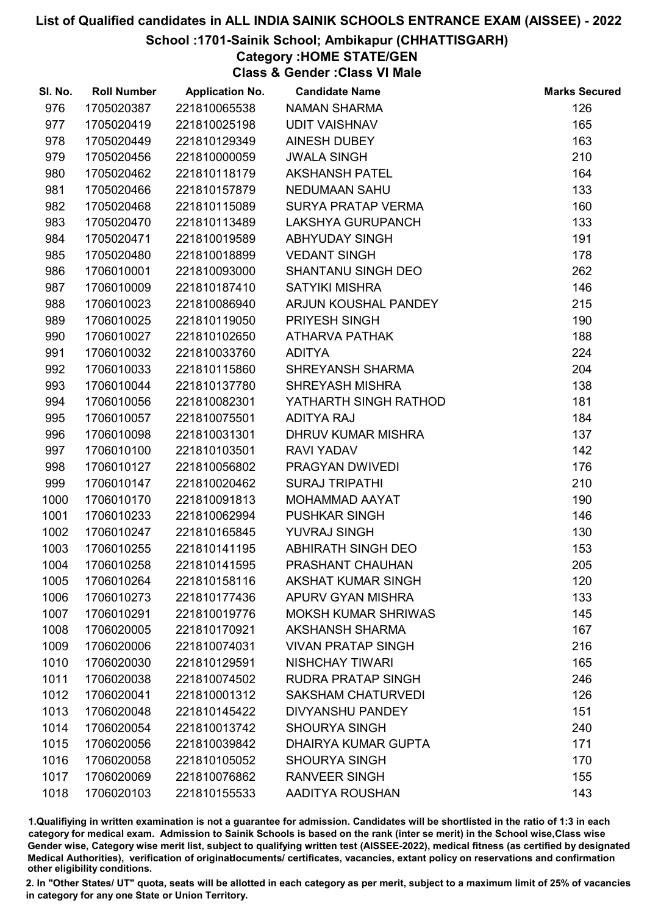# List of Qualified candidates in ALL INDIA SAINIK SCHOOLS ENTRANCE EXAM (AISSEE) - 2022

## School :1701-Sainik School; Ambikapur (CHHATTISGARH)

### Category :HOME STATE/GEN

### Class & Gender :Class VI Male

| Sl. No. | Roll Number | Application No. | Candidate Name | Marks Secured |
|---|---|---|---|---|
| 976 | 1705020387 | 221810065538 | NAMAN SHARMA | 126 |
| 977 | 1705020419 | 221810025198 | UDIT VAISHNAV | 165 |
| 978 | 1705020449 | 221810129349 | AINESH DUBEY | 163 |
| 979 | 1705020456 | 221810000059 | JWALA SINGH | 210 |
| 980 | 1705020462 | 221810118179 | AKSHANSH PATEL | 164 |
| 981 | 1705020466 | 221810157879 | NEDUMAAN SAHU | 133 |
| 982 | 1705020468 | 221810115089 | SURYA PRATAP VERMA | 160 |
| 983 | 1705020470 | 221810113489 | LAKSHYA GURUPANCH | 133 |
| 984 | 1705020471 | 221810019589 | ABHYUDAY SINGH | 191 |
| 985 | 1705020480 | 221810018899 | VEDANT SINGH | 178 |
| 986 | 1706010001 | 221810093000 | SHANTANU SINGH DEO | 262 |
| 987 | 1706010009 | 221810187410 | SATYIKI MISHRA | 146 |
| 988 | 1706010023 | 221810086940 | ARJUN KOUSHAL PANDEY | 215 |
| 989 | 1706010025 | 221810119050 | PRIYESH SINGH | 190 |
| 990 | 1706010027 | 221810102650 | ATHARVA PATHAK | 188 |
| 991 | 1706010032 | 221810033760 | ADITYA | 224 |
| 992 | 1706010033 | 221810115860 | SHREYANSH SHARMA | 204 |
| 993 | 1706010044 | 221810137780 | SHREYASH MISHRA | 138 |
| 994 | 1706010056 | 221810082301 | YATHARTH SINGH RATHOD | 181 |
| 995 | 1706010057 | 221810075501 | ADITYA RAJ | 184 |
| 996 | 1706010098 | 221810031301 | DHRUV KUMAR MISHRA | 137 |
| 997 | 1706010100 | 221810103501 | RAVI YADAV | 142 |
| 998 | 1706010127 | 221810056802 | PRAGYAN DWIVEDI | 176 |
| 999 | 1706010147 | 221810020462 | SURAJ TRIPATHI | 210 |
| 1000 | 1706010170 | 221810091813 | MOHAMMAD AAYAT | 190 |
| 1001 | 1706010233 | 221810062994 | PUSHKAR SINGH | 146 |
| 1002 | 1706010247 | 221810165845 | YUVRAJ SINGH | 130 |
| 1003 | 1706010255 | 221810141195 | ABHIRATH SINGH DEO | 153 |
| 1004 | 1706010258 | 221810141595 | PRASHANT CHAUHAN | 205 |
| 1005 | 1706010264 | 221810158116 | AKSHAT KUMAR SINGH | 120 |
| 1006 | 1706010273 | 221810177436 | APURV GYAN MISHRA | 133 |
| 1007 | 1706010291 | 221810019776 | MOKSH KUMAR SHRIWAS | 145 |
| 1008 | 1706020005 | 221810170921 | AKSHANSH SHARMA | 167 |
| 1009 | 1706020006 | 221810074031 | VIVAN PRATAP SINGH | 216 |
| 1010 | 1706020030 | 221810129591 | NISHCHAY TIWARI | 165 |
| 1011 | 1706020038 | 221810074502 | RUDRA PRATAP SINGH | 246 |
| 1012 | 1706020041 | 221810001312 | SAKSHAM CHATURVEDI | 126 |
| 1013 | 1706020048 | 221810145422 | DIVYANSHU PANDEY | 151 |
| 1014 | 1706020054 | 221810013742 | SHOURYA SINGH | 240 |
| 1015 | 1706020056 | 221810039842 | DHAIRYA KUMAR GUPTA | 171 |
| 1016 | 1706020058 | 221810105052 | SHOURYA SINGH | 170 |
| 1017 | 1706020069 | 221810076862 | RANVEER SINGH | 155 |
| 1018 | 1706020103 | 221810155533 | AADITYA ROUSHAN | 143 |

1.Qualifiying in written examination is not a guarantee for admission. Candidates will be shortlisted in the ratio of 1:3 in each category for medical exam. Admission to Sainik Schools is based on the rank (inter se merit) in the School wise,Class wise Gender wise, Category wise merit list, subject to qualifying written test (AISSEE-2022), medical fitness (as certified by designated Medical Authorities), verification of originaldocuments/ certificates, vacancies, extant policy on reservations and confirmation other eligibility conditions.

2. In "Other States/ UT" quota, seats will be allotted in each category as per merit, subject to a maximum limit of 25% of vacancies in category for any one State or Union Territory.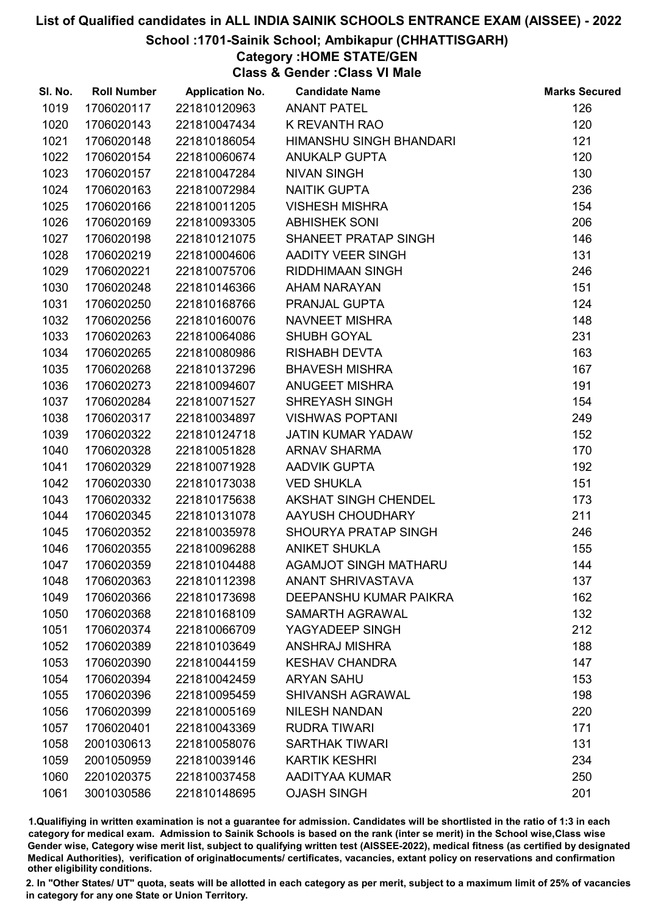# List of Qualified candidates in ALL INDIA SAINIK SCHOOLS ENTRANCE EXAM (AISSEE) - 2022

## School :1701-Sainik School; Ambikapur (CHHATTISGARH)

### Category :HOME STATE/GEN

### Class & Gender :Class VI Male

| Sl. No. | Roll Number | Application No. | Candidate Name | Marks Secured |
|---|---|---|---|---|
| 1019 | 1706020117 | 221810120963 | ANANT PATEL | 126 |
| 1020 | 1706020143 | 221810047434 | K REVANTH RAO | 120 |
| 1021 | 1706020148 | 221810186054 | HIMANSHU SINGH BHANDARI | 121 |
| 1022 | 1706020154 | 221810060674 | ANUKALP GUPTA | 120 |
| 1023 | 1706020157 | 221810047284 | NIVAN SINGH | 130 |
| 1024 | 1706020163 | 221810072984 | NAITIK GUPTA | 236 |
| 1025 | 1706020166 | 221810011205 | VISHESH MISHRA | 154 |
| 1026 | 1706020169 | 221810093305 | ABHISHEK SONI | 206 |
| 1027 | 1706020198 | 221810121075 | SHANEET PRATAP SINGH | 146 |
| 1028 | 1706020219 | 221810004606 | AADITY VEER SINGH | 131 |
| 1029 | 1706020221 | 221810075706 | RIDDHIMAAN SINGH | 246 |
| 1030 | 1706020248 | 221810146366 | AHAM NARAYAN | 151 |
| 1031 | 1706020250 | 221810168766 | PRANJAL GUPTA | 124 |
| 1032 | 1706020256 | 221810160076 | NAVNEET MISHRA | 148 |
| 1033 | 1706020263 | 221810064086 | SHUBH GOYAL | 231 |
| 1034 | 1706020265 | 221810080986 | RISHABH DEVTA | 163 |
| 1035 | 1706020268 | 221810137296 | BHAVESH MISHRA | 167 |
| 1036 | 1706020273 | 221810094607 | ANUGEET MISHRA | 191 |
| 1037 | 1706020284 | 221810071527 | SHREYASH SINGH | 154 |
| 1038 | 1706020317 | 221810034897 | VISHWAS POPTANI | 249 |
| 1039 | 1706020322 | 221810124718 | JATIN KUMAR YADAW | 152 |
| 1040 | 1706020328 | 221810051828 | ARNAV SHARMA | 170 |
| 1041 | 1706020329 | 221810071928 | AADVIK GUPTA | 192 |
| 1042 | 1706020330 | 221810173038 | VED SHUKLA | 151 |
| 1043 | 1706020332 | 221810175638 | AKSHAT SINGH CHENDEL | 173 |
| 1044 | 1706020345 | 221810131078 | AAYUSH CHOUDHARY | 211 |
| 1045 | 1706020352 | 221810035978 | SHOURYA PRATAP SINGH | 246 |
| 1046 | 1706020355 | 221810096288 | ANIKET SHUKLA | 155 |
| 1047 | 1706020359 | 221810104488 | AGAMJOT SINGH MATHARU | 144 |
| 1048 | 1706020363 | 221810112398 | ANANT SHRIVASTAVA | 137 |
| 1049 | 1706020366 | 221810173698 | DEEPANSHU KUMAR PAIKRA | 162 |
| 1050 | 1706020368 | 221810168109 | SAMARTH AGRAWAL | 132 |
| 1051 | 1706020374 | 221810066709 | YAGYADEEP SINGH | 212 |
| 1052 | 1706020389 | 221810103649 | ANSHRAJ MISHRA | 188 |
| 1053 | 1706020390 | 221810044159 | KESHAV CHANDRA | 147 |
| 1054 | 1706020394 | 221810042459 | ARYAN SAHU | 153 |
| 1055 | 1706020396 | 221810095459 | SHIVANSH AGRAWAL | 198 |
| 1056 | 1706020399 | 221810005169 | NILESH NANDAN | 220 |
| 1057 | 1706020401 | 221810043369 | RUDRA TIWARI | 171 |
| 1058 | 2001030613 | 221810058076 | SARTHAK TIWARI | 131 |
| 1059 | 2001050959 | 221810039146 | KARTIK KESHRI | 234 |
| 1060 | 2201020375 | 221810037458 | AADITYAA KUMAR | 250 |
| 1061 | 3001030586 | 221810148695 | OJASH SINGH | 201 |

1.Qualifiying in written examination is not a guarantee for admission. Candidates will be shortlisted in the ratio of 1:3 in each category for medical exam. Admission to Sainik Schools is based on the rank (inter se merit) in the School wise,Class wise Gender wise, Category wise merit list, subject to qualifying written test (AISSEE-2022), medical fitness (as certified by designated Medical Authorities), verification of originaldocuments/ certificates, vacancies, extant policy on reservations and confirmation other eligibility conditions.

2. In "Other States/ UT" quota, seats will be allotted in each category as per merit, subject to a maximum limit of 25% of vacancies in category for any one State or Union Territory.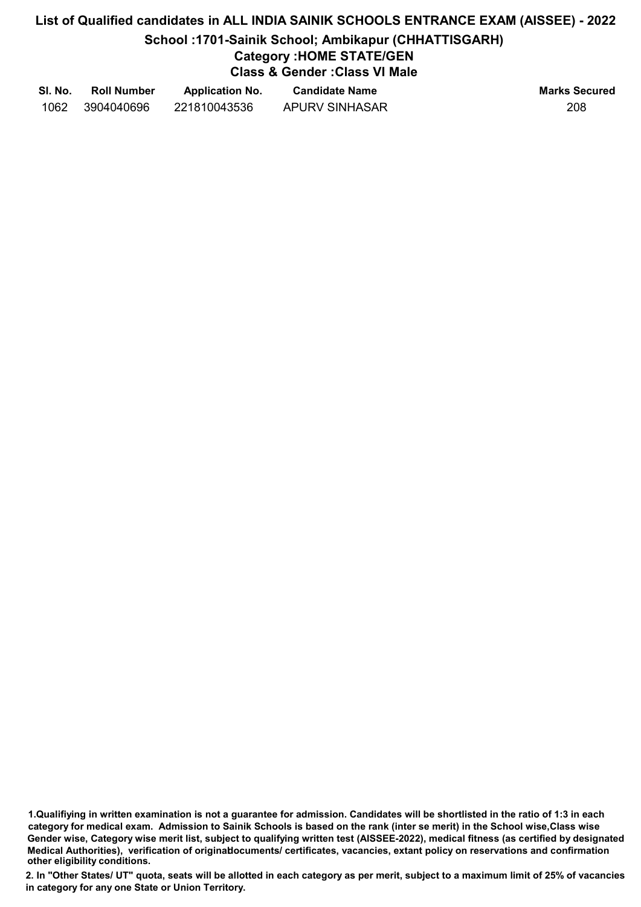# List of Qualified candidates in ALL INDIA SAINIK SCHOOLS ENTRANCE EXAM (AISSEE) - 2022

## School :1701-Sainik School; Ambikapur (CHHATTISGARH)

### Category :HOME STATE/GEN

### Class & Gender :Class VI Male

| Sl. No. | Roll Number | Application No. | Candidate Name | Marks Secured |
|---|---|---|---|---|
| 1062 | 3904040696 | 221810043536 | APURV SINHASAR | 208 |

**1.Qualifiying in written examination is not a guarantee for admission. Candidates will be shortlisted in the ratio of 1:3 in each category for medical exam. Admission to Sainik Schools is based on the rank (inter se merit) in the School wise,Class wise Gender wise, Category wise merit list, subject to qualifying written test (AISSEE-2022), medical fitness (as certified by designated Medical Authorities), verification of originaldocuments/ certificates, vacancies, extant policy on reservations and confirmation other eligibility conditions.**

**2. In "Other States/ UT" quota, seats will be allotted in each category as per merit, subject to a maximum limit of 25% of vacancies in category for any one State or Union Territory.**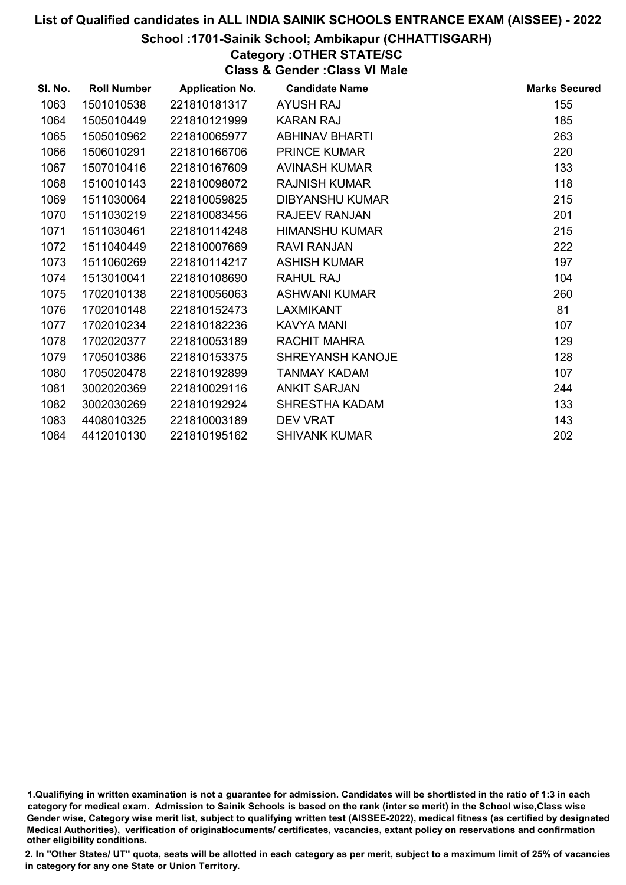# List of Qualified candidates in ALL INDIA SAINIK SCHOOLS ENTRANCE EXAM (AISSEE) - 2022

## School :1701-Sainik School; Ambikapur (CHHATTISGARH)

### Category :OTHER STATE/SC

### Class & Gender :Class VI Male

| Sl. No. | Roll Number | Application No. | Candidate Name | Marks Secured |
|---|---|---|---|---|
| 1063 | 1501010538 | 221810181317 | AYUSH RAJ | 155 |
| 1064 | 1505010449 | 221810121999 | KARAN RAJ | 185 |
| 1065 | 1505010962 | 221810065977 | ABHINAV BHARTI | 263 |
| 1066 | 1506010291 | 221810166706 | PRINCE KUMAR | 220 |
| 1067 | 1507010416 | 221810167609 | AVINASH KUMAR | 133 |
| 1068 | 1510010143 | 221810098072 | RAJNISH KUMAR | 118 |
| 1069 | 1511030064 | 221810059825 | DIBYANSHU KUMAR | 215 |
| 1070 | 1511030219 | 221810083456 | RAJEEV RANJAN | 201 |
| 1071 | 1511030461 | 221810114248 | HIMANSHU KUMAR | 215 |
| 1072 | 1511040449 | 221810007669 | RAVI RANJAN | 222 |
| 1073 | 1511060269 | 221810114217 | ASHISH KUMAR | 197 |
| 1074 | 1513010041 | 221810108690 | RAHUL RAJ | 104 |
| 1075 | 1702010138 | 221810056063 | ASHWANI KUMAR | 260 |
| 1076 | 1702010148 | 221810152473 | LAXMIKANT | 81 |
| 1077 | 1702010234 | 221810182236 | KAVYA MANI | 107 |
| 1078 | 1702020377 | 221810053189 | RACHIT MAHRA | 129 |
| 1079 | 1705010386 | 221810153375 | SHREYANSH KANOJE | 128 |
| 1080 | 1705020478 | 221810192899 | TANMAY KADAM | 107 |
| 1081 | 3002020369 | 221810029116 | ANKIT SARJAN | 244 |
| 1082 | 3002030269 | 221810192924 | SHRESTHA KADAM | 133 |
| 1083 | 4408010325 | 221810003189 | DEV VRAT | 143 |
| 1084 | 4412010130 | 221810195162 | SHIVANK KUMAR | 202 |

1.Qualifiying in written examination is not a guarantee for admission. Candidates will be shortlisted in the ratio of 1:3 in each category for medical exam. Admission to Sainik Schools is based on the rank (inter se merit) in the School wise,Class wise Gender wise, Category wise merit list, subject to qualifying written test (AISSEE-2022), medical fitness (as certified by designated Medical Authorities), verification of originaldocuments/ certificates, vacancies, extant policy on reservations and confirmation other eligibility conditions.

2. In "Other States/ UT" quota, seats will be allotted in each category as per merit, subject to a maximum limit of 25% of vacancies in category for any one State or Union Territory.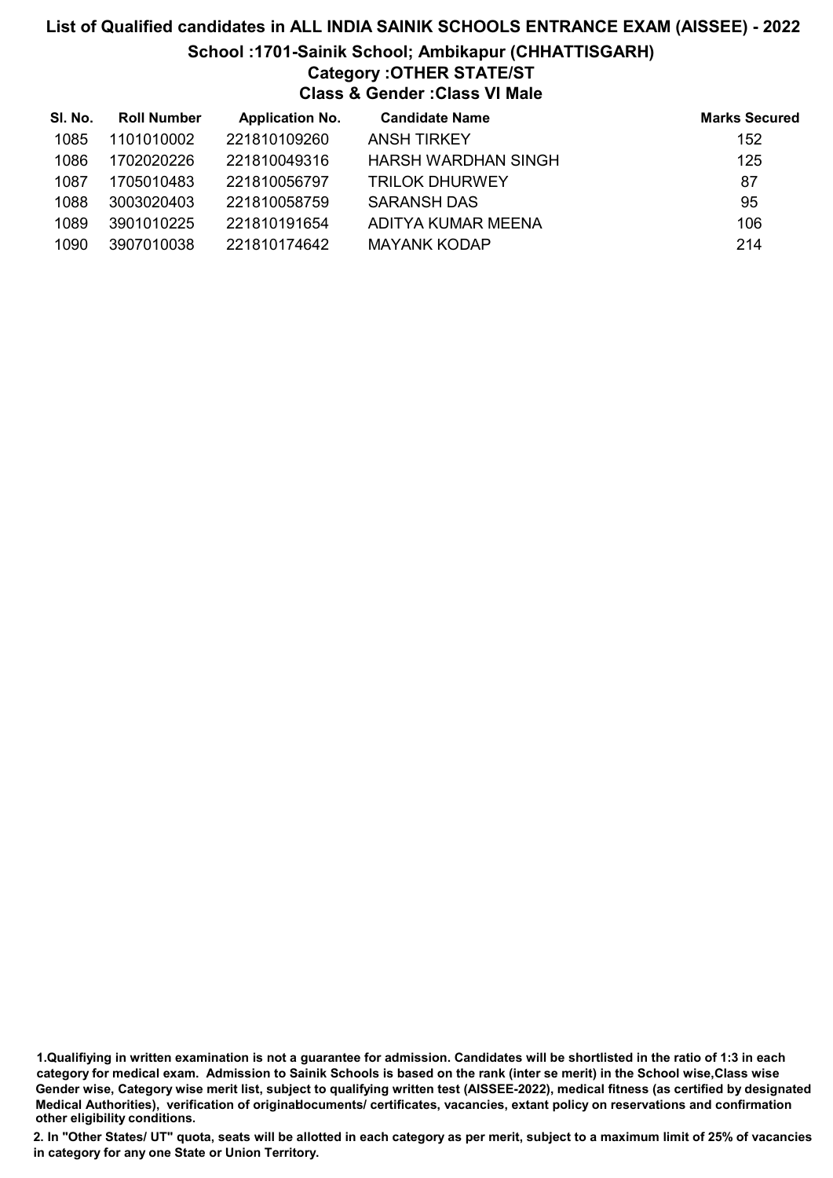# List of Qualified candidates in ALL INDIA SAINIK SCHOOLS ENTRANCE EXAM (AISSEE) - 2022

## School :1701-Sainik School; Ambikapur (CHHATTISGARH)

### Category :OTHER STATE/ST

### Class & Gender :Class VI Male

| Sl. No. | Roll Number | Application No. | Candidate Name | Marks Secured |
|---|---|---|---|---|
| 1085 | 1101010002 | 221810109260 | ANSH TIRKEY | 152 |
| 1086 | 1702020226 | 221810049316 | HARSH WARDHAN SINGH | 125 |
| 1087 | 1705010483 | 221810056797 | TRILOK DHURWEY | 87 |
| 1088 | 3003020403 | 221810058759 | SARANSH DAS | 95 |
| 1089 | 3901010225 | 221810191654 | ADITYA KUMAR MEENA | 106 |
| 1090 | 3907010038 | 221810174642 | MAYANK KODAP | 214 |

1.Qualifiying in written examination is not a guarantee for admission. Candidates will be shortlisted in the ratio of 1:3 in each category for medical exam. Admission to Sainik Schools is based on the rank (inter se merit) in the School wise,Class wise Gender wise, Category wise merit list, subject to qualifying written test (AISSEE-2022), medical fitness (as certified by designated Medical Authorities), verification of originaldocuments/ certificates, vacancies, extant policy on reservations and confirmation other eligibility conditions.

2. In "Other States/ UT" quota, seats will be allotted in each category as per merit, subject to a maximum limit of 25% of vacancies in category for any one State or Union Territory.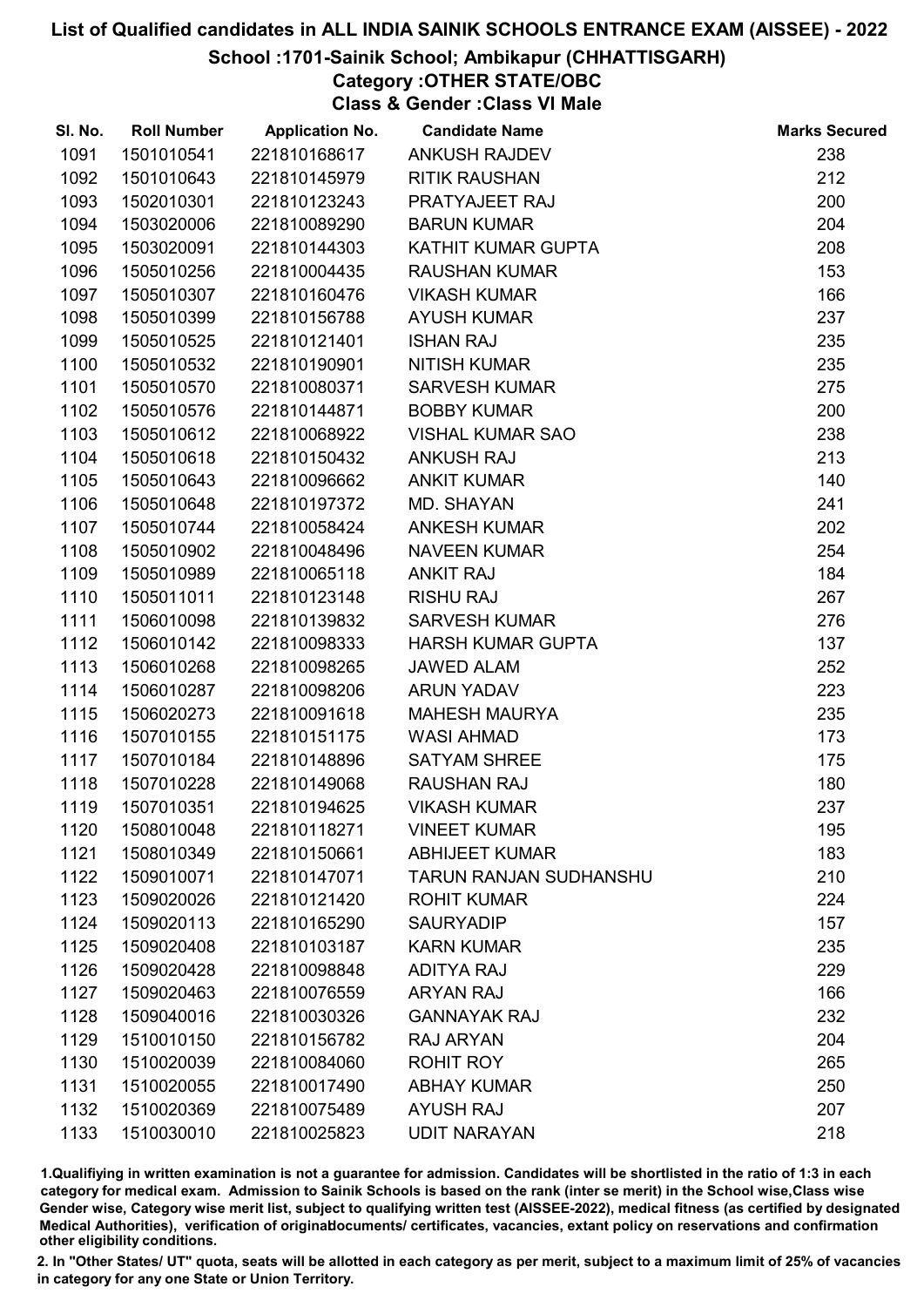# List of Qualified candidates in ALL INDIA SAINIK SCHOOLS ENTRANCE EXAM (AISSEE) - 2022

## School :1701-Sainik School; Ambikapur (CHHATTISGARH)

### Category :OTHER STATE/OBC

### Class & Gender :Class VI Male

| Sl. No. | Roll Number | Application No. | Candidate Name | Marks Secured |
|---|---|---|---|---|
| 1091 | 1501010541 | 221810168617 | ANKUSH RAJDEV | 238 |
| 1092 | 1501010643 | 221810145979 | RITIK RAUSHAN | 212 |
| 1093 | 1502010301 | 221810123243 | PRATYAJEET RAJ | 200 |
| 1094 | 1503020006 | 221810089290 | BARUN KUMAR | 204 |
| 1095 | 1503020091 | 221810144303 | KATHIT KUMAR GUPTA | 208 |
| 1096 | 1505010256 | 221810004435 | RAUSHAN KUMAR | 153 |
| 1097 | 1505010307 | 221810160476 | VIKASH KUMAR | 166 |
| 1098 | 1505010399 | 221810156788 | AYUSH KUMAR | 237 |
| 1099 | 1505010525 | 221810121401 | ISHAN RAJ | 235 |
| 1100 | 1505010532 | 221810190901 | NITISH KUMAR | 235 |
| 1101 | 1505010570 | 221810080371 | SARVESH KUMAR | 275 |
| 1102 | 1505010576 | 221810144871 | BOBBY KUMAR | 200 |
| 1103 | 1505010612 | 221810068922 | VISHAL KUMAR SAO | 238 |
| 1104 | 1505010618 | 221810150432 | ANKUSH RAJ | 213 |
| 1105 | 1505010643 | 221810096662 | ANKIT KUMAR | 140 |
| 1106 | 1505010648 | 221810197372 | MD. SHAYAN | 241 |
| 1107 | 1505010744 | 221810058424 | ANKESH KUMAR | 202 |
| 1108 | 1505010902 | 221810048496 | NAVEEN KUMAR | 254 |
| 1109 | 1505010989 | 221810065118 | ANKIT RAJ | 184 |
| 1110 | 1505011011 | 221810123148 | RISHU RAJ | 267 |
| 1111 | 1506010098 | 221810139832 | SARVESH KUMAR | 276 |
| 1112 | 1506010142 | 221810098333 | HARSH KUMAR GUPTA | 137 |
| 1113 | 1506010268 | 221810098265 | JAWED ALAM | 252 |
| 1114 | 1506010287 | 221810098206 | ARUN YADAV | 223 |
| 1115 | 1506020273 | 221810091618 | MAHESH MAURYA | 235 |
| 1116 | 1507010155 | 221810151175 | WASI AHMAD | 173 |
| 1117 | 1507010184 | 221810148896 | SATYAM SHREE | 175 |
| 1118 | 1507010228 | 221810149068 | RAUSHAN RAJ | 180 |
| 1119 | 1507010351 | 221810194625 | VIKASH KUMAR | 237 |
| 1120 | 1508010048 | 221810118271 | VINEET KUMAR | 195 |
| 1121 | 1508010349 | 221810150661 | ABHIJEET KUMAR | 183 |
| 1122 | 1509010071 | 221810147071 | TARUN RANJAN SUDHANSHU | 210 |
| 1123 | 1509020026 | 221810121420 | ROHIT KUMAR | 224 |
| 1124 | 1509020113 | 221810165290 | SAURYADIP | 157 |
| 1125 | 1509020408 | 221810103187 | KARN KUMAR | 235 |
| 1126 | 1509020428 | 221810098848 | ADITYA RAJ | 229 |
| 1127 | 1509020463 | 221810076559 | ARYAN RAJ | 166 |
| 1128 | 1509040016 | 221810030326 | GANNAYAK RAJ | 232 |
| 1129 | 1510010150 | 221810156782 | RAJ ARYAN | 204 |
| 1130 | 1510020039 | 221810084060 | ROHIT ROY | 265 |
| 1131 | 1510020055 | 221810017490 | ABHAY KUMAR | 250 |
| 1132 | 1510020369 | 221810075489 | AYUSH RAJ | 207 |
| 1133 | 1510030010 | 221810025823 | UDIT NARAYAN | 218 |

1.Qualifiying in written examination is not a guarantee for admission. Candidates will be shortlisted in the ratio of 1:3 in each category for medical exam. Admission to Sainik Schools is based on the rank (inter se merit) in the School wise,Class wise Gender wise, Category wise merit list, subject to qualifying written test (AISSEE-2022), medical fitness (as certified by designated Medical Authorities), verification of originaldocuments/ certificates, vacancies, extant policy on reservations and confirmation other eligibility conditions.

2. In "Other States/ UT" quota, seats will be allotted in each category as per merit, subject to a maximum limit of 25% of vacancies in category for any one State or Union Territory.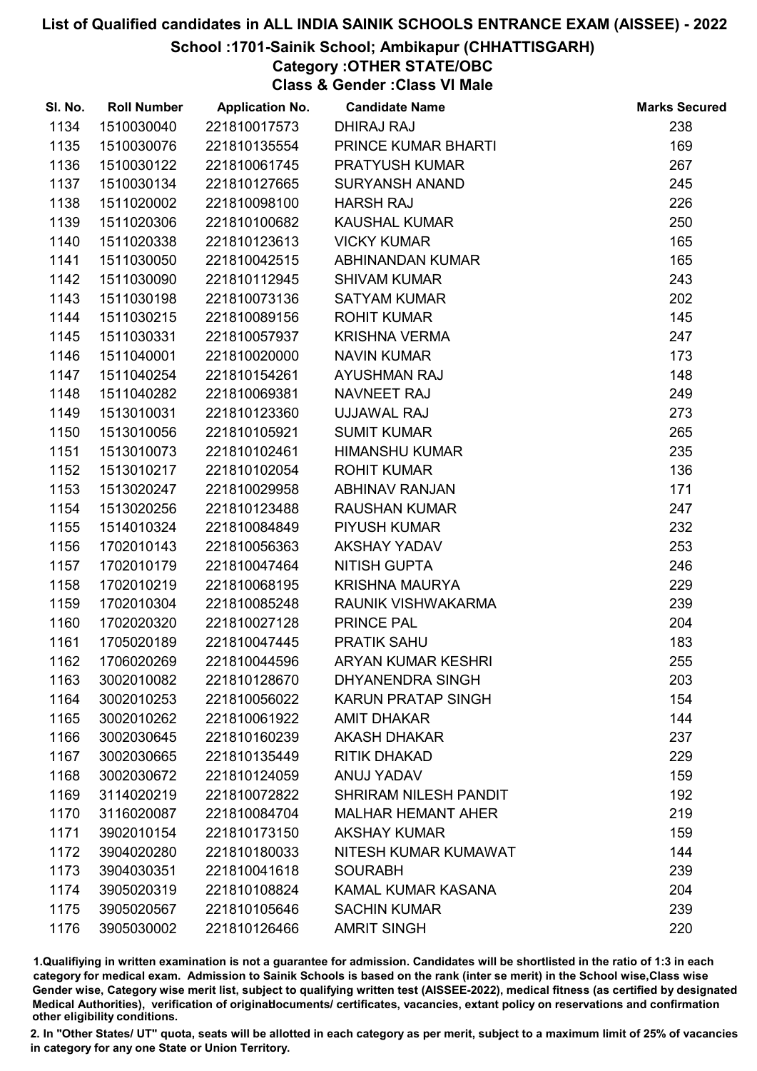# List of Qualified candidates in ALL INDIA SAINIK SCHOOLS ENTRANCE EXAM (AISSEE) - 2022

## School :1701-Sainik School; Ambikapur (CHHATTISGARH)

### Category :OTHER STATE/OBC

### Class & Gender :Class VI Male

| Sl. No. | Roll Number | Application No. | Candidate Name | Marks Secured |
|---|---|---|---|---|
| 1134 | 1510030040 | 221810017573 | DHIRAJ RAJ | 238 |
| 1135 | 1510030076 | 221810135554 | PRINCE KUMAR BHARTI | 169 |
| 1136 | 1510030122 | 221810061745 | PRATYUSH KUMAR | 267 |
| 1137 | 1510030134 | 221810127665 | SURYANSH ANAND | 245 |
| 1138 | 1511020002 | 221810098100 | HARSH RAJ | 226 |
| 1139 | 1511020306 | 221810100682 | KAUSHAL KUMAR | 250 |
| 1140 | 1511020338 | 221810123613 | VICKY KUMAR | 165 |
| 1141 | 1511030050 | 221810042515 | ABHINANDAN KUMAR | 165 |
| 1142 | 1511030090 | 221810112945 | SHIVAM KUMAR | 243 |
| 1143 | 1511030198 | 221810073136 | SATYAM KUMAR | 202 |
| 1144 | 1511030215 | 221810089156 | ROHIT KUMAR | 145 |
| 1145 | 1511030331 | 221810057937 | KRISHNA VERMA | 247 |
| 1146 | 1511040001 | 221810020000 | NAVIN KUMAR | 173 |
| 1147 | 1511040254 | 221810154261 | AYUSHMAN RAJ | 148 |
| 1148 | 1511040282 | 221810069381 | NAVNEET RAJ | 249 |
| 1149 | 1513010031 | 221810123360 | UJJAWAL RAJ | 273 |
| 1150 | 1513010056 | 221810105921 | SUMIT KUMAR | 265 |
| 1151 | 1513010073 | 221810102461 | HIMANSHU KUMAR | 235 |
| 1152 | 1513010217 | 221810102054 | ROHIT KUMAR | 136 |
| 1153 | 1513020247 | 221810029958 | ABHINAV RANJAN | 171 |
| 1154 | 1513020256 | 221810123488 | RAUSHAN KUMAR | 247 |
| 1155 | 1514010324 | 221810084849 | PIYUSH KUMAR | 232 |
| 1156 | 1702010143 | 221810056363 | AKSHAY YADAV | 253 |
| 1157 | 1702010179 | 221810047464 | NITISH GUPTA | 246 |
| 1158 | 1702010219 | 221810068195 | KRISHNA MAURYA | 229 |
| 1159 | 1702010304 | 221810085248 | RAUNIK VISHWAKARMA | 239 |
| 1160 | 1702020320 | 221810027128 | PRINCE PAL | 204 |
| 1161 | 1705020189 | 221810047445 | PRATIK SAHU | 183 |
| 1162 | 1706020269 | 221810044596 | ARYAN KUMAR KESHRI | 255 |
| 1163 | 3002010082 | 221810128670 | DHYANENDRA SINGH | 203 |
| 1164 | 3002010253 | 221810056022 | KARUN PRATAP SINGH | 154 |
| 1165 | 3002010262 | 221810061922 | AMIT DHAKAR | 144 |
| 1166 | 3002030645 | 221810160239 | AKASH DHAKAR | 237 |
| 1167 | 3002030665 | 221810135449 | RITIK DHAKAD | 229 |
| 1168 | 3002030672 | 221810124059 | ANUJ YADAV | 159 |
| 1169 | 3114020219 | 221810072822 | SHRIRAM NILESH PANDIT | 192 |
| 1170 | 3116020087 | 221810084704 | MALHAR HEMANT AHER | 219 |
| 1171 | 3902010154 | 221810173150 | AKSHAY KUMAR | 159 |
| 1172 | 3904020280 | 221810180033 | NITESH KUMAR KUMAWAT | 144 |
| 1173 | 3904030351 | 221810041618 | SOURABH | 239 |
| 1174 | 3905020319 | 221810108824 | KAMAL KUMAR KASANA | 204 |
| 1175 | 3905020567 | 221810105646 | SACHIN KUMAR | 239 |
| 1176 | 3905030002 | 221810126466 | AMRIT SINGH | 220 |

1.Qualifiying in written examination is not a guarantee for admission. Candidates will be shortlisted in the ratio of 1:3 in each category for medical exam. Admission to Sainik Schools is based on the rank (inter se merit) in the School wise,Class wise Gender wise, Category wise merit list, subject to qualifying written test (AISSEE-2022), medical fitness (as certified by designated Medical Authorities), verification of originaldocuments/ certificates, vacancies, extant policy on reservations and confirmation other eligibility conditions.

2. In "Other States/ UT" quota, seats will be allotted in each category as per merit, subject to a maximum limit of 25% of vacancies in category for any one State or Union Territory.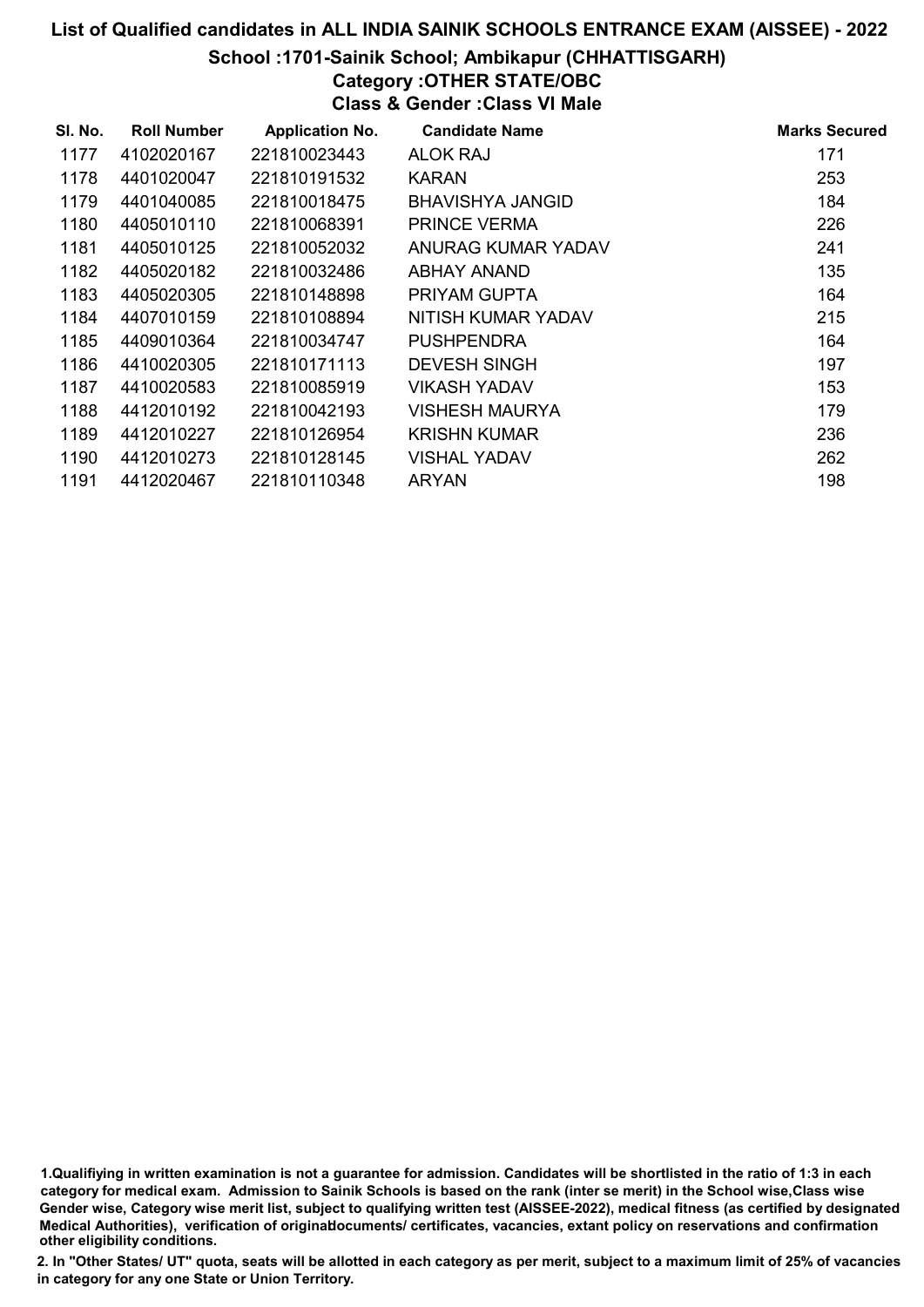# List of Qualified candidates in ALL INDIA SAINIK SCHOOLS ENTRANCE EXAM (AISSEE) - 2022

## School :1701-Sainik School; Ambikapur (CHHATTISGARH)

### Category :OTHER STATE/OBC

### Class & Gender :Class VI Male

| Sl. No. | Roll Number | Application No. | Candidate Name | Marks Secured |
|---|---|---|---|---|
| 1177 | 4102020167 | 221810023443 | ALOK RAJ | 171 |
| 1178 | 4401020047 | 221810191532 | KARAN | 253 |
| 1179 | 4401040085 | 221810018475 | BHAVISHYA JANGID | 184 |
| 1180 | 4405010110 | 221810068391 | PRINCE VERMA | 226 |
| 1181 | 4405010125 | 221810052032 | ANURAG KUMAR YADAV | 241 |
| 1182 | 4405020182 | 221810032486 | ABHAY ANAND | 135 |
| 1183 | 4405020305 | 221810148898 | PRIYAM GUPTA | 164 |
| 1184 | 4407010159 | 221810108894 | NITISH KUMAR YADAV | 215 |
| 1185 | 4409010364 | 221810034747 | PUSHPENDRA | 164 |
| 1186 | 4410020305 | 221810171113 | DEVESH SINGH | 197 |
| 1187 | 4410020583 | 221810085919 | VIKASH YADAV | 153 |
| 1188 | 4412010192 | 221810042193 | VISHESH MAURYA | 179 |
| 1189 | 4412010227 | 221810126954 | KRISHN KUMAR | 236 |
| 1190 | 4412010273 | 221810128145 | VISHAL YADAV | 262 |
| 1191 | 4412020467 | 221810110348 | ARYAN | 198 |

1.Qualifiying in written examination is not a guarantee for admission. Candidates will be shortlisted in the ratio of 1:3 in each category for medical exam. Admission to Sainik Schools is based on the rank (inter se merit) in the School wise,Class wise Gender wise, Category wise merit list, subject to qualifying written test (AISSEE-2022), medical fitness (as certified by designated Medical Authorities), verification of originaldocuments/ certificates, vacancies, extant policy on reservations and confirmation other eligibility conditions.

2. In "Other States/ UT" quota, seats will be allotted in each category as per merit, subject to a maximum limit of 25% of vacancies in category for any one State or Union Territory.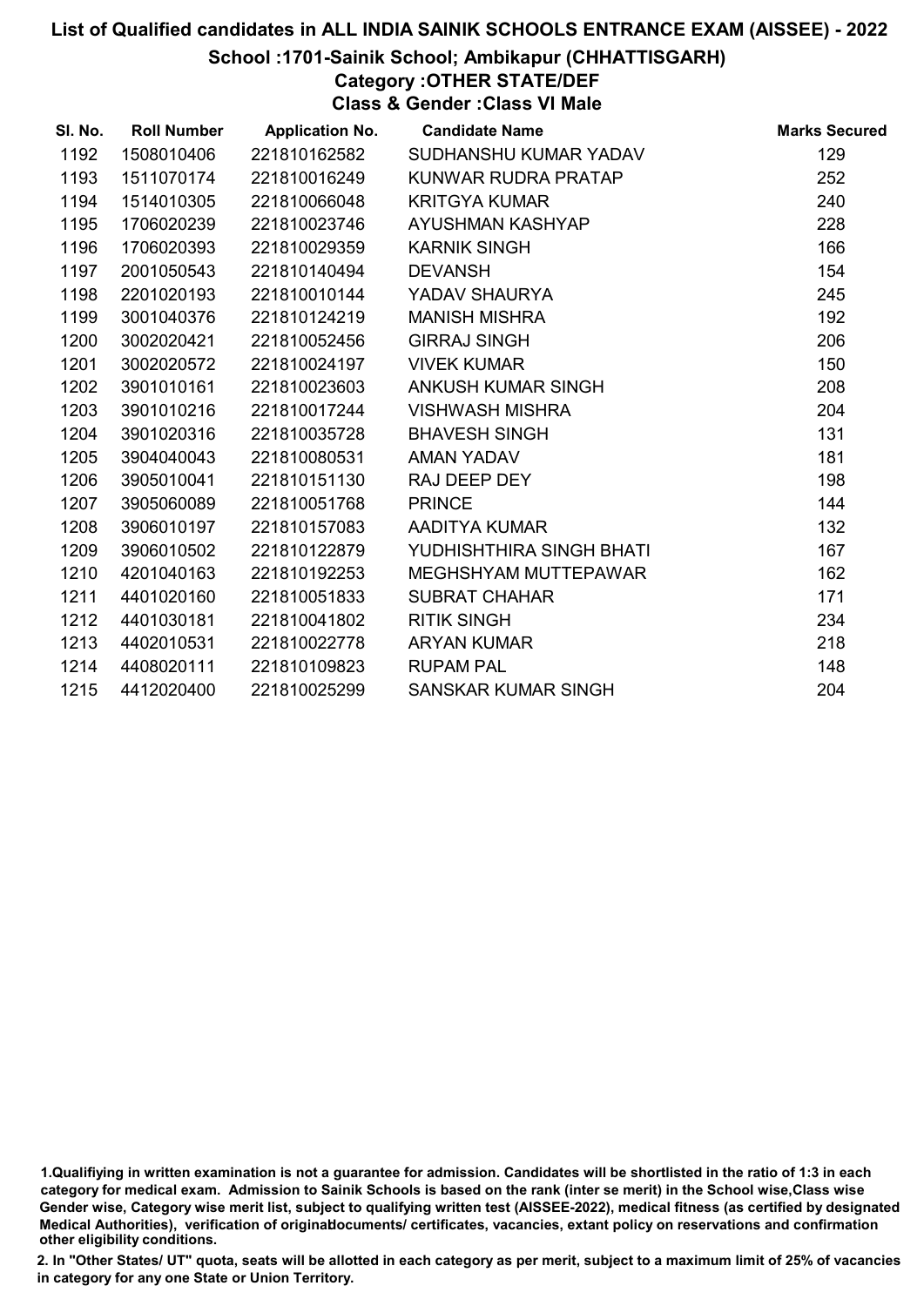# List of Qualified candidates in ALL INDIA SAINIK SCHOOLS ENTRANCE EXAM (AISSEE) - 2022

## School :1701-Sainik School; Ambikapur (CHHATTISGARH)

### Category :OTHER STATE/DEF

### Class & Gender :Class VI Male

| Sl. No. | Roll Number | Application No. | Candidate Name | Marks Secured |
|---|---|---|---|---|
| 1192 | 1508010406 | 221810162582 | SUDHANSHU KUMAR YADAV | 129 |
| 1193 | 1511070174 | 221810016249 | KUNWAR RUDRA PRATAP | 252 |
| 1194 | 1514010305 | 221810066048 | KRITGYA KUMAR | 240 |
| 1195 | 1706020239 | 221810023746 | AYUSHMAN KASHYAP | 228 |
| 1196 | 1706020393 | 221810029359 | KARNIK SINGH | 166 |
| 1197 | 2001050543 | 221810140494 | DEVANSH | 154 |
| 1198 | 2201020193 | 221810010144 | YADAV SHAURYA | 245 |
| 1199 | 3001040376 | 221810124219 | MANISH MISHRA | 192 |
| 1200 | 3002020421 | 221810052456 | GIRRAJ SINGH | 206 |
| 1201 | 3002020572 | 221810024197 | VIVEK KUMAR | 150 |
| 1202 | 3901010161 | 221810023603 | ANKUSH KUMAR SINGH | 208 |
| 1203 | 3901010216 | 221810017244 | VISHWASH MISHRA | 204 |
| 1204 | 3901020316 | 221810035728 | BHAVESH SINGH | 131 |
| 1205 | 3904040043 | 221810080531 | AMAN YADAV | 181 |
| 1206 | 3905010041 | 221810151130 | RAJ DEEP DEY | 198 |
| 1207 | 3905060089 | 221810051768 | PRINCE | 144 |
| 1208 | 3906010197 | 221810157083 | AADITYA KUMAR | 132 |
| 1209 | 3906010502 | 221810122879 | YUDHISHTHIRA SINGH BHATI | 167 |
| 1210 | 4201040163 | 221810192253 | MEGHSHYAM MUTTEPAWAR | 162 |
| 1211 | 4401020160 | 221810051833 | SUBRAT CHAHAR | 171 |
| 1212 | 4401030181 | 221810041802 | RITIK SINGH | 234 |
| 1213 | 4402010531 | 221810022778 | ARYAN KUMAR | 218 |
| 1214 | 4408020111 | 221810109823 | RUPAM PAL | 148 |
| 1215 | 4412020400 | 221810025299 | SANSKAR KUMAR SINGH | 204 |

1.Qualifiying in written examination is not a guarantee for admission. Candidates will be shortlisted in the ratio of 1:3 in each category for medical exam. Admission to Sainik Schools is based on the rank (inter se merit) in the School wise,Class wise Gender wise, Category wise merit list, subject to qualifying written test (AISSEE-2022), medical fitness (as certified by designated Medical Authorities), verification of originaldocuments/ certificates, vacancies, extant policy on reservations and confirmation other eligibility conditions.

2. In "Other States/ UT" quota, seats will be allotted in each category as per merit, subject to a maximum limit of 25% of vacancies in category for any one State or Union Territory.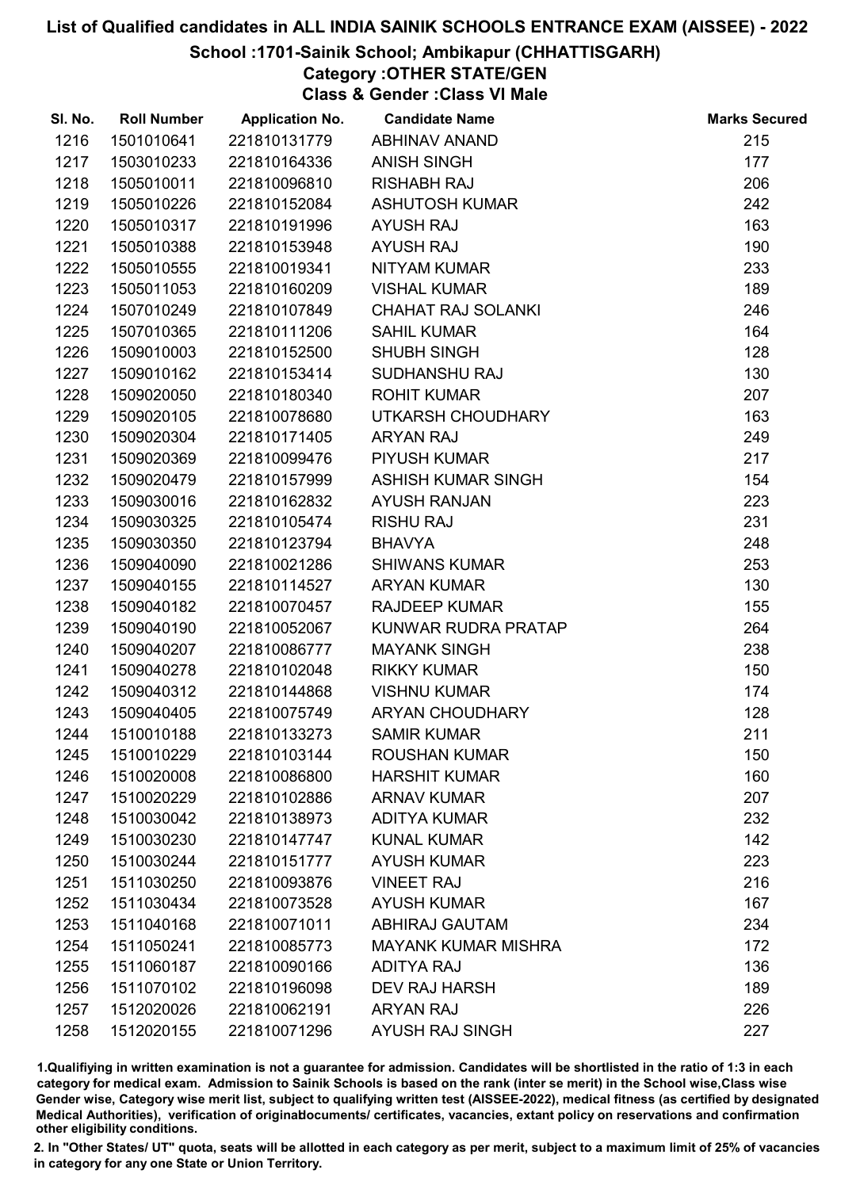# List of Qualified candidates in ALL INDIA SAINIK SCHOOLS ENTRANCE EXAM (AISSEE) - 2022

## School :1701-Sainik School; Ambikapur (CHHATTISGARH)

### Category :OTHER STATE/GEN

### Class & Gender :Class VI Male

| Sl. No. | Roll Number | Application No. | Candidate Name | Marks Secured |
|---|---|---|---|---|
| 1216 | 1501010641 | 221810131779 | ABHINAV ANAND | 215 |
| 1217 | 1503010233 | 221810164336 | ANISH SINGH | 177 |
| 1218 | 1505010011 | 221810096810 | RISHABH RAJ | 206 |
| 1219 | 1505010226 | 221810152084 | ASHUTOSH KUMAR | 242 |
| 1220 | 1505010317 | 221810191996 | AYUSH RAJ | 163 |
| 1221 | 1505010388 | 221810153948 | AYUSH RAJ | 190 |
| 1222 | 1505010555 | 221810019341 | NITYAM KUMAR | 233 |
| 1223 | 1505011053 | 221810160209 | VISHAL KUMAR | 189 |
| 1224 | 1507010249 | 221810107849 | CHAHAT RAJ SOLANKI | 246 |
| 1225 | 1507010365 | 221810111206 | SAHIL KUMAR | 164 |
| 1226 | 1509010003 | 221810152500 | SHUBH SINGH | 128 |
| 1227 | 1509010162 | 221810153414 | SUDHANSHU RAJ | 130 |
| 1228 | 1509020050 | 221810180340 | ROHIT KUMAR | 207 |
| 1229 | 1509020105 | 221810078680 | UTKARSH CHOUDHARY | 163 |
| 1230 | 1509020304 | 221810171405 | ARYAN RAJ | 249 |
| 1231 | 1509020369 | 221810099476 | PIYUSH KUMAR | 217 |
| 1232 | 1509020479 | 221810157999 | ASHISH KUMAR SINGH | 154 |
| 1233 | 1509030016 | 221810162832 | AYUSH RANJAN | 223 |
| 1234 | 1509030325 | 221810105474 | RISHU RAJ | 231 |
| 1235 | 1509030350 | 221810123794 | BHAVYA | 248 |
| 1236 | 1509040090 | 221810021286 | SHIWANS KUMAR | 253 |
| 1237 | 1509040155 | 221810114527 | ARYAN KUMAR | 130 |
| 1238 | 1509040182 | 221810070457 | RAJDEEP KUMAR | 155 |
| 1239 | 1509040190 | 221810052067 | KUNWAR RUDRA PRATAP | 264 |
| 1240 | 1509040207 | 221810086777 | MAYANK SINGH | 238 |
| 1241 | 1509040278 | 221810102048 | RIKKY KUMAR | 150 |
| 1242 | 1509040312 | 221810144868 | VISHNU KUMAR | 174 |
| 1243 | 1509040405 | 221810075749 | ARYAN CHOUDHARY | 128 |
| 1244 | 1510010188 | 221810133273 | SAMIR KUMAR | 211 |
| 1245 | 1510010229 | 221810103144 | ROUSHAN KUMAR | 150 |
| 1246 | 1510020008 | 221810086800 | HARSHIT KUMAR | 160 |
| 1247 | 1510020229 | 221810102886 | ARNAV KUMAR | 207 |
| 1248 | 1510030042 | 221810138973 | ADITYA KUMAR | 232 |
| 1249 | 1510030230 | 221810147747 | KUNAL KUMAR | 142 |
| 1250 | 1510030244 | 221810151777 | AYUSH KUMAR | 223 |
| 1251 | 1511030250 | 221810093876 | VINEET RAJ | 216 |
| 1252 | 1511030434 | 221810073528 | AYUSH KUMAR | 167 |
| 1253 | 1511040168 | 221810071011 | ABHIRAJ GAUTAM | 234 |
| 1254 | 1511050241 | 221810085773 | MAYANK KUMAR MISHRA | 172 |
| 1255 | 1511060187 | 221810090166 | ADITYA RAJ | 136 |
| 1256 | 1511070102 | 221810196098 | DEV RAJ HARSH | 189 |
| 1257 | 1512020026 | 221810062191 | ARYAN RAJ | 226 |
| 1258 | 1512020155 | 221810071296 | AYUSH RAJ SINGH | 227 |

1.Qualifiying in written examination is not a guarantee for admission. Candidates will be shortlisted in the ratio of 1:3 in each category for medical exam. Admission to Sainik Schools is based on the rank (inter se merit) in the School wise,Class wise Gender wise, Category wise merit list, subject to qualifying written test (AISSEE-2022), medical fitness (as certified by designated Medical Authorities), verification of originaldocuments/ certificates, vacancies, extant policy on reservations and confirmation other eligibility conditions.

2. In "Other States/ UT" quota, seats will be allotted in each category as per merit, subject to a maximum limit of 25% of vacancies in category for any one State or Union Territory.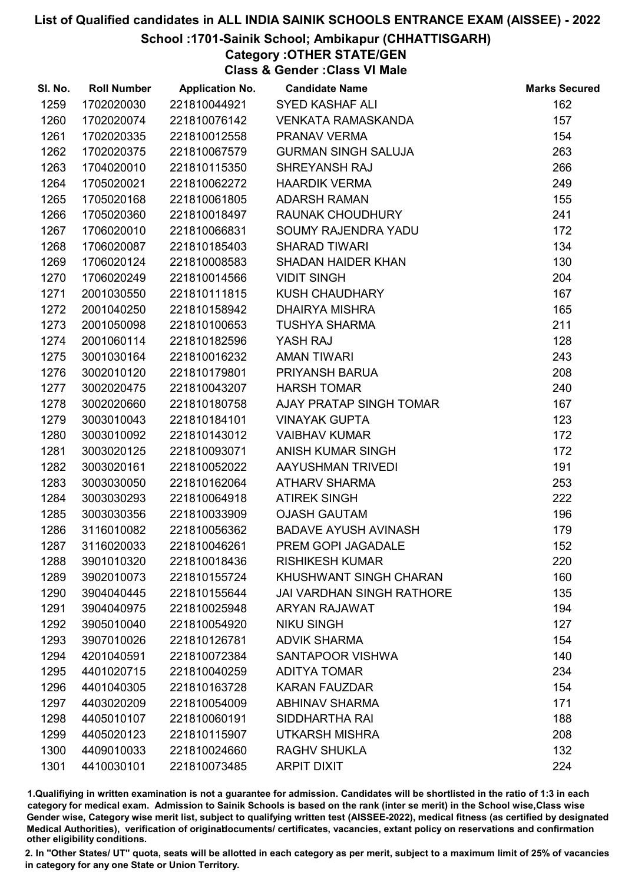# List of Qualified candidates in ALL INDIA SAINIK SCHOOLS ENTRANCE EXAM (AISSEE) - 2022

## School :1701-Sainik School; Ambikapur (CHHATTISGARH)

### Category :OTHER STATE/GEN

### Class & Gender :Class VI Male

| Sl. No. | Roll Number | Application No. | Candidate Name | Marks Secured |
|---|---|---|---|---|
| 1259 | 1702020030 | 221810044921 | SYED KASHAF ALI | 162 |
| 1260 | 1702020074 | 221810076142 | VENKATA RAMASKANDA | 157 |
| 1261 | 1702020335 | 221810012558 | PRANAV VERMA | 154 |
| 1262 | 1702020375 | 221810067579 | GURMAN SINGH SALUJA | 263 |
| 1263 | 1704020010 | 221810115350 | SHREYANSH RAJ | 266 |
| 1264 | 1705020021 | 221810062272 | HAARDIK VERMA | 249 |
| 1265 | 1705020168 | 221810061805 | ADARSH RAMAN | 155 |
| 1266 | 1705020360 | 221810018497 | RAUNAK CHOUDHURY | 241 |
| 1267 | 1706020010 | 221810066831 | SOUMY RAJENDRA YADU | 172 |
| 1268 | 1706020087 | 221810185403 | SHARAD TIWARI | 134 |
| 1269 | 1706020124 | 221810008583 | SHADAN HAIDER KHAN | 130 |
| 1270 | 1706020249 | 221810014566 | VIDIT SINGH | 204 |
| 1271 | 2001030550 | 221810111815 | KUSH CHAUDHARY | 167 |
| 1272 | 2001040250 | 221810158942 | DHAIRYA MISHRA | 165 |
| 1273 | 2001050098 | 221810100653 | TUSHYA SHARMA | 211 |
| 1274 | 2001060114 | 221810182596 | YASH RAJ | 128 |
| 1275 | 3001030164 | 221810016232 | AMAN TIWARI | 243 |
| 1276 | 3002010120 | 221810179801 | PRIYANSH BARUA | 208 |
| 1277 | 3002020475 | 221810043207 | HARSH TOMAR | 240 |
| 1278 | 3002020660 | 221810180758 | AJAY PRATAP SINGH TOMAR | 167 |
| 1279 | 3003010043 | 221810184101 | VINAYAK GUPTA | 123 |
| 1280 | 3003010092 | 221810143012 | VAIBHAV KUMAR | 172 |
| 1281 | 3003020125 | 221810093071 | ANISH KUMAR SINGH | 172 |
| 1282 | 3003020161 | 221810052022 | AAYUSHMAN TRIVEDI | 191 |
| 1283 | 3003030050 | 221810162064 | ATHARV SHARMA | 253 |
| 1284 | 3003030293 | 221810064918 | ATIREK SINGH | 222 |
| 1285 | 3003030356 | 221810033909 | OJASH GAUTAM | 196 |
| 1286 | 3116010082 | 221810056362 | BADAVE AYUSH AVINASH | 179 |
| 1287 | 3116020033 | 221810046261 | PREM GOPI JAGADALE | 152 |
| 1288 | 3901010320 | 221810018436 | RISHIKESH KUMAR | 220 |
| 1289 | 3902010073 | 221810155724 | KHUSHWANT SINGH CHARAN | 160 |
| 1290 | 3904040445 | 221810155644 | JAI VARDHAN SINGH RATHORE | 135 |
| 1291 | 3904040975 | 221810025948 | ARYAN RAJAWAT | 194 |
| 1292 | 3905010040 | 221810054920 | NIKU SINGH | 127 |
| 1293 | 3907010026 | 221810126781 | ADVIK SHARMA | 154 |
| 1294 | 4201040591 | 221810072384 | SANTAPOOR VISHWA | 140 |
| 1295 | 4401020715 | 221810040259 | ADITYA TOMAR | 234 |
| 1296 | 4401040305 | 221810163728 | KARAN FAUZDAR | 154 |
| 1297 | 4403020209 | 221810054009 | ABHINAV SHARMA | 171 |
| 1298 | 4405010107 | 221810060191 | SIDDHARTHA RAI | 188 |
| 1299 | 4405020123 | 221810115907 | UTKARSH MISHRA | 208 |
| 1300 | 4409010033 | 221810024660 | RAGHV SHUKLA | 132 |
| 1301 | 4410030101 | 221810073485 | ARPIT DIXIT | 224 |

1.Qualifiying in written examination is not a guarantee for admission. Candidates will be shortlisted in the ratio of 1:3 in each category for medical exam. Admission to Sainik Schools is based on the rank (inter se merit) in the School wise,Class wise Gender wise, Category wise merit list, subject to qualifying written test (AISSEE-2022), medical fitness (as certified by designated Medical Authorities), verification of originaldocuments/ certificates, vacancies, extant policy on reservations and confirmation other eligibility conditions.

2. In "Other States/ UT" quota, seats will be allotted in each category as per merit, subject to a maximum limit of 25% of vacancies in category for any one State or Union Territory.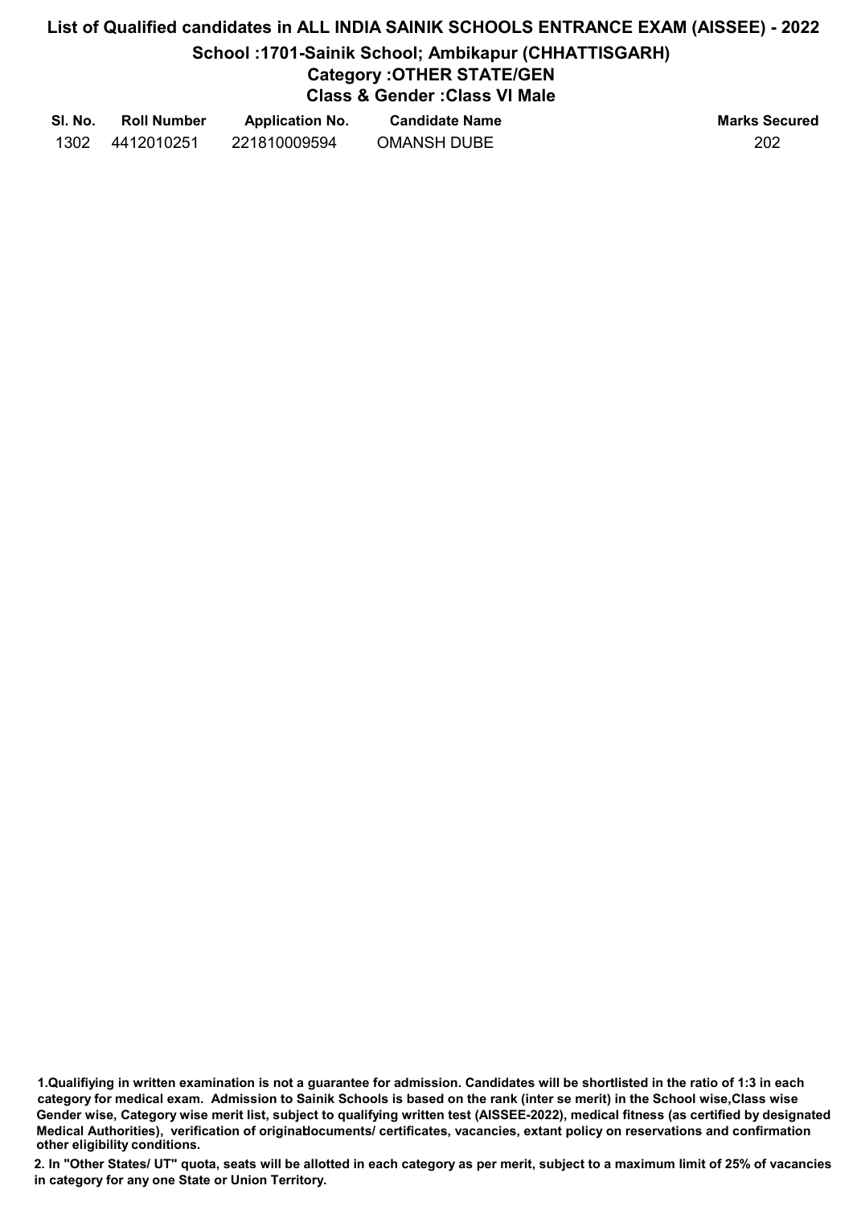# List of Qualified candidates in ALL INDIA SAINIK SCHOOLS ENTRANCE EXAM (AISSEE) - 2022

## School :1701-Sainik School; Ambikapur (CHHATTISGARH)

### Category :OTHER STATE/GEN

### Class & Gender :Class VI Male

| Sl. No. | Roll Number | Application No. | Candidate Name | Marks Secured |
|---|---|---|---|---|
| 1302 | 4412010251 | 221810009594 | OMANSH DUBE | 202 |

**1.Qualifiying in written examination is not a guarantee for admission. Candidates will be shortlisted in the ratio of 1:3 in each category for medical exam. Admission to Sainik Schools is based on the rank (inter se merit) in the School wise,Class wise Gender wise, Category wise merit list, subject to qualifying written test (AISSEE-2022), medical fitness (as certified by designated Medical Authorities), verification of originaldocuments/ certificates, vacancies, extant policy on reservations and confirmation other eligibility conditions.**

**2. In "Other States/ UT" quota, seats will be allotted in each category as per merit, subject to a maximum limit of 25% of vacancies in category for any one State or Union Territory.**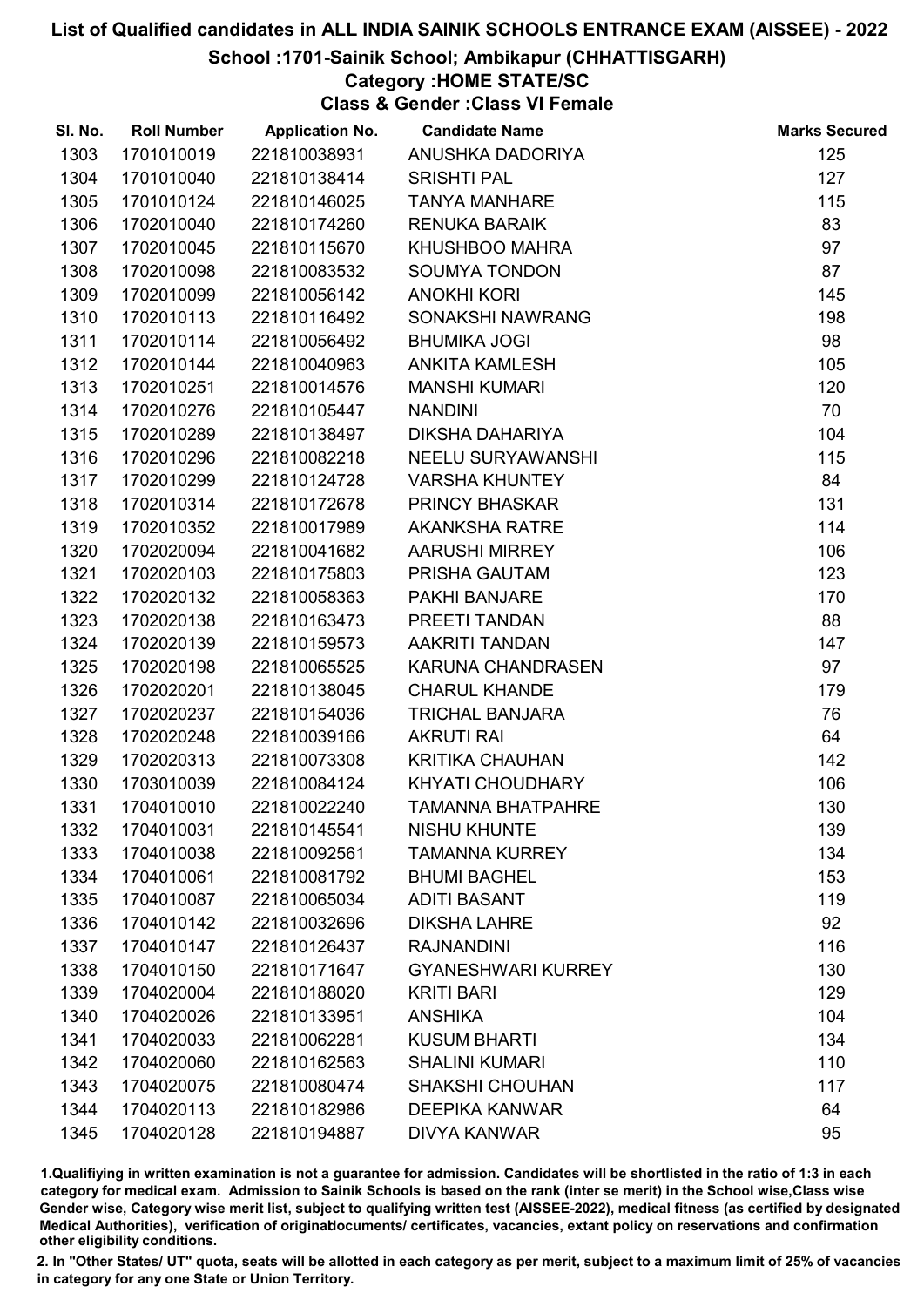# List of Qualified candidates in ALL INDIA SAINIK SCHOOLS ENTRANCE EXAM (AISSEE) - 2022

## School :1701-Sainik School; Ambikapur (CHHATTISGARH)

### Category :HOME STATE/SC

### Class & Gender :Class VI Female

| Sl. No. | Roll Number | Application No. | Candidate Name | Marks Secured |
|---|---|---|---|---|
| 1303 | 1701010019 | 221810038931 | ANUSHKA DADORIYA | 125 |
| 1304 | 1701010040 | 221810138414 | SRISHTI PAL | 127 |
| 1305 | 1701010124 | 221810146025 | TANYA MANHARE | 115 |
| 1306 | 1702010040 | 221810174260 | RENUKA BARAIK | 83 |
| 1307 | 1702010045 | 221810115670 | KHUSHBOO MAHRA | 97 |
| 1308 | 1702010098 | 221810083532 | SOUMYA TONDON | 87 |
| 1309 | 1702010099 | 221810056142 | ANOKHI KORI | 145 |
| 1310 | 1702010113 | 221810116492 | SONAKSHI NAWRANG | 198 |
| 1311 | 1702010114 | 221810056492 | BHUMIKA JOGI | 98 |
| 1312 | 1702010144 | 221810040963 | ANKITA KAMLESH | 105 |
| 1313 | 1702010251 | 221810014576 | MANSHI KUMARI | 120 |
| 1314 | 1702010276 | 221810105447 | NANDINI | 70 |
| 1315 | 1702010289 | 221810138497 | DIKSHA DAHARIYA | 104 |
| 1316 | 1702010296 | 221810082218 | NEELU SURYAWANSHI | 115 |
| 1317 | 1702010299 | 221810124728 | VARSHA KHUNTEY | 84 |
| 1318 | 1702010314 | 221810172678 | PRINCY BHASKAR | 131 |
| 1319 | 1702010352 | 221810017989 | AKANKSHA RATRE | 114 |
| 1320 | 1702020094 | 221810041682 | AARUSHI MIRREY | 106 |
| 1321 | 1702020103 | 221810175803 | PRISHA GAUTAM | 123 |
| 1322 | 1702020132 | 221810058363 | PAKHI BANJARE | 170 |
| 1323 | 1702020138 | 221810163473 | PREETI TANDAN | 88 |
| 1324 | 1702020139 | 221810159573 | AAKRITI TANDAN | 147 |
| 1325 | 1702020198 | 221810065525 | KARUNA CHANDRASEN | 97 |
| 1326 | 1702020201 | 221810138045 | CHARUL KHANDE | 179 |
| 1327 | 1702020237 | 221810154036 | TRICHAL BANJARA | 76 |
| 1328 | 1702020248 | 221810039166 | AKRUTI RAI | 64 |
| 1329 | 1702020313 | 221810073308 | KRITIKA CHAUHAN | 142 |
| 1330 | 1703010039 | 221810084124 | KHYATI CHOUDHARY | 106 |
| 1331 | 1704010010 | 221810022240 | TAMANNA BHATPAHRE | 130 |
| 1332 | 1704010031 | 221810145541 | NISHU KHUNTE | 139 |
| 1333 | 1704010038 | 221810092561 | TAMANNA KURREY | 134 |
| 1334 | 1704010061 | 221810081792 | BHUMI BAGHEL | 153 |
| 1335 | 1704010087 | 221810065034 | ADITI BASANT | 119 |
| 1336 | 1704010142 | 221810032696 | DIKSHA LAHRE | 92 |
| 1337 | 1704010147 | 221810126437 | RAJNANDINI | 116 |
| 1338 | 1704010150 | 221810171647 | GYANESHWARI KURREY | 130 |
| 1339 | 1704020004 | 221810188020 | KRITI BARI | 129 |
| 1340 | 1704020026 | 221810133951 | ANSHIKA | 104 |
| 1341 | 1704020033 | 221810062281 | KUSUM BHARTI | 134 |
| 1342 | 1704020060 | 221810162563 | SHALINI KUMARI | 110 |
| 1343 | 1704020075 | 221810080474 | SHAKSHI CHOUHAN | 117 |
| 1344 | 1704020113 | 221810182986 | DEEPIKA KANWAR | 64 |
| 1345 | 1704020128 | 221810194887 | DIVYA KANWAR | 95 |

1.Qualifying in written examination is not a guarantee for admission. Candidates will be shortlisted in the ratio of 1:3 in each category for medical exam. Admission to Sainik Schools is based on the rank (inter se merit) in the School wise,Class wise Gender wise, Category wise merit list, subject to qualifying written test (AISSEE-2022), medical fitness (as certified by designated Medical Authorities), verification of originaldocuments/ certificates, vacancies, extant policy on reservations and confirmation other eligibility conditions.

2. In "Other States/ UT" quota, seats will be allotted in each category as per merit, subject to a maximum limit of 25% of vacancies in category for any one State or Union Territory.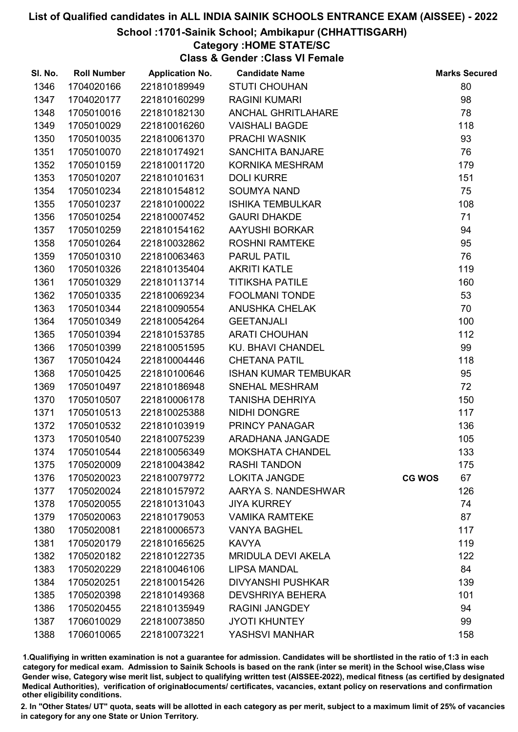# List of Qualified candidates in ALL INDIA SAINIK SCHOOLS ENTRANCE EXAM (AISSEE) - 2022

## School :1701-Sainik School; Ambikapur (CHHATTISGARH)

### Category :HOME STATE/SC

### Class & Gender :Class VI Female

| Sl. No. | Roll Number | Application No. | Candidate Name | | Marks Secured |
|---|---|---|---|---|---|
| 1346 | 1704020166 | 221810189949 | STUTI CHOUHAN | | 80 |
| 1347 | 1704020177 | 221810160299 | RAGINI KUMARI | | 98 |
| 1348 | 1705010016 | 221810182130 | ANCHAL GHRITLAHARE | | 78 |
| 1349 | 1705010029 | 221810016260 | VAISHALI BAGDE | | 118 |
| 1350 | 1705010035 | 221810061370 | PRACHI WASNIK | | 93 |
| 1351 | 1705010070 | 221810174921 | SANCHITA BANJARE | | 76 |
| 1352 | 1705010159 | 221810011720 | KORNIKA MESHRAM | | 179 |
| 1353 | 1705010207 | 221810101631 | DOLI KURRE | | 151 |
| 1354 | 1705010234 | 221810154812 | SOUMYA NAND | | 75 |
| 1355 | 1705010237 | 221810100022 | ISHIKA TEMBULKAR | | 108 |
| 1356 | 1705010254 | 221810007452 | GAURI DHAKDE | | 71 |
| 1357 | 1705010259 | 221810154162 | AAYUSHI BORKAR | | 94 |
| 1358 | 1705010264 | 221810032862 | ROSHNI RAMTEKE | | 95 |
| 1359 | 1705010310 | 221810063463 | PARUL PATIL | | 76 |
| 1360 | 1705010326 | 221810135404 | AKRITI KATLE | | 119 |
| 1361 | 1705010329 | 221810113714 | TITIKSHA PATILE | | 160 |
| 1362 | 1705010335 | 221810069234 | FOOLMANI TONDE | | 53 |
| 1363 | 1705010344 | 221810090554 | ANUSHKA CHELAK | | 70 |
| 1364 | 1705010349 | 221810054264 | GEETANJALI | | 100 |
| 1365 | 1705010394 | 221810153785 | ARATI CHOUHAN | | 112 |
| 1366 | 1705010399 | 221810051595 | KU. BHAVI CHANDEL | | 99 |
| 1367 | 1705010424 | 221810004446 | CHETANA PATIL | | 118 |
| 1368 | 1705010425 | 221810100646 | ISHAN KUMAR TEMBUKAR | | 95 |
| 1369 | 1705010497 | 221810186948 | SNEHAL MESHRAM | | 72 |
| 1370 | 1705010507 | 221810006178 | TANISHA DEHRIYA | | 150 |
| 1371 | 1705010513 | 221810025388 | NIDHI DONGRE | | 117 |
| 1372 | 1705010532 | 221810103919 | PRINCY PANAGAR | | 136 |
| 1373 | 1705010540 | 221810075239 | ARADHANA JANGADE | | 105 |
| 1374 | 1705010544 | 221810056349 | MOKSHATA CHANDEL | | 133 |
| 1375 | 1705020009 | 221810043842 | RASHI TANDON | | 175 |
| 1376 | 1705020023 | 221810079772 | LOKITA JANGDE | CG WOS | 67 |
| 1377 | 1705020024 | 221810157972 | AARYA S. NANDESHWAR | | 126 |
| 1378 | 1705020055 | 221810131043 | JIYA KURREY | | 74 |
| 1379 | 1705020063 | 221810179053 | VAMIKA RAMTEKE | | 87 |
| 1380 | 1705020081 | 221810006573 | VANYA BAGHEL | | 117 |
| 1381 | 1705020179 | 221810165625 | KAVYA | | 119 |
| 1382 | 1705020182 | 221810122735 | MRIDULA DEVI AKELA | | 122 |
| 1383 | 1705020229 | 221810046106 | LIPSA MANDAL | | 84 |
| 1384 | 1705020251 | 221810015426 | DIVYANSHI PUSHKAR | | 139 |
| 1385 | 1705020398 | 221810149368 | DEVSHRIYA BEHERA | | 101 |
| 1386 | 1705020455 | 221810135949 | RAGINI JANGDEY | | 94 |
| 1387 | 1706010029 | 221810073850 | JYOTI KHUNTEY | | 99 |
| 1388 | 1706010065 | 221810073221 | YASHSVI MANHAR | | 158 |

1.Qualifiying in written examination is not a guarantee for admission. Candidates will be shortlisted in the ratio of 1:3 in each category for medical exam. Admission to Sainik Schools is based on the rank (inter se merit) in the School wise,Class wise Gender wise, Category wise merit list, subject to qualifying written test (AISSEE-2022), medical fitness (as certified by designated Medical Authorities), verification of originaldocuments/ certificates, vacancies, extant policy on reservations and confirmation other eligibility conditions.

2. In "Other States/ UT" quota, seats will be allotted in each category as per merit, subject to a maximum limit of 25% of vacancies in category for any one State or Union Territory.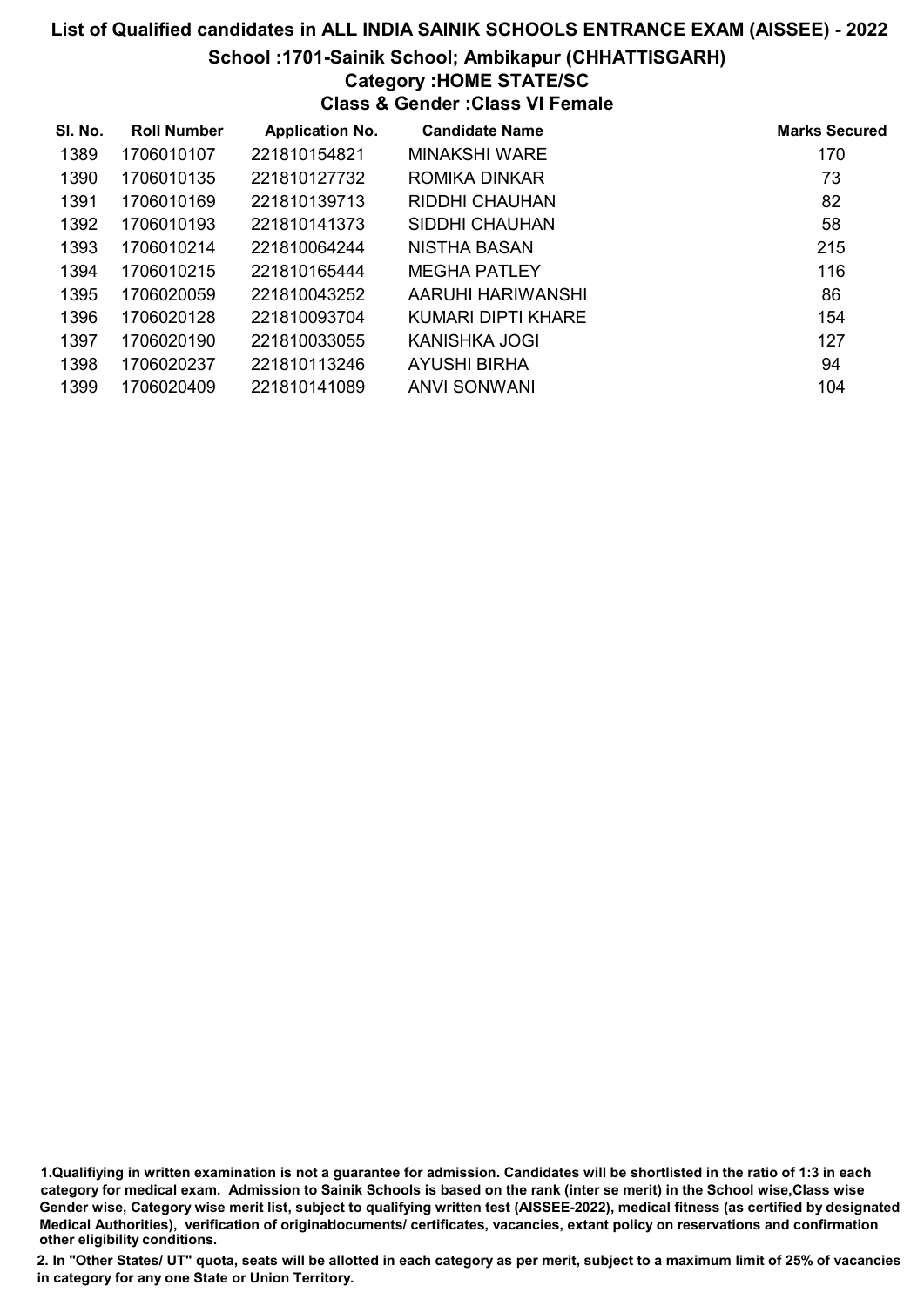# List of Qualified candidates in ALL INDIA SAINIK SCHOOLS ENTRANCE EXAM (AISSEE) - 2022

## School :1701-Sainik School; Ambikapur (CHHATTISGARH)

### Category :HOME STATE/SC

### Class & Gender :Class VI Female

| Sl. No. | Roll Number | Application No. | Candidate Name | Marks Secured |
|---|---|---|---|---|
| 1389 | 1706010107 | 221810154821 | MINAKSHI WARE | 170 |
| 1390 | 1706010135 | 221810127732 | ROMIKA DINKAR | 73 |
| 1391 | 1706010169 | 221810139713 | RIDDHI CHAUHAN | 82 |
| 1392 | 1706010193 | 221810141373 | SIDDHI CHAUHAN | 58 |
| 1393 | 1706010214 | 221810064244 | NISTHA BASAN | 215 |
| 1394 | 1706010215 | 221810165444 | MEGHA PATLEY | 116 |
| 1395 | 1706020059 | 221810043252 | AARUHI HARIWANSHI | 86 |
| 1396 | 1706020128 | 221810093704 | KUMARI DIPTI KHARE | 154 |
| 1397 | 1706020190 | 221810033055 | KANISHKA JOGI | 127 |
| 1398 | 1706020237 | 221810113246 | AYUSHI BIRHA | 94 |
| 1399 | 1706020409 | 221810141089 | ANVI SONWANI | 104 |

1.Qualifiying in written examination is not a guarantee for admission. Candidates will be shortlisted in the ratio of 1:3 in each category for medical exam. Admission to Sainik Schools is based on the rank (inter se merit) in the School wise,Class wise Gender wise, Category wise merit list, subject to qualifying written test (AISSEE-2022), medical fitness (as certified by designated Medical Authorities), verification of originaldocuments/ certificates, vacancies, extant policy on reservations and confirmation other eligibility conditions.

2. In "Other States/ UT" quota, seats will be allotted in each category as per merit, subject to a maximum limit of 25% of vacancies in category for any one State or Union Territory.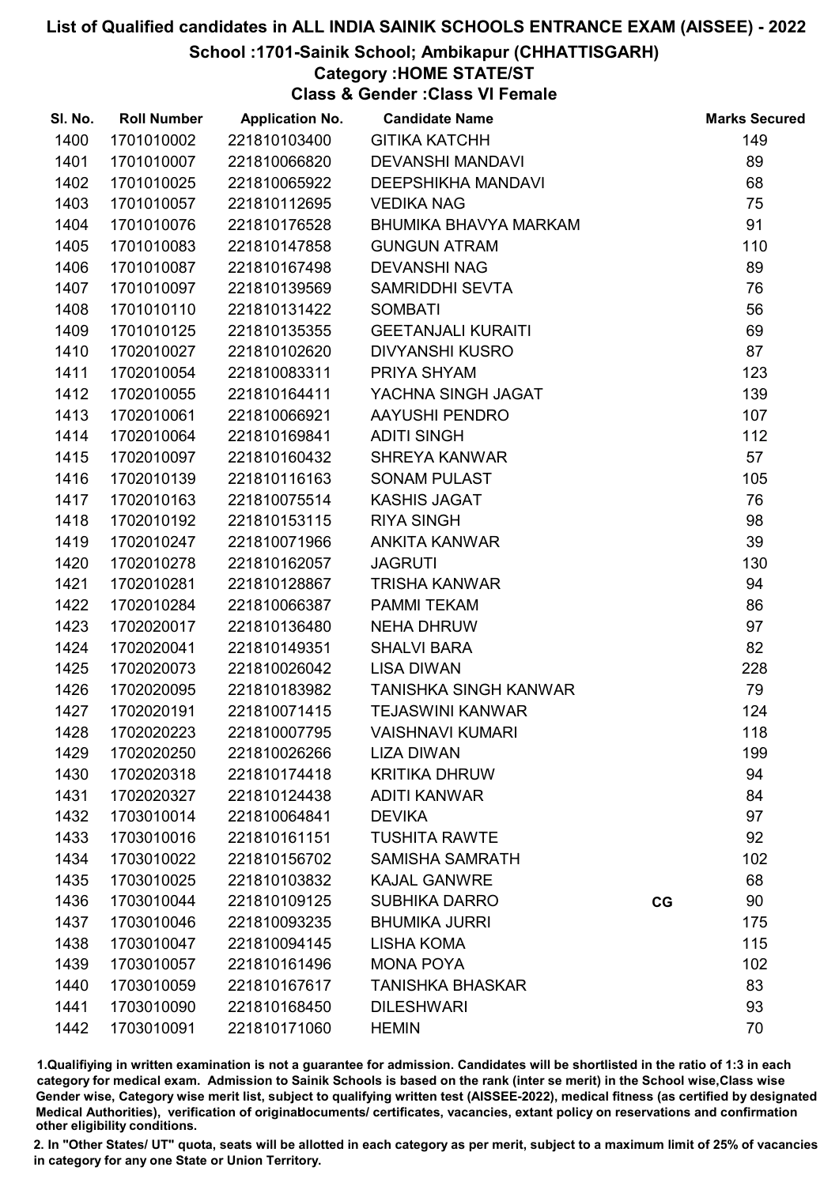# List of Qualified candidates in ALL INDIA SAINIK SCHOOLS ENTRANCE EXAM (AISSEE) - 2022

## School :1701-Sainik School; Ambikapur (CHHATTISGARH)

### Category :HOME STATE/ST

### Class & Gender :Class VI Female

| Sl. No. | Roll Number | Application No. | Candidate Name | | Marks Secured |
|---|---|---|---|---|---|
| 1400 | 1701010002 | 221810103400 | GITIKA KATCHH | | 149 |
| 1401 | 1701010007 | 221810066820 | DEVANSHI MANDAVI | | 89 |
| 1402 | 1701010025 | 221810065922 | DEEPSHIKHA MANDAVI | | 68 |
| 1403 | 1701010057 | 221810112695 | VEDIKA NAG | | 75 |
| 1404 | 1701010076 | 221810176528 | BHUMIKA BHAVYA MARKAM | | 91 |
| 1405 | 1701010083 | 221810147858 | GUNGUN ATRAM | | 110 |
| 1406 | 1701010087 | 221810167498 | DEVANSHI NAG | | 89 |
| 1407 | 1701010097 | 221810139569 | SAMRIDDHI SEVTA | | 76 |
| 1408 | 1701010110 | 221810131422 | SOMBATI | | 56 |
| 1409 | 1701010125 | 221810135355 | GEETANJALI KURAITI | | 69 |
| 1410 | 1702010027 | 221810102620 | DIVYANSHI KUSRO | | 87 |
| 1411 | 1702010054 | 221810083311 | PRIYA SHYAM | | 123 |
| 1412 | 1702010055 | 221810164411 | YACHNA SINGH JAGAT | | 139 |
| 1413 | 1702010061 | 221810066921 | AAYUSHI PENDRO | | 107 |
| 1414 | 1702010064 | 221810169841 | ADITI SINGH | | 112 |
| 1415 | 1702010097 | 221810160432 | SHREYA KANWAR | | 57 |
| 1416 | 1702010139 | 221810116163 | SONAM PULAST | | 105 |
| 1417 | 1702010163 | 221810075514 | KASHIS JAGAT | | 76 |
| 1418 | 1702010192 | 221810153115 | RIYA SINGH | | 98 |
| 1419 | 1702010247 | 221810071966 | ANKITA KANWAR | | 39 |
| 1420 | 1702010278 | 221810162057 | JAGRUTI | | 130 |
| 1421 | 1702010281 | 221810128867 | TRISHA KANWAR | | 94 |
| 1422 | 1702010284 | 221810066387 | PAMMI TEKAM | | 86 |
| 1423 | 1702020017 | 221810136480 | NEHA DHRUW | | 97 |
| 1424 | 1702020041 | 221810149351 | SHALVI BARA | | 82 |
| 1425 | 1702020073 | 221810026042 | LISA DIWAN | | 228 |
| 1426 | 1702020095 | 221810183982 | TANISHKA SINGH KANWAR | | 79 |
| 1427 | 1702020191 | 221810071415 | TEJASWINI KANWAR | | 124 |
| 1428 | 1702020223 | 221810007795 | VAISHNAVI KUMARI | | 118 |
| 1429 | 1702020250 | 221810026266 | LIZA DIWAN | | 199 |
| 1430 | 1702020318 | 221810174418 | KRITIKA DHRUW | | 94 |
| 1431 | 1702020327 | 221810124438 | ADITI KANWAR | | 84 |
| 1432 | 1703010014 | 221810064841 | DEVIKA | | 97 |
| 1433 | 1703010016 | 221810161151 | TUSHITA RAWTE | | 92 |
| 1434 | 1703010022 | 221810156702 | SAMISHA SAMRATH | | 102 |
| 1435 | 1703010025 | 221810103832 | KAJAL GANWRE | | 68 |
| 1436 | 1703010044 | 221810109125 | SUBHIKA DARRO | CG | 90 |
| 1437 | 1703010046 | 221810093235 | BHUMIKA JURRI | | 175 |
| 1438 | 1703010047 | 221810094145 | LISHA KOMA | | 115 |
| 1439 | 1703010057 | 221810161496 | MONA POYA | | 102 |
| 1440 | 1703010059 | 221810167617 | TANISHKA BHASKAR | | 83 |
| 1441 | 1703010090 | 221810168450 | DILESHWARI | | 93 |
| 1442 | 1703010091 | 221810171060 | HEMIN | | 70 |

1.Qualifiying in written examination is not a guarantee for admission. Candidates will be shortlisted in the ratio of 1:3 in each category for medical exam. Admission to Sainik Schools is based on the rank (inter se merit) in the School wise,Class wise Gender wise, Category wise merit list, subject to qualifying written test (AISSEE-2022), medical fitness (as certified by designated Medical Authorities), verification of originaldocuments/ certificates, vacancies, extant policy on reservations and confirmation other eligibility conditions.

2. In "Other States/ UT" quota, seats will be allotted in each category as per merit, subject to a maximum limit of 25% of vacancies in category for any one State or Union Territory.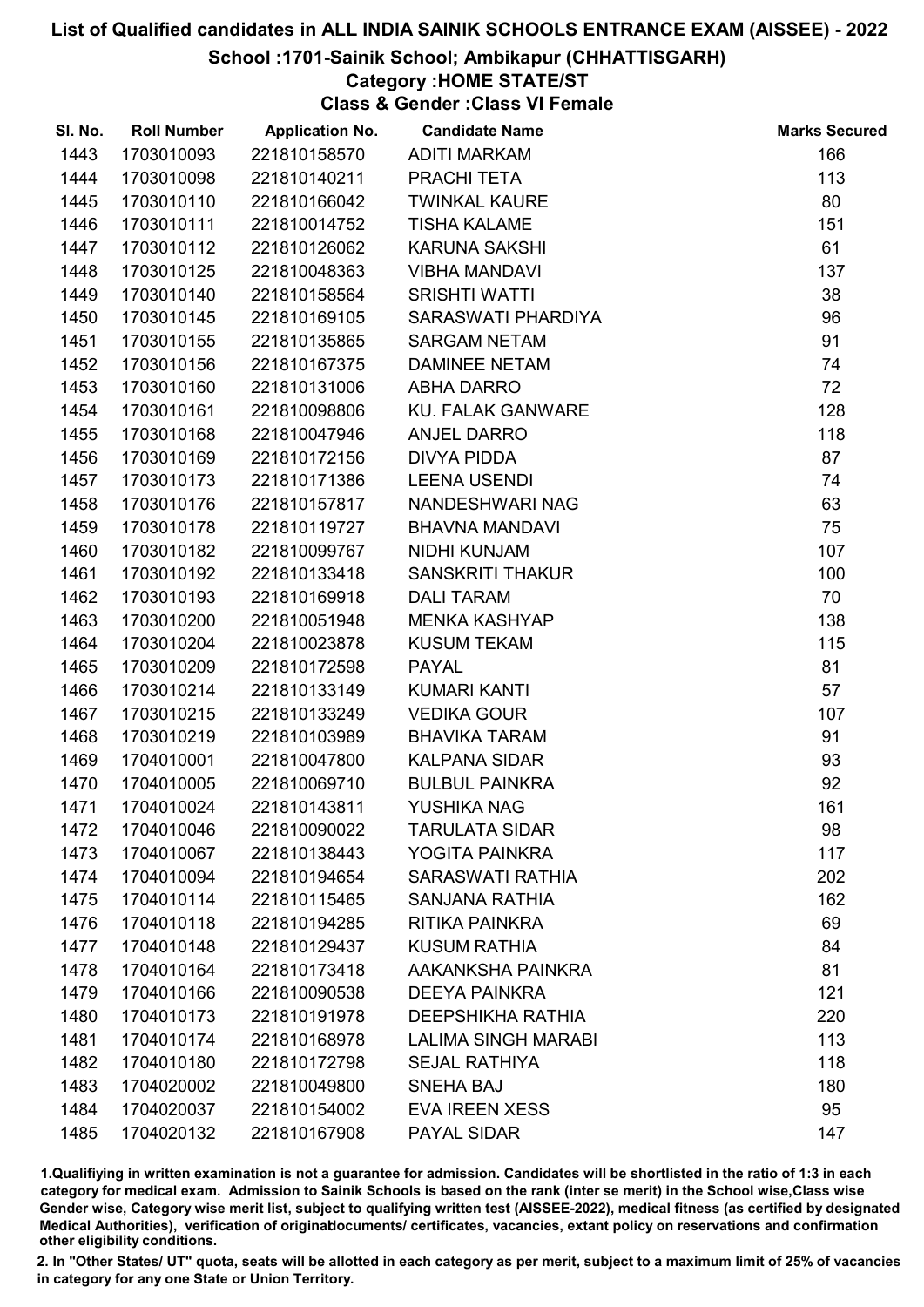# List of Qualified candidates in ALL INDIA SAINIK SCHOOLS ENTRANCE EXAM (AISSEE) - 2022

## School :1701-Sainik School; Ambikapur (CHHATTISGARH)

### Category :HOME STATE/ST

### Class & Gender :Class VI Female

| Sl. No. | Roll Number | Application No. | Candidate Name | Marks Secured |
|---|---|---|---|---|
| 1443 | 1703010093 | 221810158570 | ADITI MARKAM | 166 |
| 1444 | 1703010098 | 221810140211 | PRACHI TETA | 113 |
| 1445 | 1703010110 | 221810166042 | TWINKAL KAURE | 80 |
| 1446 | 1703010111 | 221810014752 | TISHA KALAME | 151 |
| 1447 | 1703010112 | 221810126062 | KARUNA SAKSHI | 61 |
| 1448 | 1703010125 | 221810048363 | VIBHA MANDAVI | 137 |
| 1449 | 1703010140 | 221810158564 | SRISHTI WATTI | 38 |
| 1450 | 1703010145 | 221810169105 | SARASWATI PHARDIYA | 96 |
| 1451 | 1703010155 | 221810135865 | SARGAM NETAM | 91 |
| 1452 | 1703010156 | 221810167375 | DAMINEE NETAM | 74 |
| 1453 | 1703010160 | 221810131006 | ABHA DARRO | 72 |
| 1454 | 1703010161 | 221810098806 | KU. FALAK GANWARE | 128 |
| 1455 | 1703010168 | 221810047946 | ANJEL DARRO | 118 |
| 1456 | 1703010169 | 221810172156 | DIVYA PIDDA | 87 |
| 1457 | 1703010173 | 221810171386 | LEENA USENDI | 74 |
| 1458 | 1703010176 | 221810157817 | NANDESHWARI NAG | 63 |
| 1459 | 1703010178 | 221810119727 | BHAVNA MANDAVI | 75 |
| 1460 | 1703010182 | 221810099767 | NIDHI KUNJAM | 107 |
| 1461 | 1703010192 | 221810133418 | SANSKRITI THAKUR | 100 |
| 1462 | 1703010193 | 221810169918 | DALI TARAM | 70 |
| 1463 | 1703010200 | 221810051948 | MENKA KASHYAP | 138 |
| 1464 | 1703010204 | 221810023878 | KUSUM TEKAM | 115 |
| 1465 | 1703010209 | 221810172598 | PAYAL | 81 |
| 1466 | 1703010214 | 221810133149 | KUMARI KANTI | 57 |
| 1467 | 1703010215 | 221810133249 | VEDIKA GOUR | 107 |
| 1468 | 1703010219 | 221810103989 | BHAVIKA TARAM | 91 |
| 1469 | 1704010001 | 221810047800 | KALPANA SIDAR | 93 |
| 1470 | 1704010005 | 221810069710 | BULBUL PAINKRA | 92 |
| 1471 | 1704010024 | 221810143811 | YUSHIKA NAG | 161 |
| 1472 | 1704010046 | 221810090022 | TARULATA SIDAR | 98 |
| 1473 | 1704010067 | 221810138443 | YOGITA PAINKRA | 117 |
| 1474 | 1704010094 | 221810194654 | SARASWATI RATHIA | 202 |
| 1475 | 1704010114 | 221810115465 | SANJANA RATHIA | 162 |
| 1476 | 1704010118 | 221810194285 | RITIKA PAINKRA | 69 |
| 1477 | 1704010148 | 221810129437 | KUSUM RATHIA | 84 |
| 1478 | 1704010164 | 221810173418 | AAKANKSHA PAINKRA | 81 |
| 1479 | 1704010166 | 221810090538 | DEEYA PAINKRA | 121 |
| 1480 | 1704010173 | 221810191978 | DEEPSHIKHA RATHIA | 220 |
| 1481 | 1704010174 | 221810168978 | LALIMA SINGH MARABI | 113 |
| 1482 | 1704010180 | 221810172798 | SEJAL RATHIYA | 118 |
| 1483 | 1704020002 | 221810049800 | SNEHA BAJ | 180 |
| 1484 | 1704020037 | 221810154002 | EVA IREEN XESS | 95 |
| 1485 | 1704020132 | 221810167908 | PAYAL SIDAR | 147 |

1.Qualifiying in written examination is not a guarantee for admission. Candidates will be shortlisted in the ratio of 1:3 in each category for medical exam. Admission to Sainik Schools is based on the rank (inter se merit) in the School wise,Class wise Gender wise, Category wise merit list, subject to qualifying written test (AISSEE-2022), medical fitness (as certified by designated Medical Authorities), verification of originaldocuments/ certificates, vacancies, extant policy on reservations and confirmation other eligibility conditions.

2. In "Other States/ UT" quota, seats will be allotted in each category as per merit, subject to a maximum limit of 25% of vacancies in category for any one State or Union Territory.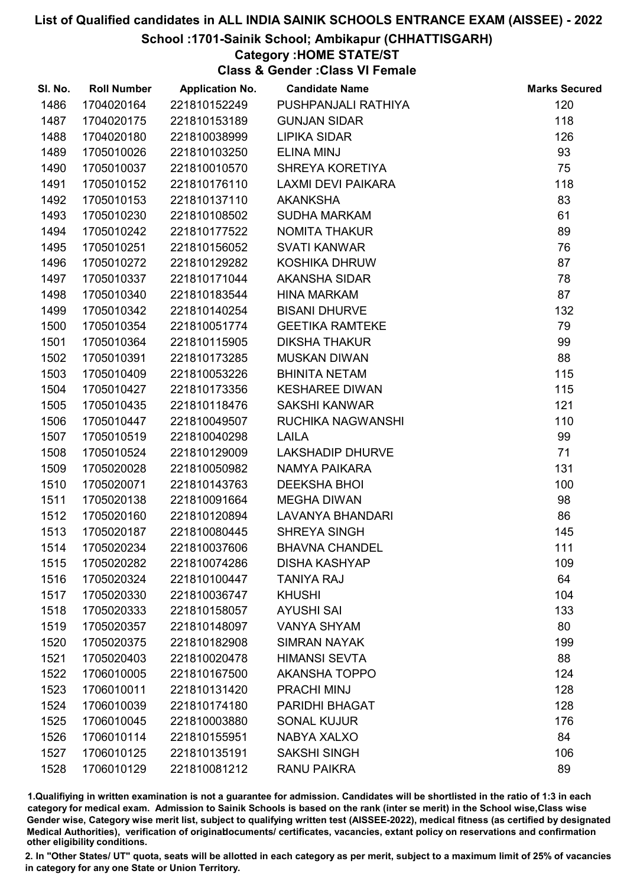# List of Qualified candidates in ALL INDIA SAINIK SCHOOLS ENTRANCE EXAM (AISSEE) - 2022

## School :1701-Sainik School; Ambikapur (CHHATTISGARH)

### Category :HOME STATE/ST

### Class & Gender :Class VI Female

| Sl. No. | Roll Number | Application No. | Candidate Name | Marks Secured |
|---|---|---|---|---|
| 1486 | 1704020164 | 221810152249 | PUSHPANJALI RATHIYA | 120 |
| 1487 | 1704020175 | 221810153189 | GUNJAN SIDAR | 118 |
| 1488 | 1704020180 | 221810038999 | LIPIKA SIDAR | 126 |
| 1489 | 1705010026 | 221810103250 | ELINA MINJ | 93 |
| 1490 | 1705010037 | 221810010570 | SHREYA KORETIYA | 75 |
| 1491 | 1705010152 | 221810176110 | LAXMI DEVI PAIKARA | 118 |
| 1492 | 1705010153 | 221810137110 | AKANKSHA | 83 |
| 1493 | 1705010230 | 221810108502 | SUDHA MARKAM | 61 |
| 1494 | 1705010242 | 221810177522 | NOMITA THAKUR | 89 |
| 1495 | 1705010251 | 221810156052 | SVATI KANWAR | 76 |
| 1496 | 1705010272 | 221810129282 | KOSHIKA DHRUW | 87 |
| 1497 | 1705010337 | 221810171044 | AKANSHA SIDAR | 78 |
| 1498 | 1705010340 | 221810183544 | HINA MARKAM | 87 |
| 1499 | 1705010342 | 221810140254 | BISANI DHURVE | 132 |
| 1500 | 1705010354 | 221810051774 | GEETIKA RAMTEKE | 79 |
| 1501 | 1705010364 | 221810115905 | DIKSHA THAKUR | 99 |
| 1502 | 1705010391 | 221810173285 | MUSKAN DIWAN | 88 |
| 1503 | 1705010409 | 221810053226 | BHINITA NETAM | 115 |
| 1504 | 1705010427 | 221810173356 | KESHAREE DIWAN | 115 |
| 1505 | 1705010435 | 221810118476 | SAKSHI KANWAR | 121 |
| 1506 | 1705010447 | 221810049507 | RUCHIKA NAGWANSHI | 110 |
| 1507 | 1705010519 | 221810040298 | LAILA | 99 |
| 1508 | 1705010524 | 221810129009 | LAKSHADIP DHURVE | 71 |
| 1509 | 1705020028 | 221810050982 | NAMYA PAIKARA | 131 |
| 1510 | 1705020071 | 221810143763 | DEEKSHA BHOI | 100 |
| 1511 | 1705020138 | 221810091664 | MEGHA DIWAN | 98 |
| 1512 | 1705020160 | 221810120894 | LAVANYA BHANDARI | 86 |
| 1513 | 1705020187 | 221810080445 | SHREYA SINGH | 145 |
| 1514 | 1705020234 | 221810037606 | BHAVNA CHANDEL | 111 |
| 1515 | 1705020282 | 221810074286 | DISHA KASHYAP | 109 |
| 1516 | 1705020324 | 221810100447 | TANIYA RAJ | 64 |
| 1517 | 1705020330 | 221810036747 | KHUSHI | 104 |
| 1518 | 1705020333 | 221810158057 | AYUSHI SAI | 133 |
| 1519 | 1705020357 | 221810148097 | VANYA SHYAM | 80 |
| 1520 | 1705020375 | 221810182908 | SIMRAN NAYAK | 199 |
| 1521 | 1705020403 | 221810020478 | HIMANSI SEVTA | 88 |
| 1522 | 1706010005 | 221810167500 | AKANSHA TOPPO | 124 |
| 1523 | 1706010011 | 221810131420 | PRACHI MINJ | 128 |
| 1524 | 1706010039 | 221810174180 | PARIDHI BHAGAT | 128 |
| 1525 | 1706010045 | 221810003880 | SONAL KUJUR | 176 |
| 1526 | 1706010114 | 221810155951 | NABYA XALXO | 84 |
| 1527 | 1706010125 | 221810135191 | SAKSHI SINGH | 106 |
| 1528 | 1706010129 | 221810081212 | RANU PAIKRA | 89 |

1.Qualifiying in written examination is not a guarantee for admission. Candidates will be shortlisted in the ratio of 1:3 in each category for medical exam. Admission to Sainik Schools is based on the rank (inter se merit) in the School wise,Class wise Gender wise, Category wise merit list, subject to qualifying written test (AISSEE-2022), medical fitness (as certified by designated Medical Authorities), verification of originaldocuments/ certificates, vacancies, extant policy on reservations and confirmation other eligibility conditions.

2. In "Other States/ UT" quota, seats will be allotted in each category as per merit, subject to a maximum limit of 25% of vacancies in category for any one State or Union Territory.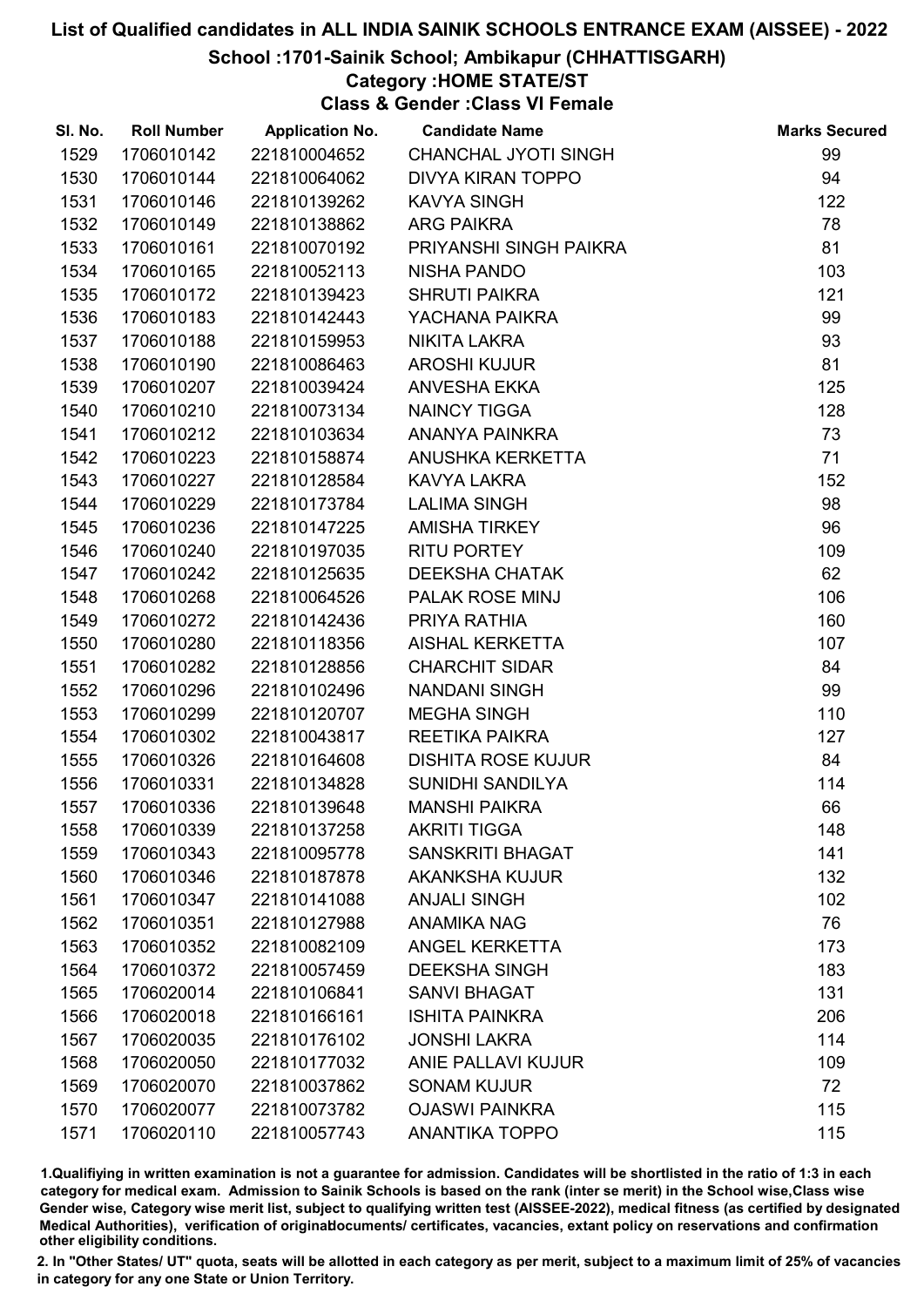# List of Qualified candidates in ALL INDIA SAINIK SCHOOLS ENTRANCE EXAM (AISSEE) - 2022

## School :1701-Sainik School; Ambikapur (CHHATTISGARH)

### Category :HOME STATE/ST

### Class & Gender :Class VI Female

| Sl. No. | Roll Number | Application No. | Candidate Name | Marks Secured |
|---|---|---|---|---|
| 1529 | 1706010142 | 221810004652 | CHANCHAL JYOTI SINGH | 99 |
| 1530 | 1706010144 | 221810064062 | DIVYA KIRAN TOPPO | 94 |
| 1531 | 1706010146 | 221810139262 | KAVYA SINGH | 122 |
| 1532 | 1706010149 | 221810138862 | ARG PAIKRA | 78 |
| 1533 | 1706010161 | 221810070192 | PRIYANSHI SINGH PAIKRA | 81 |
| 1534 | 1706010165 | 221810052113 | NISHA PANDO | 103 |
| 1535 | 1706010172 | 221810139423 | SHRUTI PAIKRA | 121 |
| 1536 | 1706010183 | 221810142443 | YACHANA PAIKRA | 99 |
| 1537 | 1706010188 | 221810159953 | NIKITA LAKRA | 93 |
| 1538 | 1706010190 | 221810086463 | AROSHI KUJUR | 81 |
| 1539 | 1706010207 | 221810039424 | ANVESHA EKKA | 125 |
| 1540 | 1706010210 | 221810073134 | NAINCY TIGGA | 128 |
| 1541 | 1706010212 | 221810103634 | ANANYA PAINKRA | 73 |
| 1542 | 1706010223 | 221810158874 | ANUSHKA KERKETTA | 71 |
| 1543 | 1706010227 | 221810128584 | KAVYA LAKRA | 152 |
| 1544 | 1706010229 | 221810173784 | LALIMA SINGH | 98 |
| 1545 | 1706010236 | 221810147225 | AMISHA TIRKEY | 96 |
| 1546 | 1706010240 | 221810197035 | RITU PORTEY | 109 |
| 1547 | 1706010242 | 221810125635 | DEEKSHA CHATAK | 62 |
| 1548 | 1706010268 | 221810064526 | PALAK ROSE MINJ | 106 |
| 1549 | 1706010272 | 221810142436 | PRIYA RATHIA | 160 |
| 1550 | 1706010280 | 221810118356 | AISHAL KERKETTA | 107 |
| 1551 | 1706010282 | 221810128856 | CHARCHIT SIDAR | 84 |
| 1552 | 1706010296 | 221810102496 | NANDANI SINGH | 99 |
| 1553 | 1706010299 | 221810120707 | MEGHA SINGH | 110 |
| 1554 | 1706010302 | 221810043817 | REETIKA PAIKRA | 127 |
| 1555 | 1706010326 | 221810164608 | DISHITA ROSE KUJUR | 84 |
| 1556 | 1706010331 | 221810134828 | SUNIDHI SANDILYA | 114 |
| 1557 | 1706010336 | 221810139648 | MANSHI PAIKRA | 66 |
| 1558 | 1706010339 | 221810137258 | AKRITI TIGGA | 148 |
| 1559 | 1706010343 | 221810095778 | SANSKRITI BHAGAT | 141 |
| 1560 | 1706010346 | 221810187878 | AKANKSHA KUJUR | 132 |
| 1561 | 1706010347 | 221810141088 | ANJALI SINGH | 102 |
| 1562 | 1706010351 | 221810127988 | ANAMIKA NAG | 76 |
| 1563 | 1706010352 | 221810082109 | ANGEL KERKETTA | 173 |
| 1564 | 1706010372 | 221810057459 | DEEKSHA SINGH | 183 |
| 1565 | 1706020014 | 221810106841 | SANVI BHAGAT | 131 |
| 1566 | 1706020018 | 221810166161 | ISHITA PAINKRA | 206 |
| 1567 | 1706020035 | 221810176102 | JONSHI LAKRA | 114 |
| 1568 | 1706020050 | 221810177032 | ANIE PALLAVI KUJUR | 109 |
| 1569 | 1706020070 | 221810037862 | SONAM KUJUR | 72 |
| 1570 | 1706020077 | 221810073782 | OJASWI PAINKRA | 115 |
| 1571 | 1706020110 | 221810057743 | ANANTIKA TOPPO | 115 |

1.Qualifiying in written examination is not a guarantee for admission. Candidates will be shortlisted in the ratio of 1:3 in each category for medical exam. Admission to Sainik Schools is based on the rank (inter se merit) in the School wise,Class wise Gender wise, Category wise merit list, subject to qualifying written test (AISSEE-2022), medical fitness (as certified by designated Medical Authorities), verification of originaldocuments/ certificates, vacancies, extant policy on reservations and confirmation other eligibility conditions.

2. In "Other States/ UT" quota, seats will be allotted in each category as per merit, subject to a maximum limit of 25% of vacancies in category for any one State or Union Territory.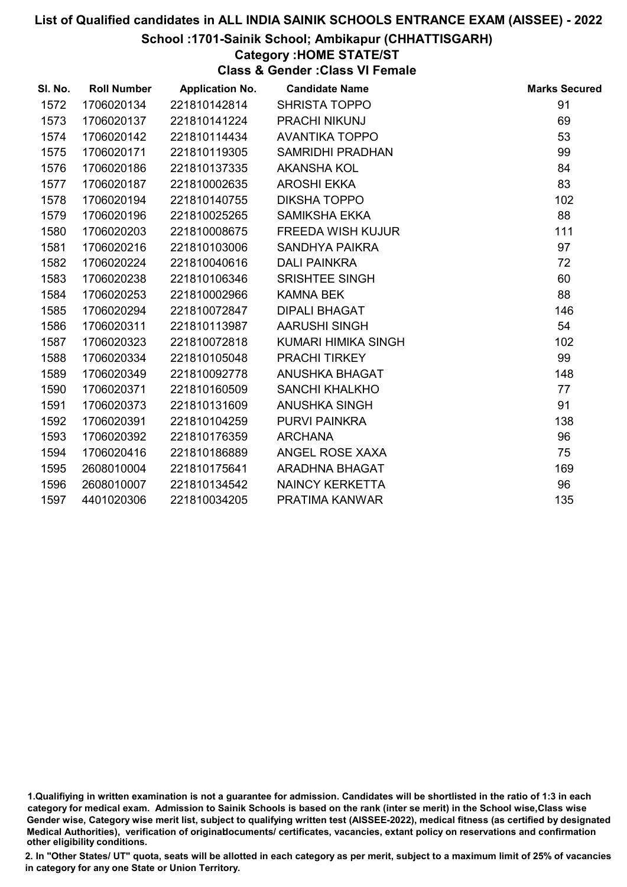# List of Qualified candidates in ALL INDIA SAINIK SCHOOLS ENTRANCE EXAM (AISSEE) - 2022

## School :1701-Sainik School; Ambikapur (CHHATTISGARH)

### Category :HOME STATE/ST

### Class & Gender :Class VI Female

| Sl. No. | Roll Number | Application No. | Candidate Name | Marks Secured |
|---|---|---|---|---|
| 1572 | 1706020134 | 221810142814 | SHRISTA TOPPO | 91 |
| 1573 | 1706020137 | 221810141224 | PRACHI NIKUNJ | 69 |
| 1574 | 1706020142 | 221810114434 | AVANTIKA TOPPO | 53 |
| 1575 | 1706020171 | 221810119305 | SAMRIDHI PRADHAN | 99 |
| 1576 | 1706020186 | 221810137335 | AKANSHA KOL | 84 |
| 1577 | 1706020187 | 221810002635 | AROSHI EKKA | 83 |
| 1578 | 1706020194 | 221810140755 | DIKSHA TOPPO | 102 |
| 1579 | 1706020196 | 221810025265 | SAMIKSHA EKKA | 88 |
| 1580 | 1706020203 | 221810008675 | FREEDA WISH KUJUR | 111 |
| 1581 | 1706020216 | 221810103006 | SANDHYA PAIKRA | 97 |
| 1582 | 1706020224 | 221810040616 | DALI PAINKRA | 72 |
| 1583 | 1706020238 | 221810106346 | SRISHTEE SINGH | 60 |
| 1584 | 1706020253 | 221810002966 | KAMNA BEK | 88 |
| 1585 | 1706020294 | 221810072847 | DIPALI BHAGAT | 146 |
| 1586 | 1706020311 | 221810113987 | AARUSHI SINGH | 54 |
| 1587 | 1706020323 | 221810072818 | KUMARI HIMIKA SINGH | 102 |
| 1588 | 1706020334 | 221810105048 | PRACHI TIRKEY | 99 |
| 1589 | 1706020349 | 221810092778 | ANUSHKA BHAGAT | 148 |
| 1590 | 1706020371 | 221810160509 | SANCHI KHALKHO | 77 |
| 1591 | 1706020373 | 221810131609 | ANUSHKA SINGH | 91 |
| 1592 | 1706020391 | 221810104259 | PURVI PAINKRA | 138 |
| 1593 | 1706020392 | 221810176359 | ARCHANA | 96 |
| 1594 | 1706020416 | 221810186889 | ANGEL ROSE XAXA | 75 |
| 1595 | 2608010004 | 221810175641 | ARADHNA BHAGAT | 169 |
| 1596 | 2608010007 | 221810134542 | NAINCY KERKETTA | 96 |
| 1597 | 4401020306 | 221810034205 | PRATIMA KANWAR | 135 |

1.Qualifiying in written examination is not a guarantee for admission. Candidates will be shortlisted in the ratio of 1:3 in each category for medical exam. Admission to Sainik Schools is based on the rank (inter se merit) in the School wise,Class wise Gender wise, Category wise merit list, subject to qualifying written test (AISSEE-2022), medical fitness (as certified by designated Medical Authorities), verification of originaldocuments/ certificates, vacancies, extant policy on reservations and confirmation other eligibility conditions.

2. In "Other States/ UT" quota, seats will be allotted in each category as per merit, subject to a maximum limit of 25% of vacancies in category for any one State or Union Territory.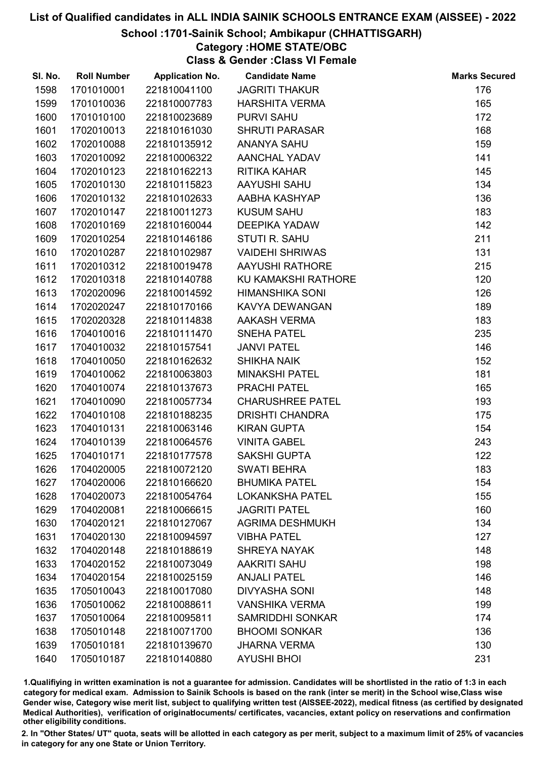# List of Qualified candidates in ALL INDIA SAINIK SCHOOLS ENTRANCE EXAM (AISSEE) - 2022

## School :1701-Sainik School; Ambikapur (CHHATTISGARH)

### Category :HOME STATE/OBC

### Class & Gender :Class VI Female

| Sl. No. | Roll Number | Application No. | Candidate Name | Marks Secured |
|---|---|---|---|---|
| 1598 | 1701010001 | 221810041100 | JAGRITI THAKUR | 176 |
| 1599 | 1701010036 | 221810007783 | HARSHITA VERMA | 165 |
| 1600 | 1701010100 | 221810023689 | PURVI SAHU | 172 |
| 1601 | 1702010013 | 221810161030 | SHRUTI PARASAR | 168 |
| 1602 | 1702010088 | 221810135912 | ANANYA SAHU | 159 |
| 1603 | 1702010092 | 221810006322 | AANCHAL YADAV | 141 |
| 1604 | 1702010123 | 221810162213 | RITIKA KAHAR | 145 |
| 1605 | 1702010130 | 221810115823 | AAYUSHI SAHU | 134 |
| 1606 | 1702010132 | 221810102633 | AABHA KASHYAP | 136 |
| 1607 | 1702010147 | 221810011273 | KUSUM SAHU | 183 |
| 1608 | 1702010169 | 221810160044 | DEEPIKA YADAW | 142 |
| 1609 | 1702010254 | 221810146186 | STUTI R. SAHU | 211 |
| 1610 | 1702010287 | 221810102987 | VAIDEHI SHRIWAS | 131 |
| 1611 | 1702010312 | 221810019478 | AAYUSHI RATHORE | 215 |
| 1612 | 1702010318 | 221810140788 | KU KAMAKSHI RATHORE | 120 |
| 1613 | 1702020096 | 221810014592 | HIMANSHIKA SONI | 126 |
| 1614 | 1702020247 | 221810170166 | KAVYA DEWANGAN | 189 |
| 1615 | 1702020328 | 221810114838 | AAKASH VERMA | 183 |
| 1616 | 1704010016 | 221810111470 | SNEHA PATEL | 235 |
| 1617 | 1704010032 | 221810157541 | JANVI PATEL | 146 |
| 1618 | 1704010050 | 221810162632 | SHIKHA NAIK | 152 |
| 1619 | 1704010062 | 221810063803 | MINAKSHI PATEL | 181 |
| 1620 | 1704010074 | 221810137673 | PRACHI PATEL | 165 |
| 1621 | 1704010090 | 221810057734 | CHARUSHREE PATEL | 193 |
| 1622 | 1704010108 | 221810188235 | DRISHTI CHANDRA | 175 |
| 1623 | 1704010131 | 221810063146 | KIRAN GUPTA | 154 |
| 1624 | 1704010139 | 221810064576 | VINITA GABEL | 243 |
| 1625 | 1704010171 | 221810177578 | SAKSHI GUPTA | 122 |
| 1626 | 1704020005 | 221810072120 | SWATI BEHRA | 183 |
| 1627 | 1704020006 | 221810166620 | BHUMIKA PATEL | 154 |
| 1628 | 1704020073 | 221810054764 | LOKANKSHA PATEL | 155 |
| 1629 | 1704020081 | 221810066615 | JAGRITI PATEL | 160 |
| 1630 | 1704020121 | 221810127067 | AGRIMA DESHMUKH | 134 |
| 1631 | 1704020130 | 221810094597 | VIBHA PATEL | 127 |
| 1632 | 1704020148 | 221810188619 | SHREYA NAYAK | 148 |
| 1633 | 1704020152 | 221810073049 | AAKRITI SAHU | 198 |
| 1634 | 1704020154 | 221810025159 | ANJALI PATEL | 146 |
| 1635 | 1705010043 | 221810017080 | DIVYASHA SONI | 148 |
| 1636 | 1705010062 | 221810088611 | VANSHIKA VERMA | 199 |
| 1637 | 1705010064 | 221810095811 | SAMRIDDHI SONKAR | 174 |
| 1638 | 1705010148 | 221810071700 | BHOOMI SONKAR | 136 |
| 1639 | 1705010181 | 221810139670 | JHARNA VERMA | 130 |
| 1640 | 1705010187 | 221810140880 | AYUSHI BHOI | 231 |

1.Qualifying in written examination is not a guarantee for admission. Candidates will be shortlisted in the ratio of 1:3 in each category for medical exam. Admission to Sainik Schools is based on the rank (inter se merit) in the School wise,Class wise Gender wise, Category wise merit list, subject to qualifying written test (AISSEE-2022), medical fitness (as certified by designated Medical Authorities), verification of originaldocuments/ certificates, vacancies, extant policy on reservations and confirmation other eligibility conditions.

2. In "Other States/ UT" quota, seats will be allotted in each category as per merit, subject to a maximum limit of 25% of vacancies in category for any one State or Union Territory.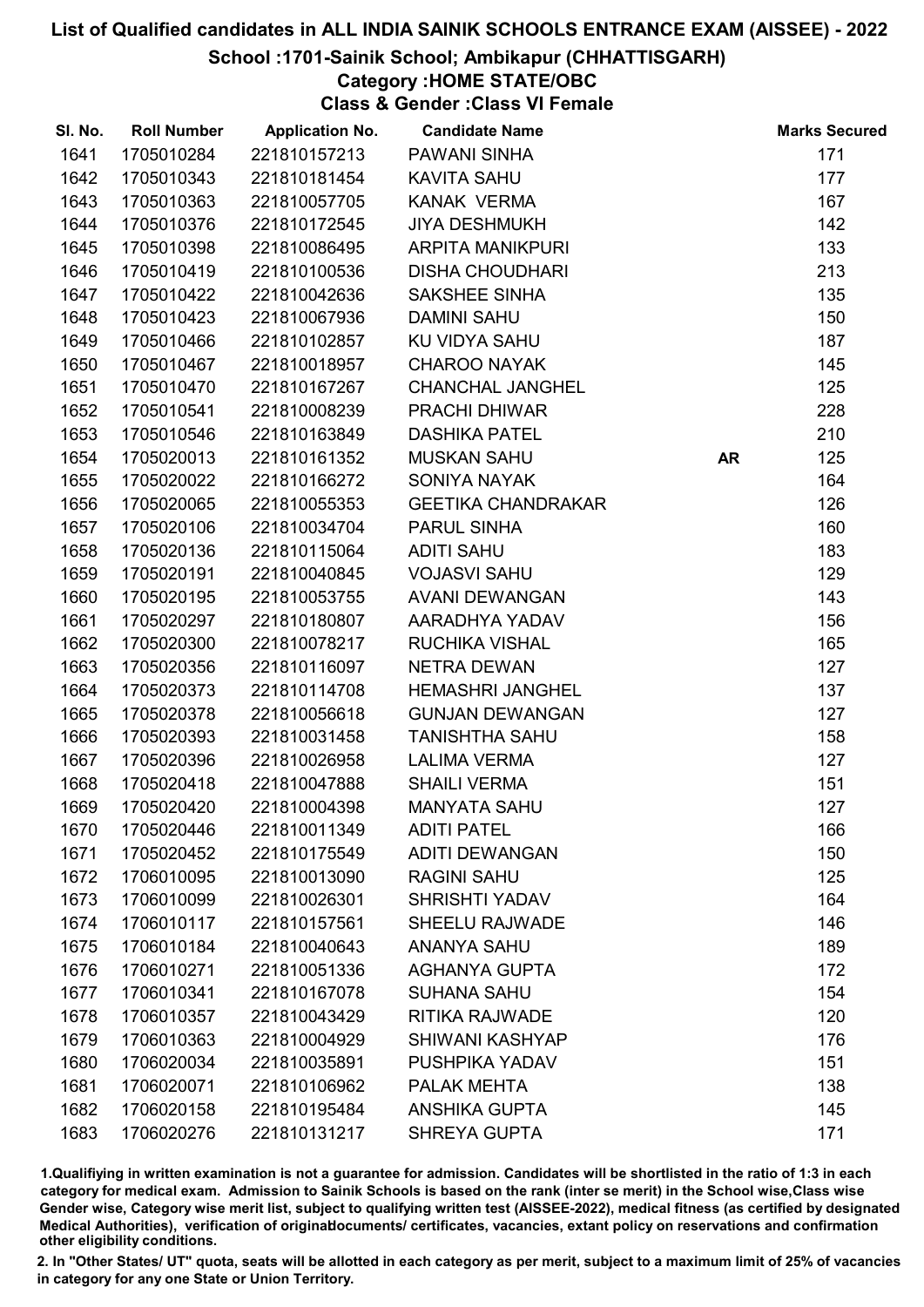# List of Qualified candidates in ALL INDIA SAINIK SCHOOLS ENTRANCE EXAM (AISSEE) - 2022

## School :1701-Sainik School; Ambikapur (CHHATTISGARH)

### Category :HOME STATE/OBC

### Class & Gender :Class VI Female

| Sl. No. | Roll Number | Application No. | Candidate Name | | Marks Secured |
|---|---|---|---|---|---|
| 1641 | 1705010284 | 221810157213 | PAWANI SINHA | | 171 |
| 1642 | 1705010343 | 221810181454 | KAVITA SAHU | | 177 |
| 1643 | 1705010363 | 221810057705 | KANAK VERMA | | 167 |
| 1644 | 1705010376 | 221810172545 | JIYA DESHMUKH | | 142 |
| 1645 | 1705010398 | 221810086495 | ARPITA MANIKPURI | | 133 |
| 1646 | 1705010419 | 221810100536 | DISHA CHOUDHARI | | 213 |
| 1647 | 1705010422 | 221810042636 | SAKSHEE SINHA | | 135 |
| 1648 | 1705010423 | 221810067936 | DAMINI SAHU | | 150 |
| 1649 | 1705010466 | 221810102857 | KU VIDYA SAHU | | 187 |
| 1650 | 1705010467 | 221810018957 | CHAROO NAYAK | | 145 |
| 1651 | 1705010470 | 221810167267 | CHANCHAL JANGHEL | | 125 |
| 1652 | 1705010541 | 221810008239 | PRACHI DHIWAR | | 228 |
| 1653 | 1705010546 | 221810163849 | DASHIKA PATEL | | 210 |
| 1654 | 1705020013 | 221810161352 | MUSKAN SAHU | AR | 125 |
| 1655 | 1705020022 | 221810166272 | SONIYA NAYAK | | 164 |
| 1656 | 1705020065 | 221810055353 | GEETIKA CHANDRAKAR | | 126 |
| 1657 | 1705020106 | 221810034704 | PARUL SINHA | | 160 |
| 1658 | 1705020136 | 221810115064 | ADITI SAHU | | 183 |
| 1659 | 1705020191 | 221810040845 | VOJASVI SAHU | | 129 |
| 1660 | 1705020195 | 221810053755 | AVANI DEWANGAN | | 143 |
| 1661 | 1705020297 | 221810180807 | AARADHYA YADAV | | 156 |
| 1662 | 1705020300 | 221810078217 | RUCHIKA VISHAL | | 165 |
| 1663 | 1705020356 | 221810116097 | NETRA DEWAN | | 127 |
| 1664 | 1705020373 | 221810114708 | HEMASHRI JANGHEL | | 137 |
| 1665 | 1705020378 | 221810056618 | GUNJAN DEWANGAN | | 127 |
| 1666 | 1705020393 | 221810031458 | TANISHTHA SAHU | | 158 |
| 1667 | 1705020396 | 221810026958 | LALIMA VERMA | | 127 |
| 1668 | 1705020418 | 221810047888 | SHAILI VERMA | | 151 |
| 1669 | 1705020420 | 221810004398 | MANYATA SAHU | | 127 |
| 1670 | 1705020446 | 221810011349 | ADITI PATEL | | 166 |
| 1671 | 1705020452 | 221810175549 | ADITI DEWANGAN | | 150 |
| 1672 | 1706010095 | 221810013090 | RAGINI SAHU | | 125 |
| 1673 | 1706010099 | 221810026301 | SHRISHTI YADAV | | 164 |
| 1674 | 1706010117 | 221810157561 | SHEELU RAJWADE | | 146 |
| 1675 | 1706010184 | 221810040643 | ANANYA SAHU | | 189 |
| 1676 | 1706010271 | 221810051336 | AGHANYA GUPTA | | 172 |
| 1677 | 1706010341 | 221810167078 | SUHANA SAHU | | 154 |
| 1678 | 1706010357 | 221810043429 | RITIKA RAJWADE | | 120 |
| 1679 | 1706010363 | 221810004929 | SHIWANI KASHYAP | | 176 |
| 1680 | 1706020034 | 221810035891 | PUSHPIKA YADAV | | 151 |
| 1681 | 1706020071 | 221810106962 | PALAK MEHTA | | 138 |
| 1682 | 1706020158 | 221810195484 | ANSHIKA GUPTA | | 145 |
| 1683 | 1706020276 | 221810131217 | SHREYA GUPTA | | 171 |

1.Qualifiying in written examination is not a guarantee for admission. Candidates will be shortlisted in the ratio of 1:3 in each category for medical exam. Admission to Sainik Schools is based on the rank (inter se merit) in the School wise,Class wise Gender wise, Category wise merit list, subject to qualifying written test (AISSEE-2022), medical fitness (as certified by designated Medical Authorities), verification of originaldocuments/ certificates, vacancies, extant policy on reservations and confirmation other eligibility conditions.

2. In "Other States/ UT" quota, seats will be allotted in each category as per merit, subject to a maximum limit of 25% of vacancies in category for any one State or Union Territory.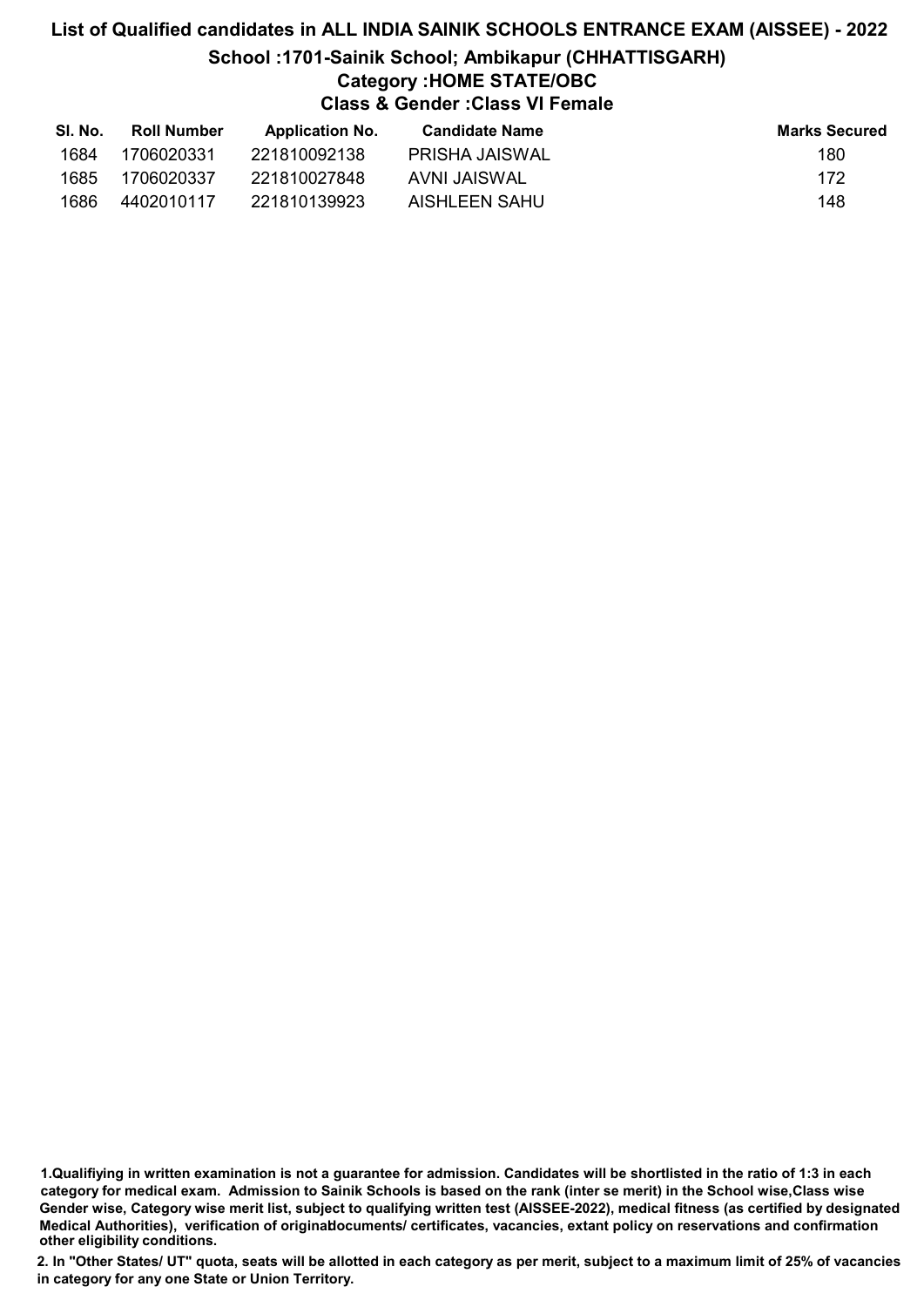# List of Qualified candidates in ALL INDIA SAINIK SCHOOLS ENTRANCE EXAM (AISSEE) - 2022

## School :1701-Sainik School; Ambikapur (CHHATTISGARH)

### Category :HOME STATE/OBC

### Class & Gender :Class VI Female

| Sl. No. | Roll Number | Application No. | Candidate Name | Marks Secured |
|---|---|---|---|---|
| 1684 | 1706020331 | 221810092138 | PRISHA JAISWAL | 180 |
| 1685 | 1706020337 | 221810027848 | AVNI JAISWAL | 172 |
| 1686 | 4402010117 | 221810139923 | AISHLEEN SAHU | 148 |

1.Qualifiying in written examination is not a guarantee for admission. Candidates will be shortlisted in the ratio of 1:3 in each category for medical exam. Admission to Sainik Schools is based on the rank (inter se merit) in the School wise,Class wise Gender wise, Category wise merit list, subject to qualifying written test (AISSEE-2022), medical fitness (as certified by designated Medical Authorities), verification of originaldocuments/ certificates, vacancies, extant policy on reservations and confirmation other eligibility conditions.

2. In "Other States/ UT" quota, seats will be allotted in each category as per merit, subject to a maximum limit of 25% of vacancies in category for any one State or Union Territory.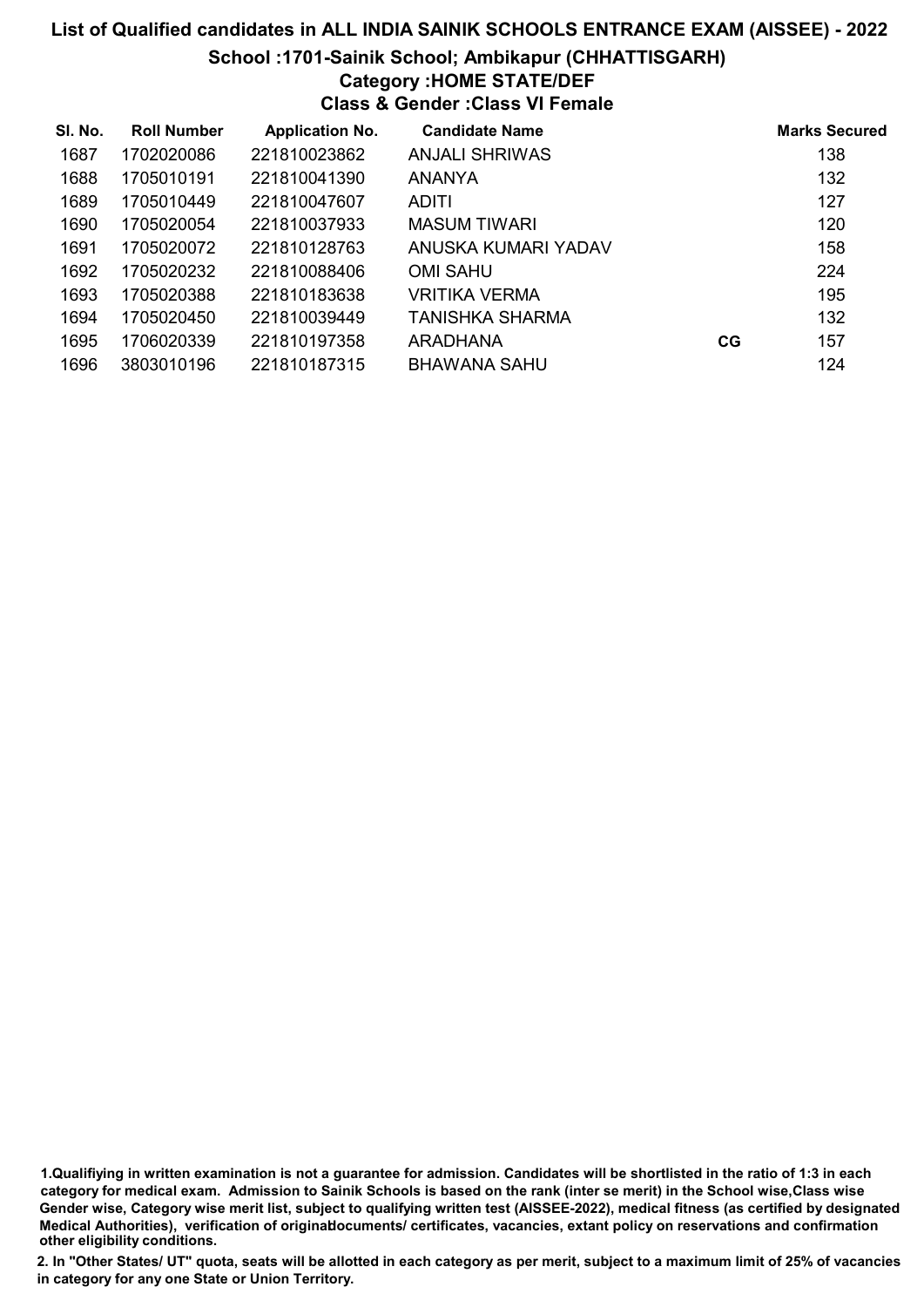# List of Qualified candidates in ALL INDIA SAINIK SCHOOLS ENTRANCE EXAM (AISSEE) - 2022

## School :1701-Sainik School; Ambikapur (CHHATTISGARH)

### Category :HOME STATE/DEF

### Class & Gender :Class VI Female

| Sl. No. | Roll Number | Application No. | Candidate Name | | Marks Secured |
|---|---|---|---|---|---|
| 1687 | 1702020086 | 221810023862 | ANJALI SHRIWAS | | 138 |
| 1688 | 1705010191 | 221810041390 | ANANYA | | 132 |
| 1689 | 1705010449 | 221810047607 | ADITI | | 127 |
| 1690 | 1705020054 | 221810037933 | MASUM TIWARI | | 120 |
| 1691 | 1705020072 | 221810128763 | ANUSKA KUMARI YADAV | | 158 |
| 1692 | 1705020232 | 221810088406 | OMI SAHU | | 224 |
| 1693 | 1705020388 | 221810183638 | VRITIKA VERMA | | 195 |
| 1694 | 1705020450 | 221810039449 | TANISHKA SHARMA | | 132 |
| 1695 | 1706020339 | 221810197358 | ARADHANA | CG | 157 |
| 1696 | 3803010196 | 221810187315 | BHAWANA SAHU | | 124 |

1.Qualifiying in written examination is not a guarantee for admission. Candidates will be shortlisted in the ratio of 1:3 in each category for medical exam. Admission to Sainik Schools is based on the rank (inter se merit) in the School wise,Class wise Gender wise, Category wise merit list, subject to qualifying written test (AISSEE-2022), medical fitness (as certified by designated Medical Authorities), verification of originaldocuments/ certificates, vacancies, extant policy on reservations and confirmation other eligibility conditions.

2. In "Other States/ UT" quota, seats will be allotted in each category as per merit, subject to a maximum limit of 25% of vacancies in category for any one State or Union Territory.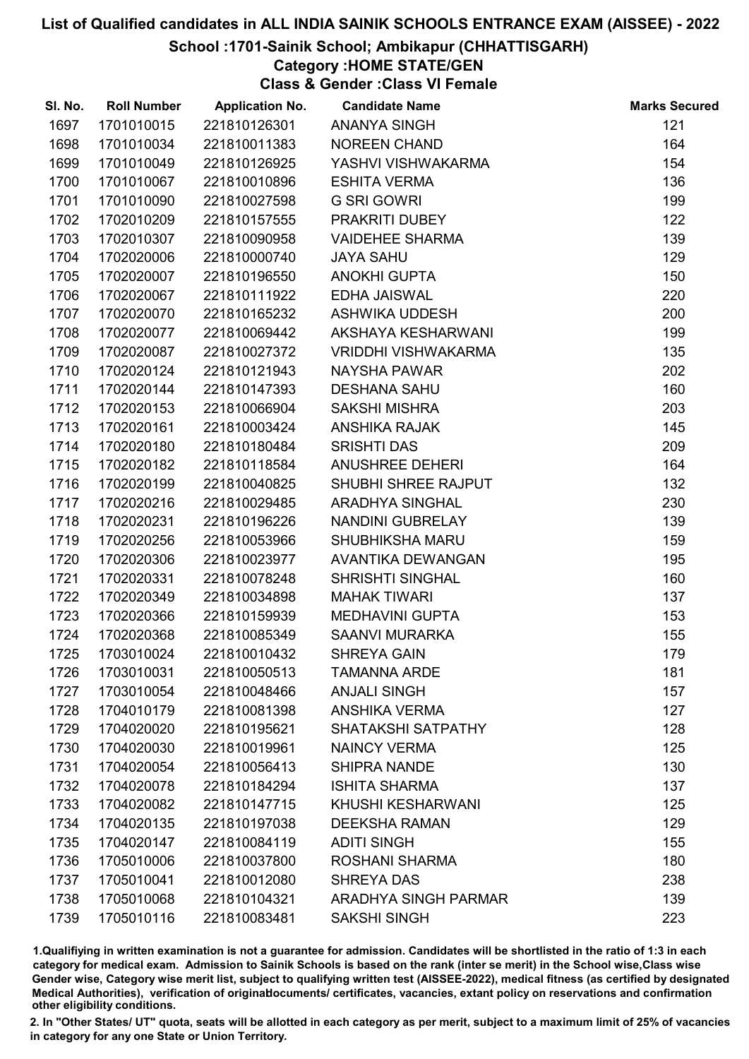# List of Qualified candidates in ALL INDIA SAINIK SCHOOLS ENTRANCE EXAM (AISSEE) - 2022

## School :1701-Sainik School; Ambikapur (CHHATTISGARH)

### Category :HOME STATE/GEN

### Class & Gender :Class VI Female

| Sl. No. | Roll Number | Application No. | Candidate Name | Marks Secured |
|---|---|---|---|---|
| 1697 | 1701010015 | 221810126301 | ANANYA SINGH | 121 |
| 1698 | 1701010034 | 221810011383 | NOREEN CHAND | 164 |
| 1699 | 1701010049 | 221810126925 | YASHVI VISHWAKARMA | 154 |
| 1700 | 1701010067 | 221810010896 | ESHITA VERMA | 136 |
| 1701 | 1701010090 | 221810027598 | G SRI GOWRI | 199 |
| 1702 | 1702010209 | 221810157555 | PRAKRITI DUBEY | 122 |
| 1703 | 1702010307 | 221810090958 | VAIDEHEE SHARMA | 139 |
| 1704 | 1702020006 | 221810000740 | JAYA SAHU | 129 |
| 1705 | 1702020007 | 221810196550 | ANOKHI GUPTA | 150 |
| 1706 | 1702020067 | 221810111922 | EDHA JAISWAL | 220 |
| 1707 | 1702020070 | 221810165232 | ASHWIKA UDDESH | 200 |
| 1708 | 1702020077 | 221810069442 | AKSHAYA KESHARWANI | 199 |
| 1709 | 1702020087 | 221810027372 | VRIDDHI VISHWAKARMA | 135 |
| 1710 | 1702020124 | 221810121943 | NAYSHA PAWAR | 202 |
| 1711 | 1702020144 | 221810147393 | DESHANA SAHU | 160 |
| 1712 | 1702020153 | 221810066904 | SAKSHI MISHRA | 203 |
| 1713 | 1702020161 | 221810003424 | ANSHIKA RAJAK | 145 |
| 1714 | 1702020180 | 221810180484 | SRISHTI DAS | 209 |
| 1715 | 1702020182 | 221810118584 | ANUSHREE DEHERI | 164 |
| 1716 | 1702020199 | 221810040825 | SHUBHI SHREE RAJPUT | 132 |
| 1717 | 1702020216 | 221810029485 | ARADHYA SINGHAL | 230 |
| 1718 | 1702020231 | 221810196226 | NANDINI GUBRELAY | 139 |
| 1719 | 1702020256 | 221810053966 | SHUBHIKSHA MARU | 159 |
| 1720 | 1702020306 | 221810023977 | AVANTIKA DEWANGAN | 195 |
| 1721 | 1702020331 | 221810078248 | SHRISHTI SINGHAL | 160 |
| 1722 | 1702020349 | 221810034898 | MAHAK TIWARI | 137 |
| 1723 | 1702020366 | 221810159939 | MEDHAVINI GUPTA | 153 |
| 1724 | 1702020368 | 221810085349 | SAANVI MURARKA | 155 |
| 1725 | 1703010024 | 221810010432 | SHREYA GAIN | 179 |
| 1726 | 1703010031 | 221810050513 | TAMANNA ARDE | 181 |
| 1727 | 1703010054 | 221810048466 | ANJALI SINGH | 157 |
| 1728 | 1704010179 | 221810081398 | ANSHIKA VERMA | 127 |
| 1729 | 1704020020 | 221810195621 | SHATAKSHI SATPATHY | 128 |
| 1730 | 1704020030 | 221810019961 | NAINCY VERMA | 125 |
| 1731 | 1704020054 | 221810056413 | SHIPRA NANDE | 130 |
| 1732 | 1704020078 | 221810184294 | ISHITA SHARMA | 137 |
| 1733 | 1704020082 | 221810147715 | KHUSHI KESHARWANI | 125 |
| 1734 | 1704020135 | 221810197038 | DEEKSHA RAMAN | 129 |
| 1735 | 1704020147 | 221810084119 | ADITI SINGH | 155 |
| 1736 | 1705010006 | 221810037800 | ROSHANI SHARMA | 180 |
| 1737 | 1705010041 | 221810012080 | SHREYA DAS | 238 |
| 1738 | 1705010068 | 221810104321 | ARADHYA SINGH PARMAR | 139 |
| 1739 | 1705010116 | 221810083481 | SAKSHI SINGH | 223 |

1.Qualifying in written examination is not a guarantee for admission. Candidates will be shortlisted in the ratio of 1:3 in each category for medical exam. Admission to Sainik Schools is based on the rank (inter se merit) in the School wise,Class wise Gender wise, Category wise merit list, subject to qualifying written test (AISSEE-2022), medical fitness (as certified by designated Medical Authorities), verification of originaldocuments/ certificates, vacancies, extant policy on reservations and confirmation other eligibility conditions.

2. In "Other States/ UT" quota, seats will be allotted in each category as per merit, subject to a maximum limit of 25% of vacancies in category for any one State or Union Territory.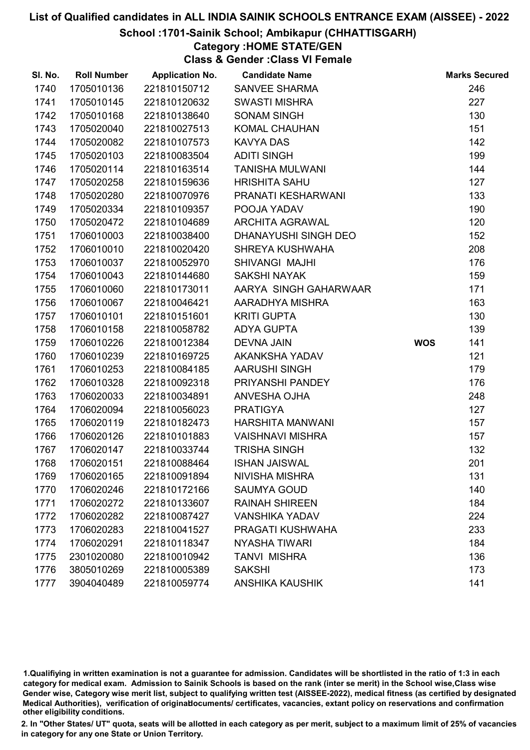# List of Qualified candidates in ALL INDIA SAINIK SCHOOLS ENTRANCE EXAM (AISSEE) - 2022

## School :1701-Sainik School; Ambikapur (CHHATTISGARH)

### Category :HOME STATE/GEN

### Class & Gender :Class VI Female

| Sl. No. | Roll Number | Application No. | Candidate Name | | Marks Secured |
|---|---|---|---|---|---|
| 1740 | 1705010136 | 221810150712 | SANVEE SHARMA | | 246 |
| 1741 | 1705010145 | 221810120632 | SWASTI MISHRA | | 227 |
| 1742 | 1705010168 | 221810138640 | SONAM SINGH | | 130 |
| 1743 | 1705020040 | 221810027513 | KOMAL CHAUHAN | | 151 |
| 1744 | 1705020082 | 221810107573 | KAVYA DAS | | 142 |
| 1745 | 1705020103 | 221810083504 | ADITI SINGH | | 199 |
| 1746 | 1705020114 | 221810163514 | TANISHA MULWANI | | 144 |
| 1747 | 1705020258 | 221810159636 | HRISHITA SAHU | | 127 |
| 1748 | 1705020280 | 221810070976 | PRANATI KESHARWANI | | 133 |
| 1749 | 1705020334 | 221810109357 | POOJA YADAV | | 190 |
| 1750 | 1705020472 | 221810104689 | ARCHITA AGRAWAL | | 120 |
| 1751 | 1706010003 | 221810038400 | DHANAYUSHI SINGH DEO | | 152 |
| 1752 | 1706010010 | 221810020420 | SHREYA KUSHWAHA | | 208 |
| 1753 | 1706010037 | 221810052970 | SHIVANGI MAJHI | | 176 |
| 1754 | 1706010043 | 221810144680 | SAKSHI NAYAK | | 159 |
| 1755 | 1706010060 | 221810173011 | AARYA SINGH GAHARWAAR | | 171 |
| 1756 | 1706010067 | 221810046421 | AARADHYA MISHRA | | 163 |
| 1757 | 1706010101 | 221810151601 | KRITI GUPTA | | 130 |
| 1758 | 1706010158 | 221810058782 | ADYA GUPTA | | 139 |
| 1759 | 1706010226 | 221810012384 | DEVNA JAIN | WOS | 141 |
| 1760 | 1706010239 | 221810169725 | AKANKSHA YADAV | | 121 |
| 1761 | 1706010253 | 221810084185 | AARUSHI SINGH | | 179 |
| 1762 | 1706010328 | 221810092318 | PRIYANSHI PANDEY | | 176 |
| 1763 | 1706020033 | 221810034891 | ANVESHA OJHA | | 248 |
| 1764 | 1706020094 | 221810056023 | PRATIGYA | | 127 |
| 1765 | 1706020119 | 221810182473 | HARSHITA MANWANI | | 157 |
| 1766 | 1706020126 | 221810101883 | VAISHNAVI MISHRA | | 157 |
| 1767 | 1706020147 | 221810033744 | TRISHA SINGH | | 132 |
| 1768 | 1706020151 | 221810088464 | ISHAN JAISWAL | | 201 |
| 1769 | 1706020165 | 221810091894 | NIVISHA MISHRA | | 131 |
| 1770 | 1706020246 | 221810172166 | SAUMYA GOUD | | 140 |
| 1771 | 1706020272 | 221810133607 | RAINAH SHIREEN | | 184 |
| 1772 | 1706020282 | 221810087427 | VANSHIKA YADAV | | 224 |
| 1773 | 1706020283 | 221810041527 | PRAGATI KUSHWAHA | | 233 |
| 1774 | 1706020291 | 221810118347 | NYASHA TIWARI | | 184 |
| 1775 | 2301020080 | 221810010942 | TANVI MISHRA | | 136 |
| 1776 | 3805010269 | 221810005389 | SAKSHI | | 173 |
| 1777 | 3904040489 | 221810059774 | ANSHIKA KAUSHIK | | 141 |

1.Qualifiying in written examination is not a guarantee for admission. Candidates will be shortlisted in the ratio of 1:3 in each category for medical exam. Admission to Sainik Schools is based on the rank (inter se merit) in the School wise,Class wise Gender wise, Category wise merit list, subject to qualifying written test (AISSEE-2022), medical fitness (as certified by designated Medical Authorities), verification of originaldocuments/ certificates, vacancies, extant policy on reservations and confirmation other eligibility conditions.

2. In "Other States/ UT" quota, seats will be allotted in each category as per merit, subject to a maximum limit of 25% of vacancies in category for any one State or Union Territory.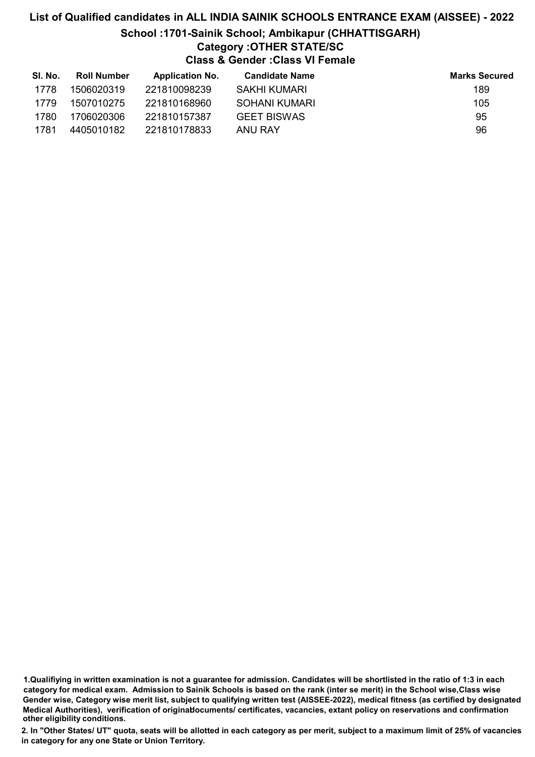# List of Qualified candidates in ALL INDIA SAINIK SCHOOLS ENTRANCE EXAM (AISSEE) - 2022

## School :1701-Sainik School; Ambikapur (CHHATTISGARH)

### Category :OTHER STATE/SC

### Class & Gender :Class VI Female

| Sl. No. | Roll Number | Application No. | Candidate Name | Marks Secured |
|---|---|---|---|---|
| 1778 | 1506020319 | 221810098239 | SAKHI KUMARI | 189 |
| 1779 | 1507010275 | 221810168960 | SOHANI KUMARI | 105 |
| 1780 | 1706020306 | 221810157387 | GEET BISWAS | 95 |
| 1781 | 4405010182 | 221810178833 | ANU RAY | 96 |

**1.Qualifiying in written examination is not a guarantee for admission. Candidates will be shortlisted in the ratio of 1:3 in each category for medical exam. Admission to Sainik Schools is based on the rank (inter se merit) in the School wise,Class wise Gender wise, Category wise merit list, subject to qualifying written test (AISSEE-2022), medical fitness (as certified by designated Medical Authorities), verification of originaldocuments/ certificates, vacancies, extant policy on reservations and confirmation other eligibility conditions.**

**2. In "Other States/ UT" quota, seats will be allotted in each category as per merit, subject to a maximum limit of 25% of vacancies in category for any one State or Union Territory.**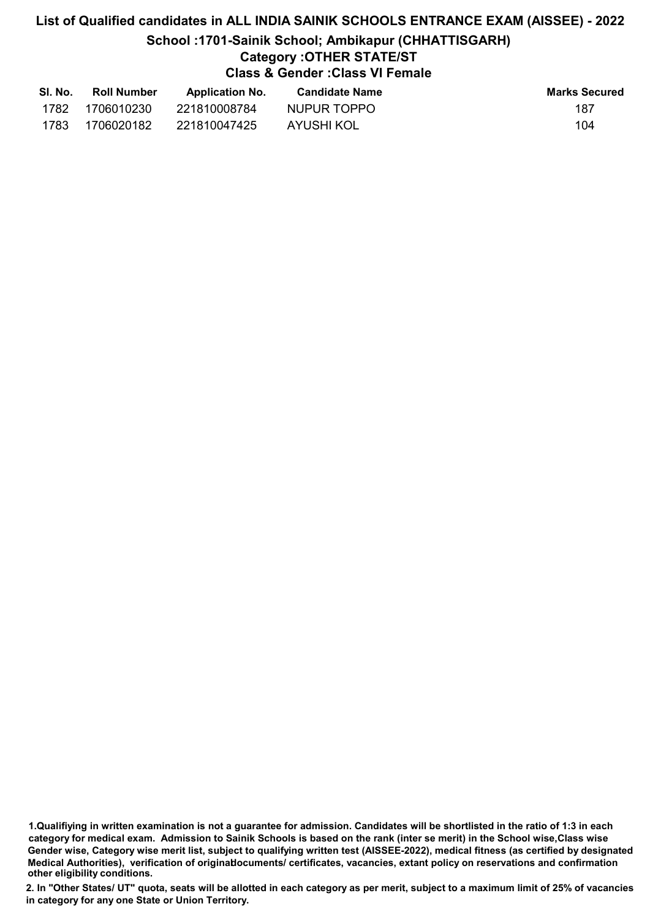# List of Qualified candidates in ALL INDIA SAINIK SCHOOLS ENTRANCE EXAM (AISSEE) - 2022

## School :1701-Sainik School; Ambikapur (CHHATTISGARH)

### Category :OTHER STATE/ST

### Class & Gender :Class VI Female

| Sl. No. | Roll Number | Application No. | Candidate Name | Marks Secured |
|---|---|---|---|---|
| 1782 | 1706010230 | 221810008784 | NUPUR TOPPO | 187 |
| 1783 | 1706020182 | 221810047425 | AYUSHI KOL | 104 |

1.Qualifiying in written examination is not a guarantee for admission. Candidates will be shortlisted in the ratio of 1:3 in each category for medical exam. Admission to Sainik Schools is based on the rank (inter se merit) in the School wise,Class wise Gender wise, Category wise merit list, subject to qualifying written test (AISSEE-2022), medical fitness (as certified by designated Medical Authorities), verification of originaldocuments/ certificates, vacancies, extant policy on reservations and confirmation other eligibility conditions.

2. In "Other States/ UT" quota, seats will be allotted in each category as per merit, subject to a maximum limit of 25% of vacancies in category for any one State or Union Territory.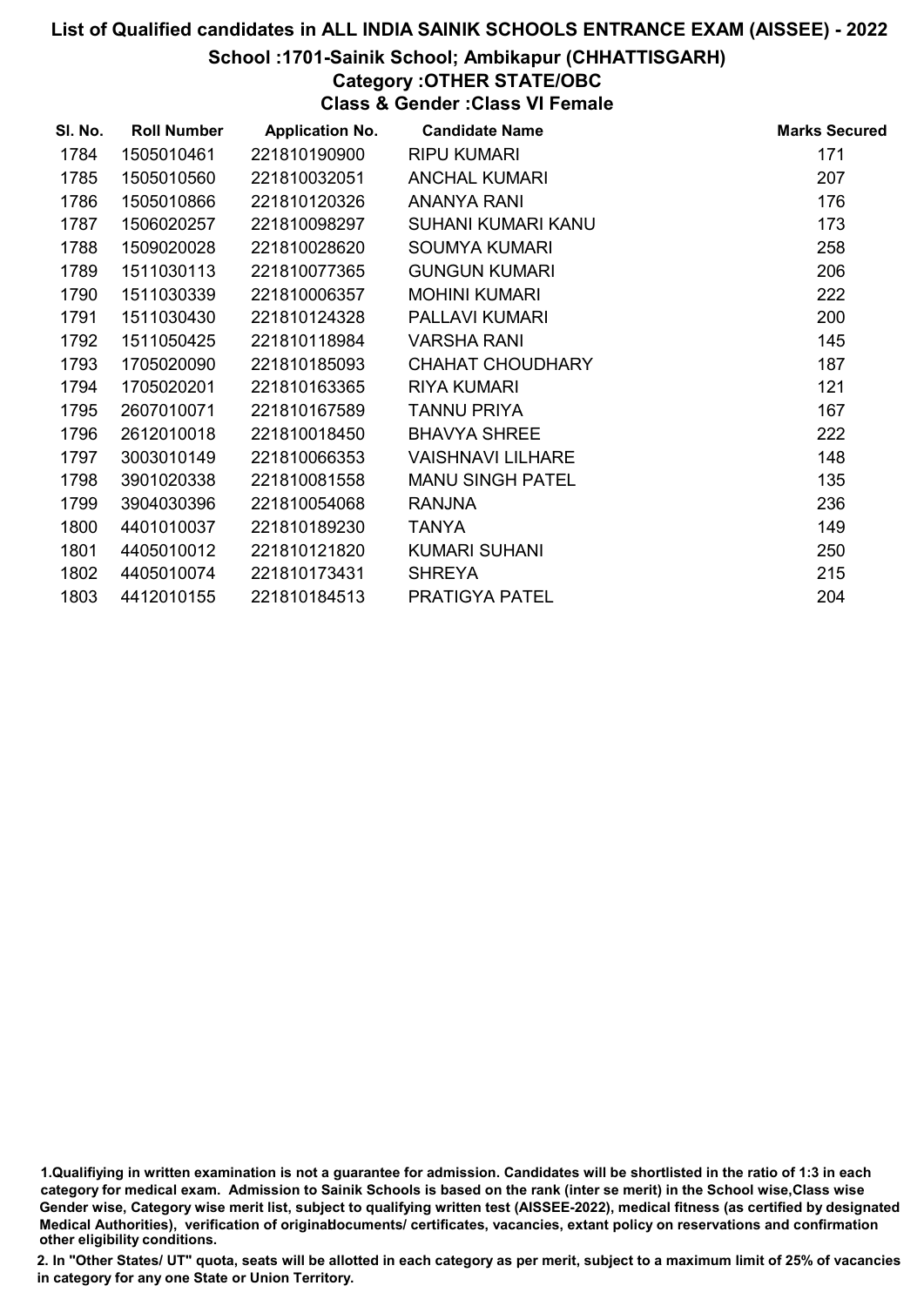# List of Qualified candidates in ALL INDIA SAINIK SCHOOLS ENTRANCE EXAM (AISSEE) - 2022

## School :1701-Sainik School; Ambikapur (CHHATTISGARH)

### Category :OTHER STATE/OBC

### Class & Gender :Class VI Female

| Sl. No. | Roll Number | Application No. | Candidate Name | Marks Secured |
|---|---|---|---|---|
| 1784 | 1505010461 | 221810190900 | RIPU KUMARI | 171 |
| 1785 | 1505010560 | 221810032051 | ANCHAL KUMARI | 207 |
| 1786 | 1505010866 | 221810120326 | ANANYA RANI | 176 |
| 1787 | 1506020257 | 221810098297 | SUHANI KUMARI KANU | 173 |
| 1788 | 1509020028 | 221810028620 | SOUMYA KUMARI | 258 |
| 1789 | 1511030113 | 221810077365 | GUNGUN KUMARI | 206 |
| 1790 | 1511030339 | 221810006357 | MOHINI KUMARI | 222 |
| 1791 | 1511030430 | 221810124328 | PALLAVI KUMARI | 200 |
| 1792 | 1511050425 | 221810118984 | VARSHA RANI | 145 |
| 1793 | 1705020090 | 221810185093 | CHAHAT CHOUDHARY | 187 |
| 1794 | 1705020201 | 221810163365 | RIYA KUMARI | 121 |
| 1795 | 2607010071 | 221810167589 | TANNU PRIYA | 167 |
| 1796 | 2612010018 | 221810018450 | BHAVYA SHREE | 222 |
| 1797 | 3003010149 | 221810066353 | VAISHNAVI LILHARE | 148 |
| 1798 | 3901020338 | 221810081558 | MANU SINGH PATEL | 135 |
| 1799 | 3904030396 | 221810054068 | RANJNA | 236 |
| 1800 | 4401010037 | 221810189230 | TANYA | 149 |
| 1801 | 4405010012 | 221810121820 | KUMARI SUHANI | 250 |
| 1802 | 4405010074 | 221810173431 | SHREYA | 215 |
| 1803 | 4412010155 | 221810184513 | PRATIGYA PATEL | 204 |

1.Qualifiying in written examination is not a guarantee for admission. Candidates will be shortlisted in the ratio of 1:3 in each category for medical exam. Admission to Sainik Schools is based on the rank (inter se merit) in the School wise,Class wise Gender wise, Category wise merit list, subject to qualifying written test (AISSEE-2022), medical fitness (as certified by designated Medical Authorities), verification of originaldocuments/ certificates, vacancies, extant policy on reservations and confirmation other eligibility conditions.

2. In "Other States/ UT" quota, seats will be allotted in each category as per merit, subject to a maximum limit of 25% of vacancies in category for any one State or Union Territory.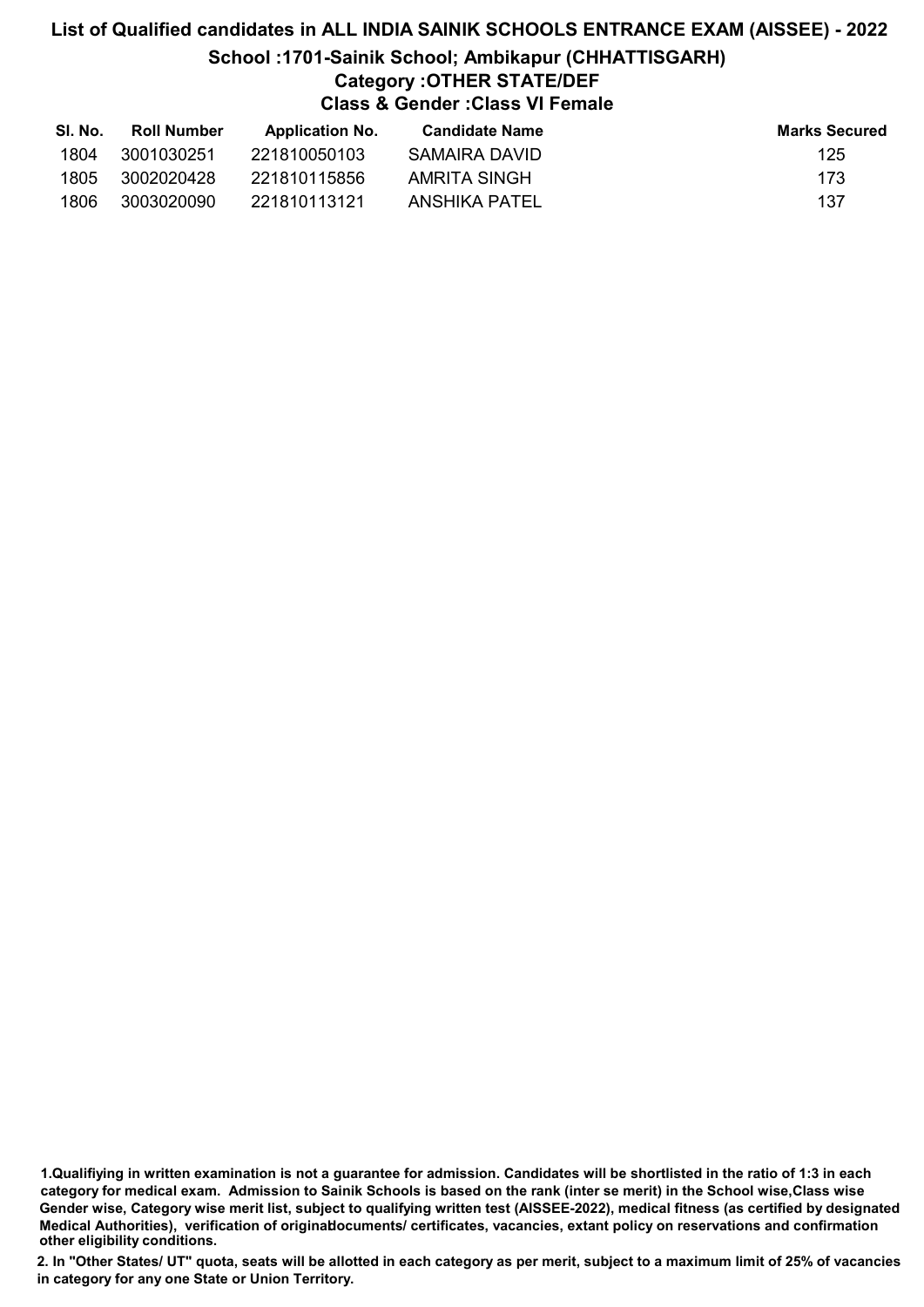# List of Qualified candidates in ALL INDIA SAINIK SCHOOLS ENTRANCE EXAM (AISSEE) - 2022

## School :1701-Sainik School; Ambikapur (CHHATTISGARH)

### Category :OTHER STATE/DEF

### Class & Gender :Class VI Female

| Sl. No. | Roll Number | Application No. | Candidate Name | Marks Secured |
|---|---|---|---|---|
| 1804 | 3001030251 | 221810050103 | SAMAIRA DAVID | 125 |
| 1805 | 3002020428 | 221810115856 | AMRITA SINGH | 173 |
| 1806 | 3003020090 | 221810113121 | ANSHIKA PATEL | 137 |

**1.Qualifiying in written examination is not a guarantee for admission. Candidates will be shortlisted in the ratio of 1:3 in each category for medical exam. Admission to Sainik Schools is based on the rank (inter se merit) in the School wise,Class wise Gender wise, Category wise merit list, subject to qualifying written test (AISSEE-2022), medical fitness (as certified by designated Medical Authorities), verification of originaldocuments/ certificates, vacancies, extant policy on reservations and confirmation other eligibility conditions.**

**2. In "Other States/ UT" quota, seats will be allotted in each category as per merit, subject to a maximum limit of 25% of vacancies in category for any one State or Union Territory.**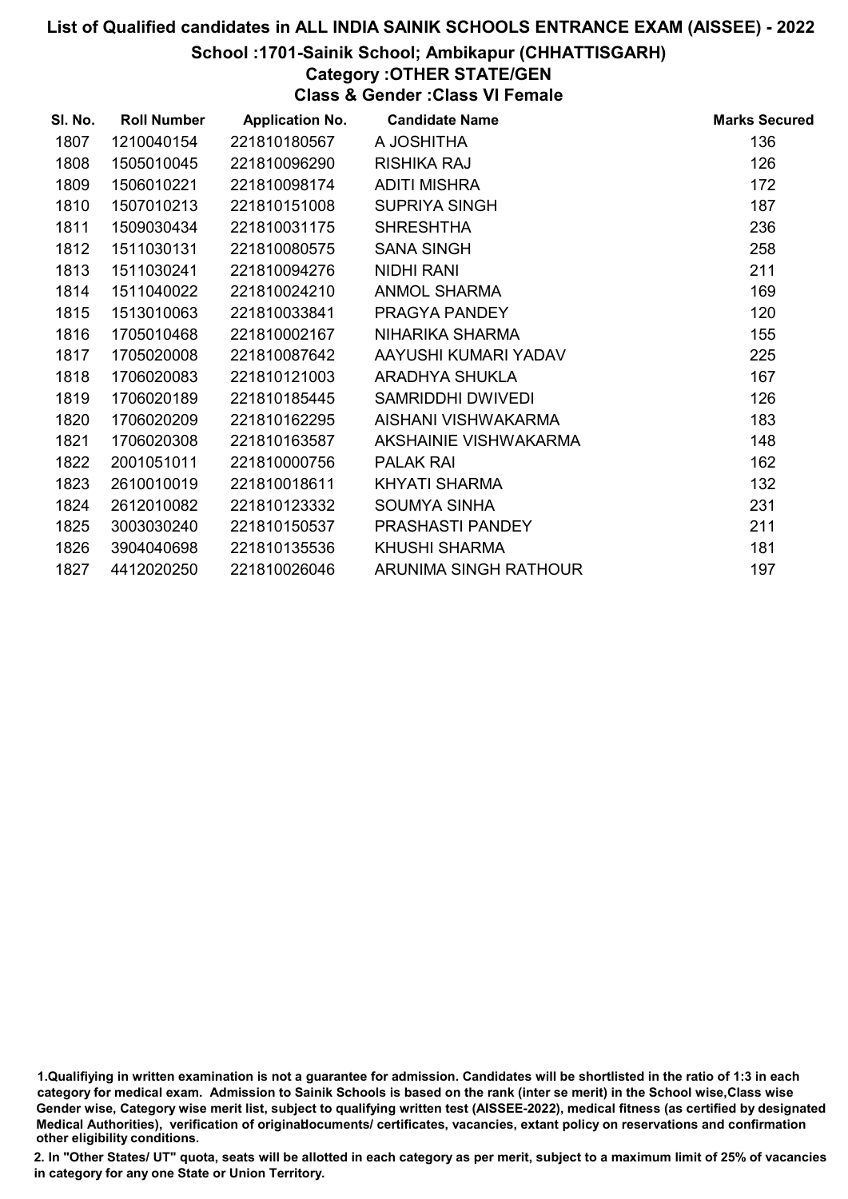# List of Qualified candidates in ALL INDIA SAINIK SCHOOLS ENTRANCE EXAM (AISSEE) - 2022

## School :1701-Sainik School; Ambikapur (CHHATTISGARH)

### Category :OTHER STATE/GEN

### Class & Gender :Class VI Female

| Sl. No. | Roll Number | Application No. | Candidate Name | Marks Secured |
|---|---|---|---|---|
| 1807 | 1210040154 | 221810180567 | A JOSHITHA | 136 |
| 1808 | 1505010045 | 221810096290 | RISHIKA RAJ | 126 |
| 1809 | 1506010221 | 221810098174 | ADITI MISHRA | 172 |
| 1810 | 1507010213 | 221810151008 | SUPRIYA SINGH | 187 |
| 1811 | 1509030434 | 221810031175 | SHRESHTHA | 236 |
| 1812 | 1511030131 | 221810080575 | SANA SINGH | 258 |
| 1813 | 1511030241 | 221810094276 | NIDHI RANI | 211 |
| 1814 | 1511040022 | 221810024210 | ANMOL SHARMA | 169 |
| 1815 | 1513010063 | 221810033841 | PRAGYA PANDEY | 120 |
| 1816 | 1705010468 | 221810002167 | NIHARIKA SHARMA | 155 |
| 1817 | 1705020008 | 221810087642 | AAYUSHI KUMARI YADAV | 225 |
| 1818 | 1706020083 | 221810121003 | ARADHYA SHUKLA | 167 |
| 1819 | 1706020189 | 221810185445 | SAMRIDDHI DWIVEDI | 126 |
| 1820 | 1706020209 | 221810162295 | AISHANI VISHWAKARMA | 183 |
| 1821 | 1706020308 | 221810163587 | AKSHAINIE VISHWAKARMA | 148 |
| 1822 | 2001051011 | 221810000756 | PALAK RAI | 162 |
| 1823 | 2610010019 | 221810018611 | KHYATI SHARMA | 132 |
| 1824 | 2612010082 | 221810123332 | SOUMYA SINHA | 231 |
| 1825 | 3003030240 | 221810150537 | PRASHASTI PANDEY | 211 |
| 1826 | 3904040698 | 221810135536 | KHUSHI SHARMA | 181 |
| 1827 | 4412020250 | 221810026046 | ARUNIMA SINGH RATHOUR | 197 |

1.Qualifiying in written examination is not a guarantee for admission. Candidates will be shortlisted in the ratio of 1:3 in each category for medical exam. Admission to Sainik Schools is based on the rank (inter se merit) in the School wise,Class wise Gender wise, Category wise merit list, subject to qualifying written test (AISSEE-2022), medical fitness (as certified by designated Medical Authorities), verification of originaldocuments/ certificates, vacancies, extant policy on reservations and confirmation other eligibility conditions.

2. In "Other States/ UT" quota, seats will be allotted in each category as per merit, subject to a maximum limit of 25% of vacancies in category for any one State or Union Territory.